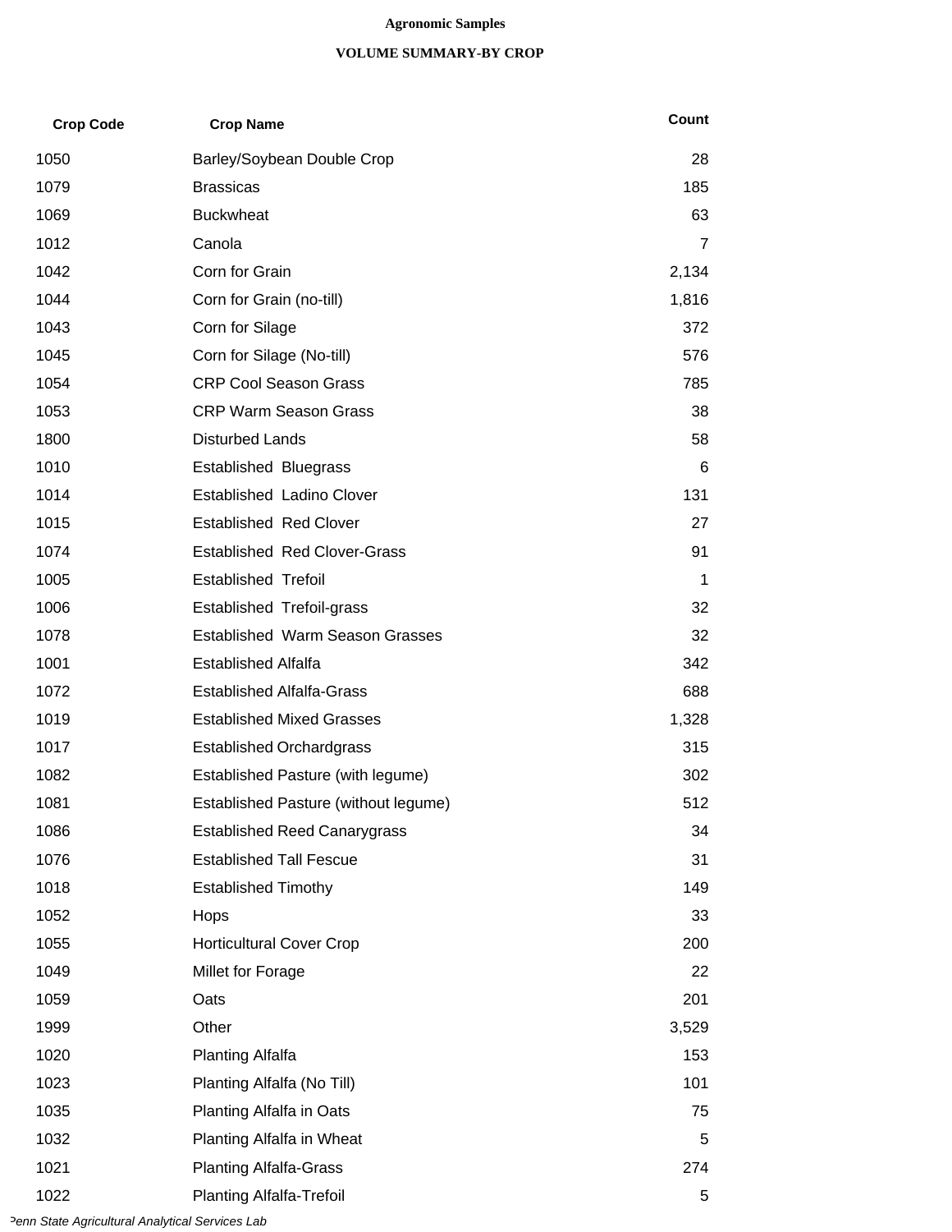# Agronomic Samples

## VOLUME SUMMARY-BY CROP

| Crop Code | Crop Name | Count |
|---|---|---|
| 1050 | Barley/Soybean Double Crop | 28 |
| 1079 | Brassicas | 185 |
| 1069 | Buckwheat | 63 |
| 1012 | Canola | 7 |
| 1042 | Corn for Grain | 2,134 |
| 1044 | Corn for Grain (no-till) | 1,816 |
| 1043 | Corn for Silage | 372 |
| 1045 | Corn for Silage (No-till) | 576 |
| 1054 | CRP Cool Season Grass | 785 |
| 1053 | CRP Warm Season Grass | 38 |
| 1800 | Disturbed Lands | 58 |
| 1010 | Established Bluegrass | 6 |
| 1014 | Established Ladino Clover | 131 |
| 1015 | Established Red Clover | 27 |
| 1074 | Established Red Clover-Grass | 91 |
| 1005 | Established Trefoil | 1 |
| 1006 | Established Trefoil-grass | 32 |
| 1078 | Established Warm Season Grasses | 32 |
| 1001 | Established Alfalfa | 342 |
| 1072 | Established Alfalfa-Grass | 688 |
| 1019 | Established Mixed Grasses | 1,328 |
| 1017 | Established Orchardgrass | 315 |
| 1082 | Established Pasture (with legume) | 302 |
| 1081 | Established Pasture (without legume) | 512 |
| 1086 | Established Reed Canarygrass | 34 |
| 1076 | Established Tall Fescue | 31 |
| 1018 | Established Timothy | 149 |
| 1052 | Hops | 33 |
| 1055 | Horticultural Cover Crop | 200 |
| 1049 | Millet for Forage | 22 |
| 1059 | Oats | 201 |
| 1999 | Other | 3,529 |
| 1020 | Planting Alfalfa | 153 |
| 1023 | Planting Alfalfa (No Till) | 101 |
| 1035 | Planting Alfalfa in Oats | 75 |
| 1032 | Planting Alfalfa in Wheat | 5 |
| 1021 | Planting Alfalfa-Grass | 274 |
| 1022 | Planting Alfalfa-Trefoil | 5 |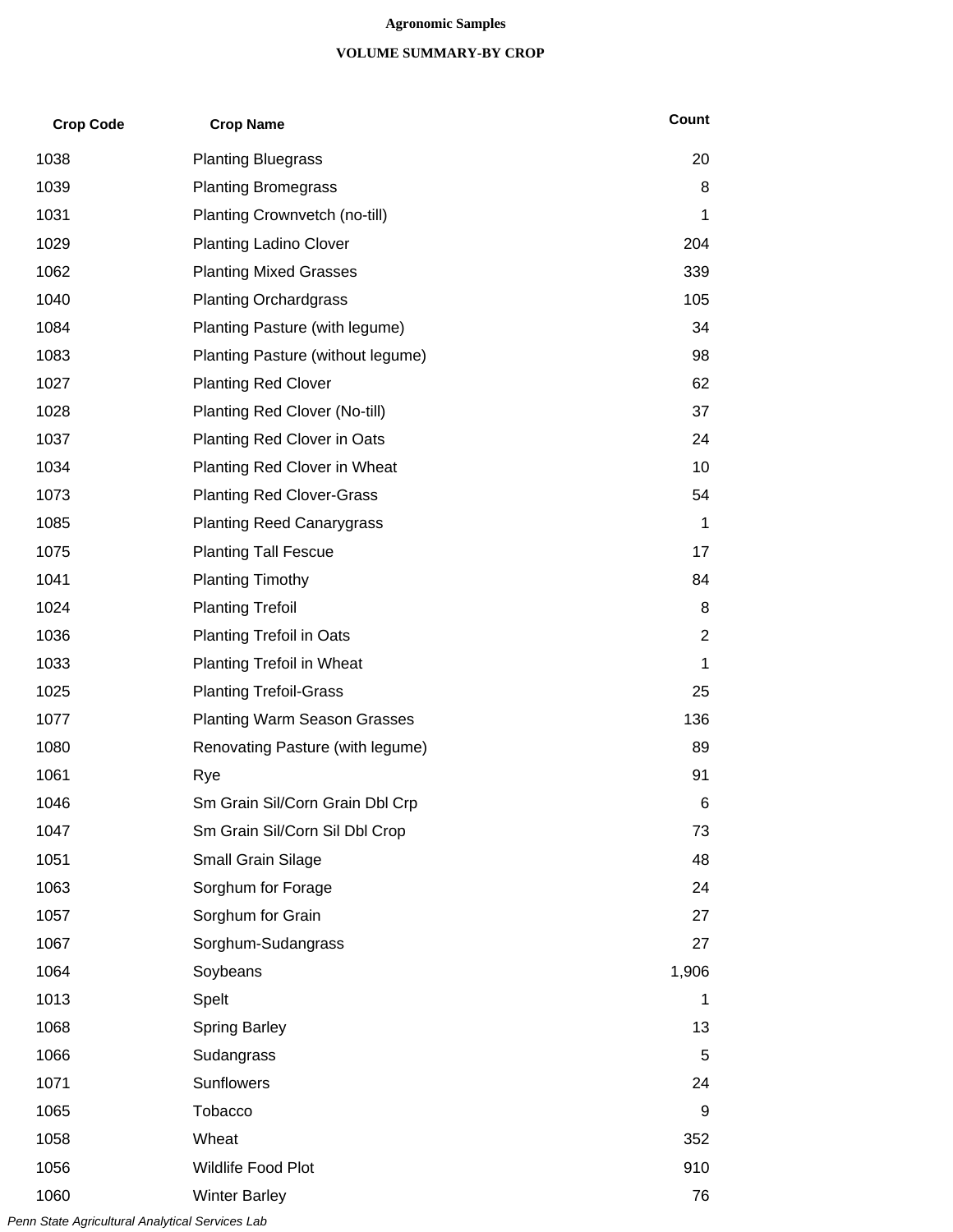**Agronomic Samples**

**VOLUME SUMMARY-BY CROP**

| Crop Code | Crop Name | Count |
|---|---|---|
| 1038 | Planting Bluegrass | 20 |
| 1039 | Planting Bromegrass | 8 |
| 1031 | Planting Crownvetch (no-till) | 1 |
| 1029 | Planting Ladino Clover | 204 |
| 1062 | Planting Mixed Grasses | 339 |
| 1040 | Planting Orchardgrass | 105 |
| 1084 | Planting Pasture (with legume) | 34 |
| 1083 | Planting Pasture (without legume) | 98 |
| 1027 | Planting Red Clover | 62 |
| 1028 | Planting Red Clover (No-till) | 37 |
| 1037 | Planting Red Clover in Oats | 24 |
| 1034 | Planting Red Clover in Wheat | 10 |
| 1073 | Planting Red Clover-Grass | 54 |
| 1085 | Planting Reed Canarygrass | 1 |
| 1075 | Planting Tall Fescue | 17 |
| 1041 | Planting Timothy | 84 |
| 1024 | Planting Trefoil | 8 |
| 1036 | Planting Trefoil in Oats | 2 |
| 1033 | Planting Trefoil in Wheat | 1 |
| 1025 | Planting Trefoil-Grass | 25 |
| 1077 | Planting Warm Season Grasses | 136 |
| 1080 | Renovating Pasture (with legume) | 89 |
| 1061 | Rye | 91 |
| 1046 | Sm Grain Sil/Corn Grain Dbl Crp | 6 |
| 1047 | Sm Grain Sil/Corn Sil Dbl Crop | 73 |
| 1051 | Small Grain Silage | 48 |
| 1063 | Sorghum for Forage | 24 |
| 1057 | Sorghum for Grain | 27 |
| 1067 | Sorghum-Sudangrass | 27 |
| 1064 | Soybeans | 1,906 |
| 1013 | Spelt | 1 |
| 1068 | Spring Barley | 13 |
| 1066 | Sudangrass | 5 |
| 1071 | Sunflowers | 24 |
| 1065 | Tobacco | 9 |
| 1058 | Wheat | 352 |
| 1056 | Wildlife Food Plot | 910 |
| 1060 | Winter Barley | 76 |

*Penn State Agricultural Analytical Services Lab*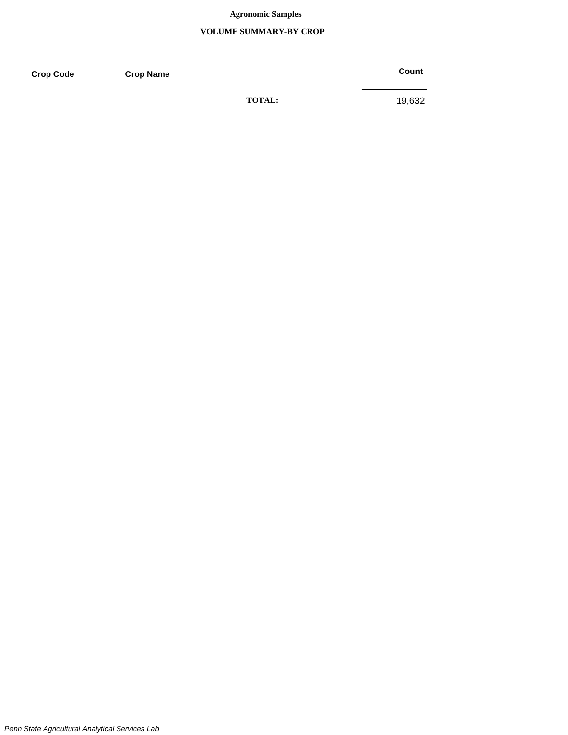**Agronomic Samples**

**VOLUME SUMMARY-BY CROP**

| Crop Code | Crop Name | | Count |
|---|---|---|---|
| | | **TOTAL:** | 19,632 |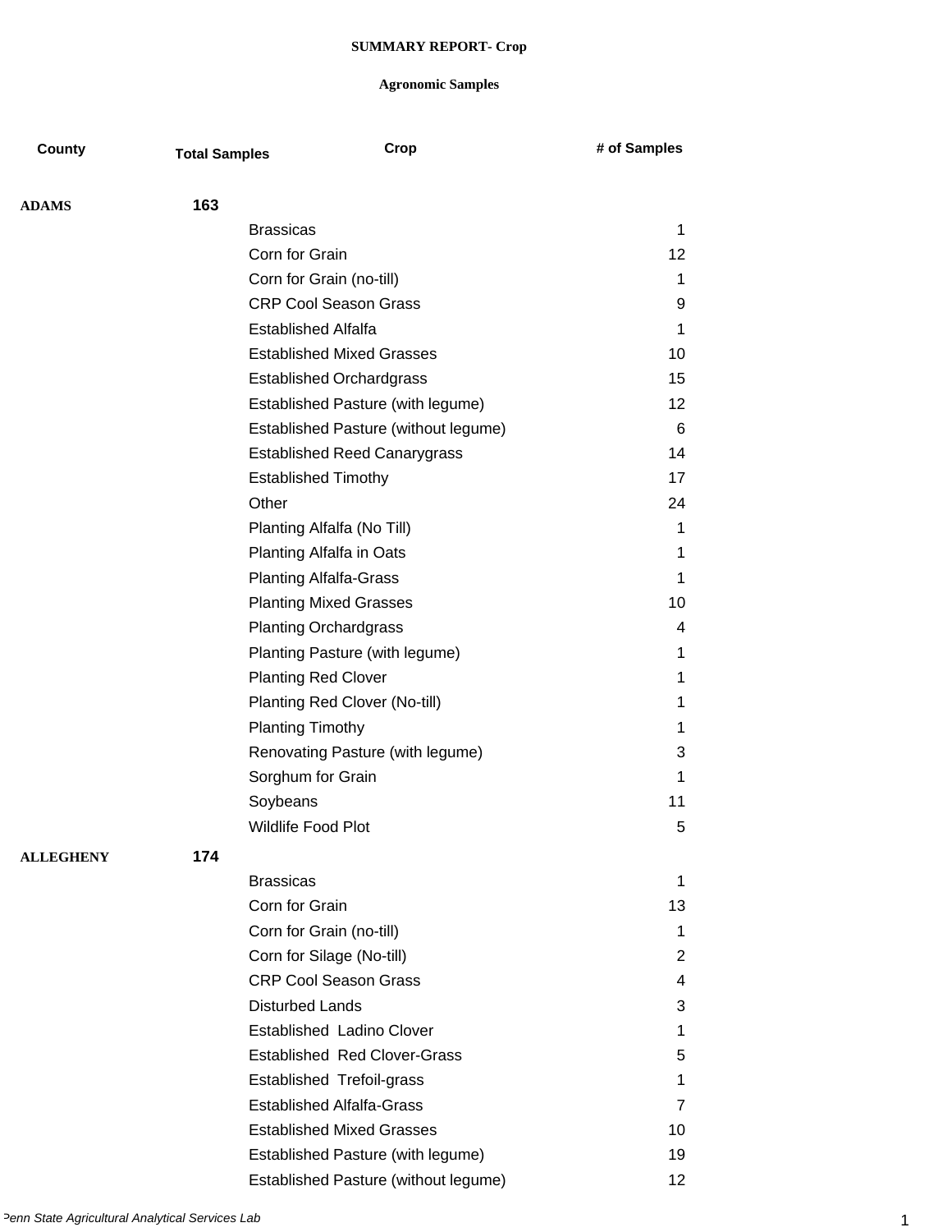# SUMMARY REPORT- Crop

## Agronomic Samples

| County | Total Samples | Crop | # of Samples |
|---|---|---|---|
| **ADAMS** | **163** | | |
| | | Brassicas | 1 |
| | | Corn for Grain | 12 |
| | | Corn for Grain (no-till) | 1 |
| | | CRP Cool Season Grass | 9 |
| | | Established Alfalfa | 1 |
| | | Established Mixed Grasses | 10 |
| | | Established Orchardgrass | 15 |
| | | Established Pasture (with legume) | 12 |
| | | Established Pasture (without legume) | 6 |
| | | Established Reed Canarygrass | 14 |
| | | Established Timothy | 17 |
| | | Other | 24 |
| | | Planting Alfalfa (No Till) | 1 |
| | | Planting Alfalfa in Oats | 1 |
| | | Planting Alfalfa-Grass | 1 |
| | | Planting Mixed Grasses | 10 |
| | | Planting Orchardgrass | 4 |
| | | Planting Pasture (with legume) | 1 |
| | | Planting Red Clover | 1 |
| | | Planting Red Clover (No-till) | 1 |
| | | Planting Timothy | 1 |
| | | Renovating Pasture (with legume) | 3 |
| | | Sorghum for Grain | 1 |
| | | Soybeans | 11 |
| | | Wildlife Food Plot | 5 |
| **ALLEGHENY** | **174** | | |
| | | Brassicas | 1 |
| | | Corn for Grain | 13 |
| | | Corn for Grain (no-till) | 1 |
| | | Corn for Silage (No-till) | 2 |
| | | CRP Cool Season Grass | 4 |
| | | Disturbed Lands | 3 |
| | | Established Ladino Clover | 1 |
| | | Established Red Clover-Grass | 5 |
| | | Established Trefoil-grass | 1 |
| | | Established Alfalfa-Grass | 7 |
| | | Established Mixed Grasses | 10 |
| | | Established Pasture (with legume) | 19 |
| | | Established Pasture (without legume) | 12 |

*Penn State Agricultural Analytical Services Lab*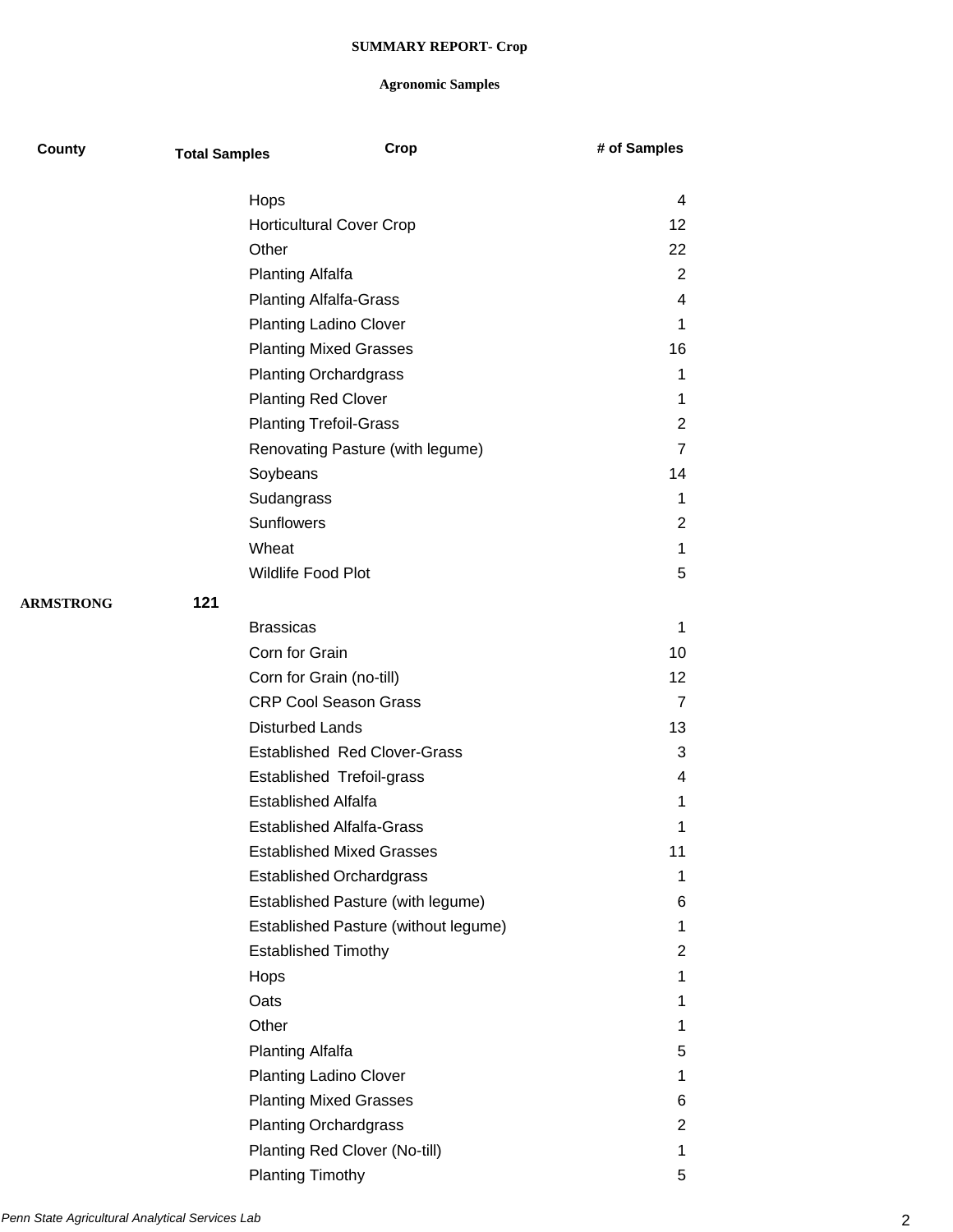**SUMMARY REPORT- Crop**

**Agronomic Samples**

| County | Total Samples | Crop | # of Samples |
|---|---|---|---|
| | | Hops | 4 |
| | | Horticultural Cover Crop | 12 |
| | | Other | 22 |
| | | Planting Alfalfa | 2 |
| | | Planting Alfalfa-Grass | 4 |
| | | Planting Ladino Clover | 1 |
| | | Planting Mixed Grasses | 16 |
| | | Planting Orchardgrass | 1 |
| | | Planting Red Clover | 1 |
| | | Planting Trefoil-Grass | 2 |
| | | Renovating Pasture (with legume) | 7 |
| | | Soybeans | 14 |
| | | Sudangrass | 1 |
| | | Sunflowers | 2 |
| | | Wheat | 1 |
| | | Wildlife Food Plot | 5 |
| **ARMSTRONG** | **121** | | |
| | | Brassicas | 1 |
| | | Corn for Grain | 10 |
| | | Corn for Grain (no-till) | 12 |
| | | CRP Cool Season Grass | 7 |
| | | Disturbed Lands | 13 |
| | | Established  Red Clover-Grass | 3 |
| | | Established  Trefoil-grass | 4 |
| | | Established Alfalfa | 1 |
| | | Established Alfalfa-Grass | 1 |
| | | Established Mixed Grasses | 11 |
| | | Established Orchardgrass | 1 |
| | | Established Pasture (with legume) | 6 |
| | | Established Pasture (without legume) | 1 |
| | | Established Timothy | 2 |
| | | Hops | 1 |
| | | Oats | 1 |
| | | Other | 1 |
| | | Planting Alfalfa | 5 |
| | | Planting Ladino Clover | 1 |
| | | Planting Mixed Grasses | 6 |
| | | Planting Orchardgrass | 2 |
| | | Planting Red Clover (No-till) | 1 |
| | | Planting Timothy | 5 |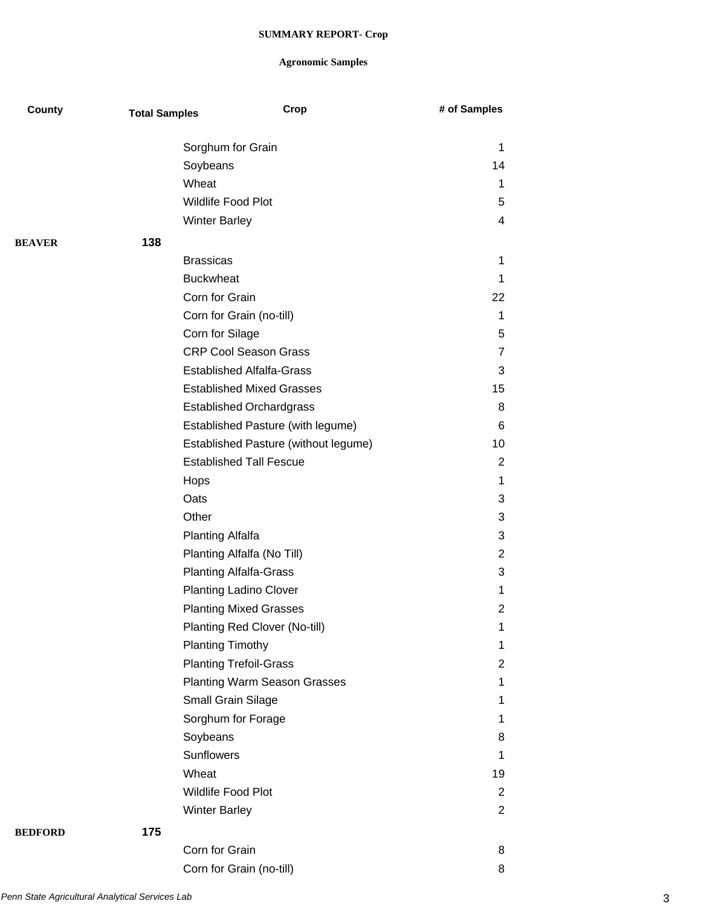**SUMMARY REPORT- Crop**

**Agronomic Samples**

| County | Total Samples | Crop | # of Samples |
|---|---|---|---|
| | | Sorghum for Grain | 1 |
| | | Soybeans | 14 |
| | | Wheat | 1 |
| | | Wildlife Food Plot | 5 |
| | | Winter Barley | 4 |
| **BEAVER** | **138** | | |
| | | Brassicas | 1 |
| | | Buckwheat | 1 |
| | | Corn for Grain | 22 |
| | | Corn for Grain (no-till) | 1 |
| | | Corn for Silage | 5 |
| | | CRP Cool Season Grass | 7 |
| | | Established Alfalfa-Grass | 3 |
| | | Established Mixed Grasses | 15 |
| | | Established Orchardgrass | 8 |
| | | Established Pasture (with legume) | 6 |
| | | Established Pasture (without legume) | 10 |
| | | Established Tall Fescue | 2 |
| | | Hops | 1 |
| | | Oats | 3 |
| | | Other | 3 |
| | | Planting Alfalfa | 3 |
| | | Planting Alfalfa (No Till) | 2 |
| | | Planting Alfalfa-Grass | 3 |
| | | Planting Ladino Clover | 1 |
| | | Planting Mixed Grasses | 2 |
| | | Planting Red Clover (No-till) | 1 |
| | | Planting Timothy | 1 |
| | | Planting Trefoil-Grass | 2 |
| | | Planting Warm Season Grasses | 1 |
| | | Small Grain Silage | 1 |
| | | Sorghum for Forage | 1 |
| | | Soybeans | 8 |
| | | Sunflowers | 1 |
| | | Wheat | 19 |
| | | Wildlife Food Plot | 2 |
| | | Winter Barley | 2 |
| **BEDFORD** | **175** | | |
| | | Corn for Grain | 8 |
| | | Corn for Grain (no-till) | 8 |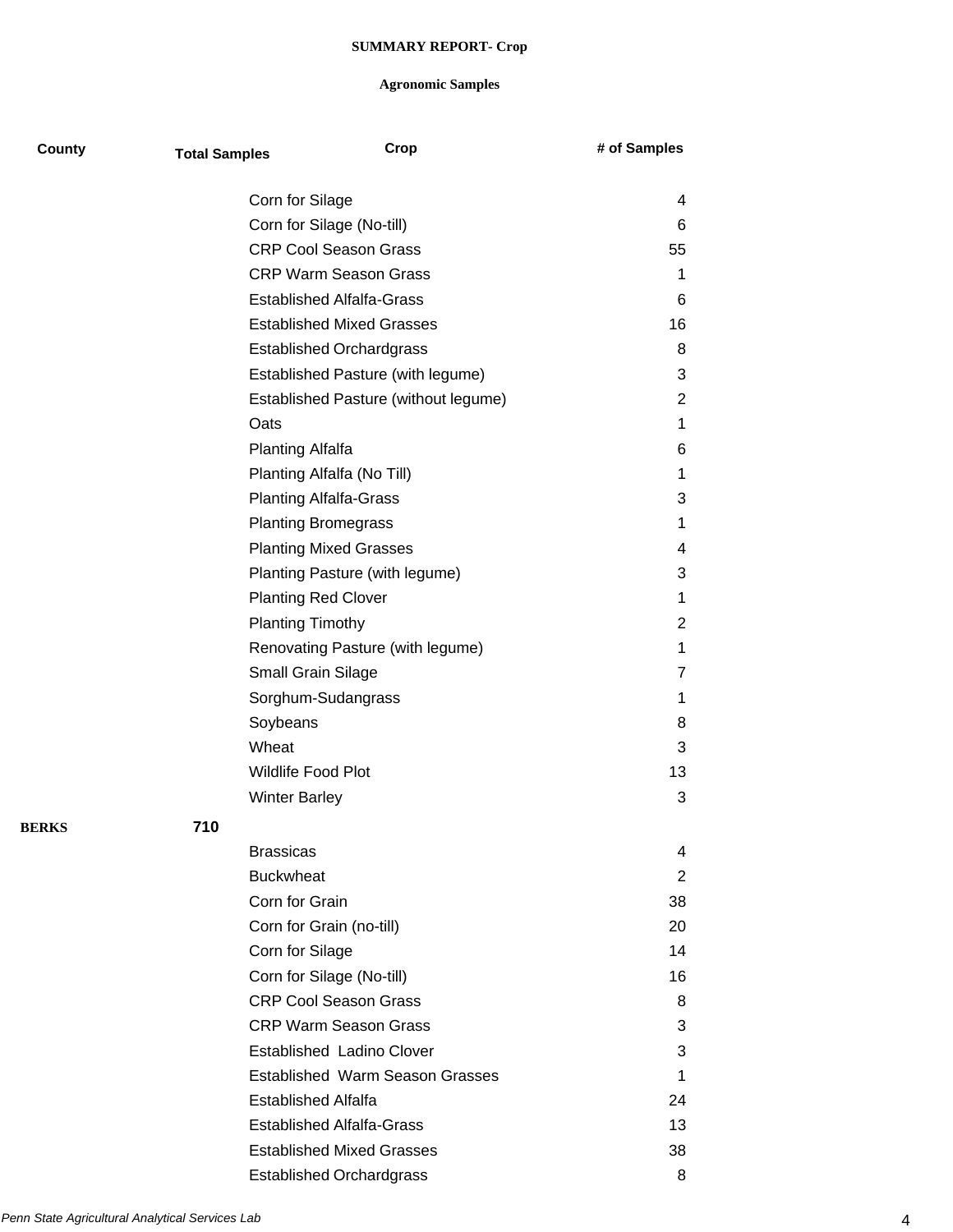**SUMMARY REPORT- Crop**

**Agronomic Samples**

| County | Total Samples | Crop | # of Samples |
|---|---|---|---|
| | | Corn for Silage | 4 |
| | | Corn for Silage (No-till) | 6 |
| | | CRP Cool Season Grass | 55 |
| | | CRP Warm Season Grass | 1 |
| | | Established Alfalfa-Grass | 6 |
| | | Established Mixed Grasses | 16 |
| | | Established Orchardgrass | 8 |
| | | Established Pasture (with legume) | 3 |
| | | Established Pasture (without legume) | 2 |
| | | Oats | 1 |
| | | Planting Alfalfa | 6 |
| | | Planting Alfalfa (No Till) | 1 |
| | | Planting Alfalfa-Grass | 3 |
| | | Planting Bromegrass | 1 |
| | | Planting Mixed Grasses | 4 |
| | | Planting Pasture (with legume) | 3 |
| | | Planting Red Clover | 1 |
| | | Planting Timothy | 2 |
| | | Renovating Pasture (with legume) | 1 |
| | | Small Grain Silage | 7 |
| | | Sorghum-Sudangrass | 1 |
| | | Soybeans | 8 |
| | | Wheat | 3 |
| | | Wildlife Food Plot | 13 |
| | | Winter Barley | 3 |
| **BERKS** | **710** | | |
| | | Brassicas | 4 |
| | | Buckwheat | 2 |
| | | Corn for Grain | 38 |
| | | Corn for Grain (no-till) | 20 |
| | | Corn for Silage | 14 |
| | | Corn for Silage (No-till) | 16 |
| | | CRP Cool Season Grass | 8 |
| | | CRP Warm Season Grass | 3 |
| | | Established Ladino Clover | 3 |
| | | Established Warm Season Grasses | 1 |
| | | Established Alfalfa | 24 |
| | | Established Alfalfa-Grass | 13 |
| | | Established Mixed Grasses | 38 |
| | | Established Orchardgrass | 8 |

*Penn State Agricultural Analytical Services Lab*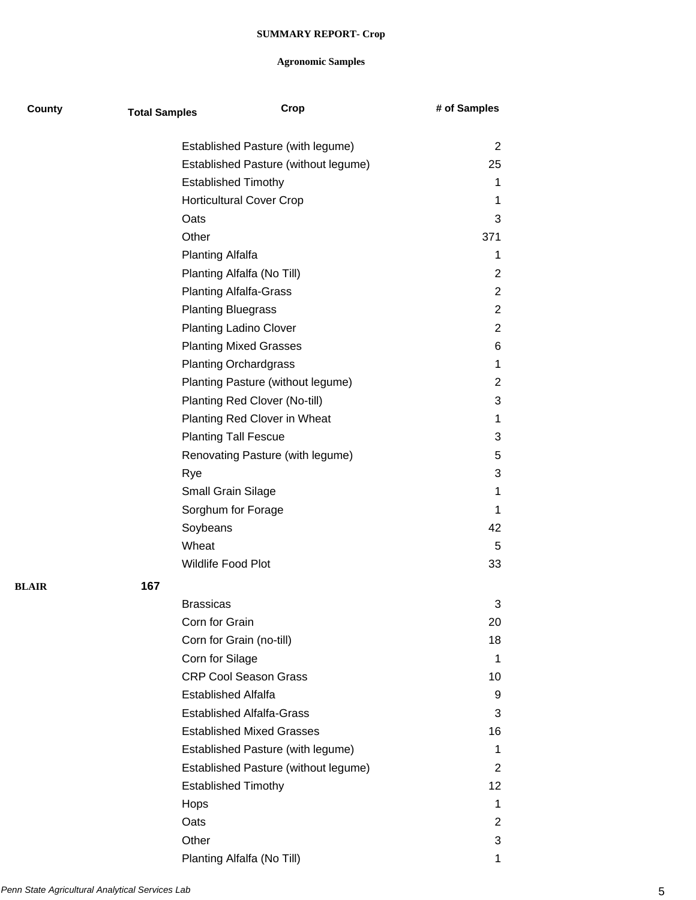**SUMMARY REPORT- Crop**

**Agronomic Samples**

| County | Total Samples | Crop | # of Samples |
|---|---|---|---|
| | | Established Pasture (with legume) | 2 |
| | | Established Pasture (without legume) | 25 |
| | | Established Timothy | 1 |
| | | Horticultural Cover Crop | 1 |
| | | Oats | 3 |
| | | Other | 371 |
| | | Planting Alfalfa | 1 |
| | | Planting Alfalfa (No Till) | 2 |
| | | Planting Alfalfa-Grass | 2 |
| | | Planting Bluegrass | 2 |
| | | Planting Ladino Clover | 2 |
| | | Planting Mixed Grasses | 6 |
| | | Planting Orchardgrass | 1 |
| | | Planting Pasture (without legume) | 2 |
| | | Planting Red Clover (No-till) | 3 |
| | | Planting Red Clover in Wheat | 1 |
| | | Planting Tall Fescue | 3 |
| | | Renovating Pasture (with legume) | 5 |
| | | Rye | 3 |
| | | Small Grain Silage | 1 |
| | | Sorghum for Forage | 1 |
| | | Soybeans | 42 |
| | | Wheat | 5 |
| | | Wildlife Food Plot | 33 |
| **BLAIR** | **167** | | |
| | | Brassicas | 3 |
| | | Corn for Grain | 20 |
| | | Corn for Grain (no-till) | 18 |
| | | Corn for Silage | 1 |
| | | CRP Cool Season Grass | 10 |
| | | Established Alfalfa | 9 |
| | | Established Alfalfa-Grass | 3 |
| | | Established Mixed Grasses | 16 |
| | | Established Pasture (with legume) | 1 |
| | | Established Pasture (without legume) | 2 |
| | | Established Timothy | 12 |
| | | Hops | 1 |
| | | Oats | 2 |
| | | Other | 3 |
| | | Planting Alfalfa (No Till) | 1 |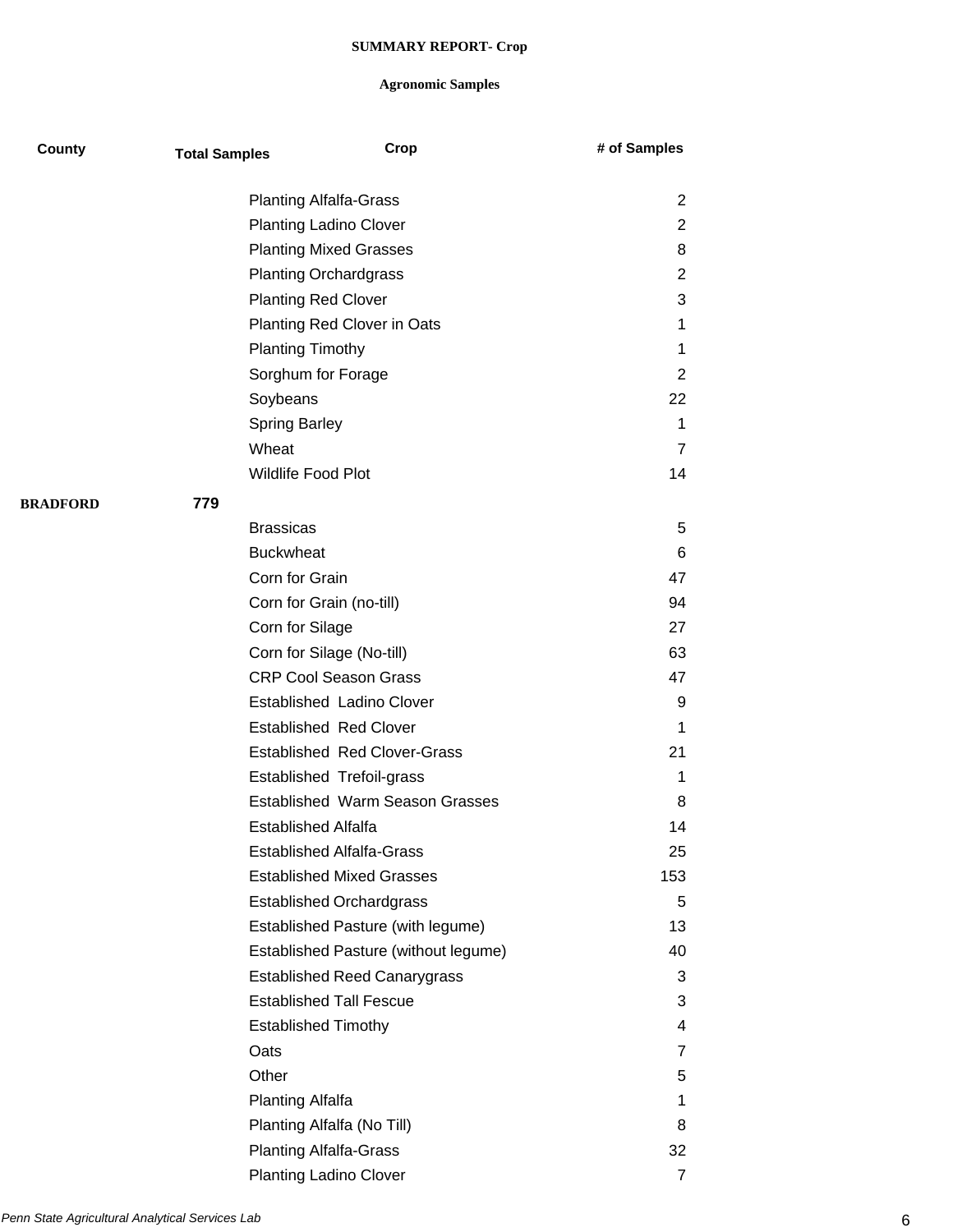**SUMMARY REPORT- Crop**

**Agronomic Samples**

| County | Total Samples | Crop | # of Samples |
|---|---|---|---|
| | | Planting Alfalfa-Grass | 2 |
| | | Planting Ladino Clover | 2 |
| | | Planting Mixed Grasses | 8 |
| | | Planting Orchardgrass | 2 |
| | | Planting Red Clover | 3 |
| | | Planting Red Clover in Oats | 1 |
| | | Planting Timothy | 1 |
| | | Sorghum for Forage | 2 |
| | | Soybeans | 22 |
| | | Spring Barley | 1 |
| | | Wheat | 7 |
| | | Wildlife Food Plot | 14 |
| **BRADFORD** | **779** | | |
| | | Brassicas | 5 |
| | | Buckwheat | 6 |
| | | Corn for Grain | 47 |
| | | Corn for Grain (no-till) | 94 |
| | | Corn for Silage | 27 |
| | | Corn for Silage (No-till) | 63 |
| | | CRP Cool Season Grass | 47 |
| | | Established  Ladino Clover | 9 |
| | | Established  Red Clover | 1 |
| | | Established  Red Clover-Grass | 21 |
| | | Established  Trefoil-grass | 1 |
| | | Established  Warm Season Grasses | 8 |
| | | Established Alfalfa | 14 |
| | | Established Alfalfa-Grass | 25 |
| | | Established Mixed Grasses | 153 |
| | | Established Orchardgrass | 5 |
| | | Established Pasture (with legume) | 13 |
| | | Established Pasture (without legume) | 40 |
| | | Established Reed Canarygrass | 3 |
| | | Established Tall Fescue | 3 |
| | | Established Timothy | 4 |
| | | Oats | 7 |
| | | Other | 5 |
| | | Planting Alfalfa | 1 |
| | | Planting Alfalfa (No Till) | 8 |
| | | Planting Alfalfa-Grass | 32 |
| | | Planting Ladino Clover | 7 |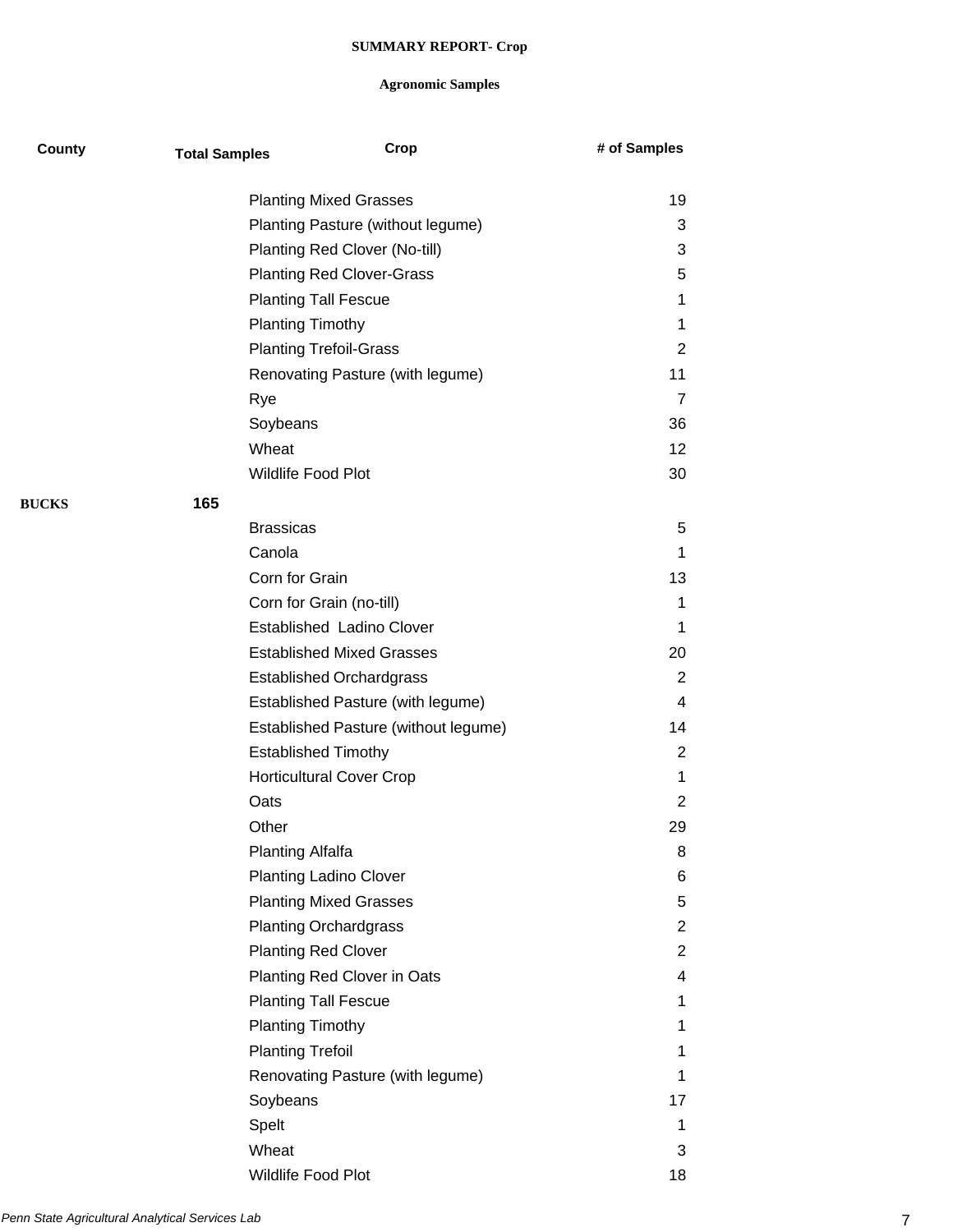**SUMMARY REPORT- Crop**

**Agronomic Samples**

| County | Total Samples | Crop | # of Samples |
|---|---|---|---|
| | | Planting Mixed Grasses | 19 |
| | | Planting Pasture (without legume) | 3 |
| | | Planting Red Clover (No-till) | 3 |
| | | Planting Red Clover-Grass | 5 |
| | | Planting Tall Fescue | 1 |
| | | Planting Timothy | 1 |
| | | Planting Trefoil-Grass | 2 |
| | | Renovating Pasture (with legume) | 11 |
| | | Rye | 7 |
| | | Soybeans | 36 |
| | | Wheat | 12 |
| | | Wildlife Food Plot | 30 |
| **BUCKS** | **165** | | |
| | | Brassicas | 5 |
| | | Canola | 1 |
| | | Corn for Grain | 13 |
| | | Corn for Grain (no-till) | 1 |
| | | Established Ladino Clover | 1 |
| | | Established Mixed Grasses | 20 |
| | | Established Orchardgrass | 2 |
| | | Established Pasture (with legume) | 4 |
| | | Established Pasture (without legume) | 14 |
| | | Established Timothy | 2 |
| | | Horticultural Cover Crop | 1 |
| | | Oats | 2 |
| | | Other | 29 |
| | | Planting Alfalfa | 8 |
| | | Planting Ladino Clover | 6 |
| | | Planting Mixed Grasses | 5 |
| | | Planting Orchardgrass | 2 |
| | | Planting Red Clover | 2 |
| | | Planting Red Clover in Oats | 4 |
| | | Planting Tall Fescue | 1 |
| | | Planting Timothy | 1 |
| | | Planting Trefoil | 1 |
| | | Renovating Pasture (with legume) | 1 |
| | | Soybeans | 17 |
| | | Spelt | 1 |
| | | Wheat | 3 |
| | | Wildlife Food Plot | 18 |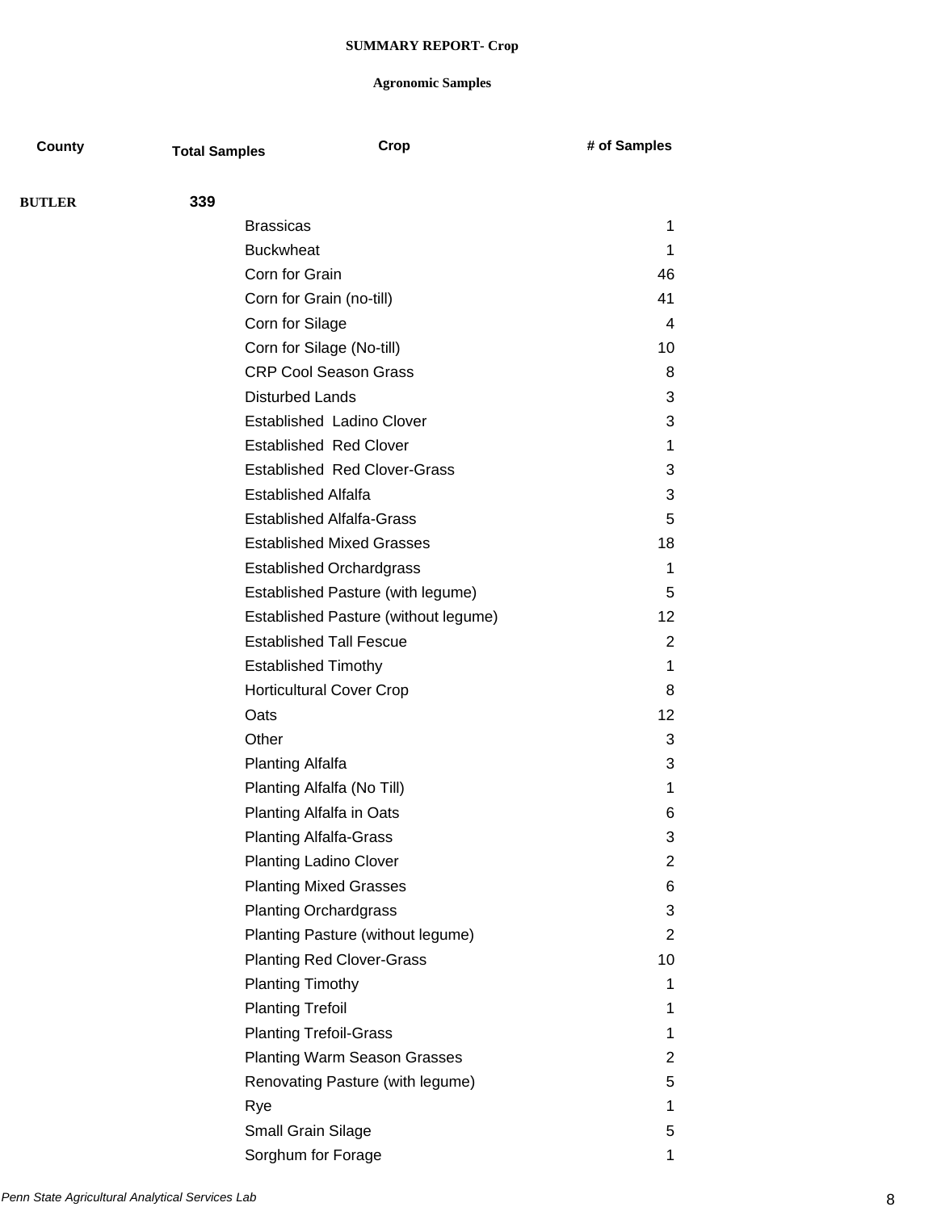**SUMMARY REPORT- Crop**

**Agronomic Samples**

| County | Total Samples | Crop | # of Samples |
|---|---|---|---|
| **BUTLER** | **339** | | |
| | | Brassicas | 1 |
| | | Buckwheat | 1 |
| | | Corn for Grain | 46 |
| | | Corn for Grain (no-till) | 41 |
| | | Corn for Silage | 4 |
| | | Corn for Silage (No-till) | 10 |
| | | CRP Cool Season Grass | 8 |
| | | Disturbed Lands | 3 |
| | | Established  Ladino Clover | 3 |
| | | Established  Red Clover | 1 |
| | | Established  Red Clover-Grass | 3 |
| | | Established Alfalfa | 3 |
| | | Established Alfalfa-Grass | 5 |
| | | Established Mixed Grasses | 18 |
| | | Established Orchardgrass | 1 |
| | | Established Pasture (with legume) | 5 |
| | | Established Pasture (without legume) | 12 |
| | | Established Tall Fescue | 2 |
| | | Established Timothy | 1 |
| | | Horticultural Cover Crop | 8 |
| | | Oats | 12 |
| | | Other | 3 |
| | | Planting Alfalfa | 3 |
| | | Planting Alfalfa (No Till) | 1 |
| | | Planting Alfalfa in Oats | 6 |
| | | Planting Alfalfa-Grass | 3 |
| | | Planting Ladino Clover | 2 |
| | | Planting Mixed Grasses | 6 |
| | | Planting Orchardgrass | 3 |
| | | Planting Pasture (without legume) | 2 |
| | | Planting Red Clover-Grass | 10 |
| | | Planting Timothy | 1 |
| | | Planting Trefoil | 1 |
| | | Planting Trefoil-Grass | 1 |
| | | Planting Warm Season Grasses | 2 |
| | | Renovating Pasture (with legume) | 5 |
| | | Rye | 1 |
| | | Small Grain Silage | 5 |
| | | Sorghum for Forage | 1 |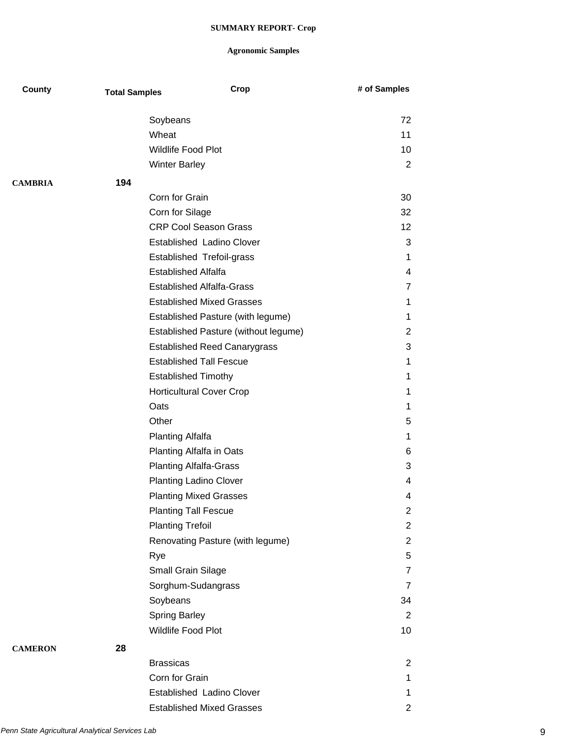**SUMMARY REPORT- Crop**

**Agronomic Samples**

| County | Total Samples | Crop | # of Samples |
|---|---|---|---|
| | | Soybeans | 72 |
| | | Wheat | 11 |
| | | Wildlife Food Plot | 10 |
| | | Winter Barley | 2 |
| **CAMBRIA** | **194** | | |
| | | Corn for Grain | 30 |
| | | Corn for Silage | 32 |
| | | CRP Cool Season Grass | 12 |
| | | Established  Ladino Clover | 3 |
| | | Established  Trefoil-grass | 1 |
| | | Established Alfalfa | 4 |
| | | Established Alfalfa-Grass | 7 |
| | | Established Mixed Grasses | 1 |
| | | Established Pasture (with legume) | 1 |
| | | Established Pasture (without legume) | 2 |
| | | Established Reed Canarygrass | 3 |
| | | Established Tall Fescue | 1 |
| | | Established Timothy | 1 |
| | | Horticultural Cover Crop | 1 |
| | | Oats | 1 |
| | | Other | 5 |
| | | Planting Alfalfa | 1 |
| | | Planting Alfalfa in Oats | 6 |
| | | Planting Alfalfa-Grass | 3 |
| | | Planting Ladino Clover | 4 |
| | | Planting Mixed Grasses | 4 |
| | | Planting Tall Fescue | 2 |
| | | Planting Trefoil | 2 |
| | | Renovating Pasture (with legume) | 2 |
| | | Rye | 5 |
| | | Small Grain Silage | 7 |
| | | Sorghum-Sudangrass | 7 |
| | | Soybeans | 34 |
| | | Spring Barley | 2 |
| | | Wildlife Food Plot | 10 |
| **CAMERON** | **28** | | |
| | | Brassicas | 2 |
| | | Corn for Grain | 1 |
| | | Established  Ladino Clover | 1 |
| | | Established Mixed Grasses | 2 |

*Penn State Agricultural Analytical Services Lab*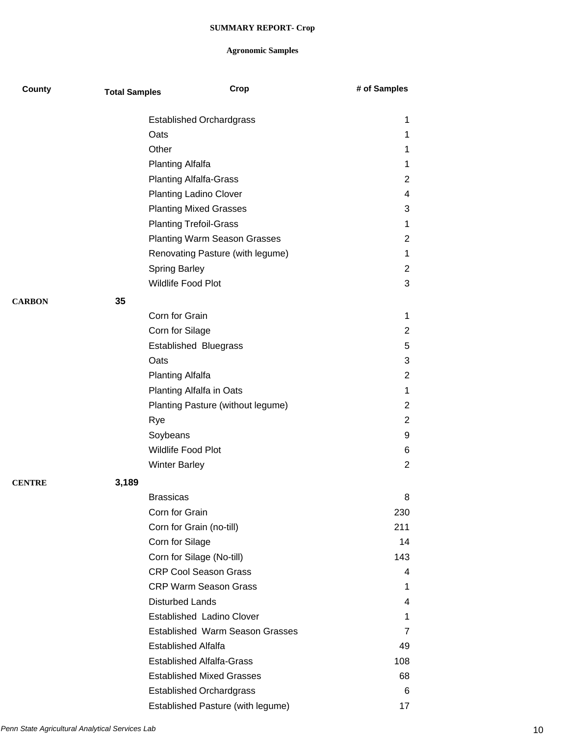**SUMMARY REPORT- Crop**

**Agronomic Samples**

| County | Total Samples | Crop | # of Samples |
|---|---|---|---|
| | | Established Orchardgrass | 1 |
| | | Oats | 1 |
| | | Other | 1 |
| | | Planting Alfalfa | 1 |
| | | Planting Alfalfa-Grass | 2 |
| | | Planting Ladino Clover | 4 |
| | | Planting Mixed Grasses | 3 |
| | | Planting Trefoil-Grass | 1 |
| | | Planting Warm Season Grasses | 2 |
| | | Renovating Pasture (with legume) | 1 |
| | | Spring Barley | 2 |
| | | Wildlife Food Plot | 3 |
| **CARBON** | **35** | | |
| | | Corn for Grain | 1 |
| | | Corn for Silage | 2 |
| | | Established Bluegrass | 5 |
| | | Oats | 3 |
| | | Planting Alfalfa | 2 |
| | | Planting Alfalfa in Oats | 1 |
| | | Planting Pasture (without legume) | 2 |
| | | Rye | 2 |
| | | Soybeans | 9 |
| | | Wildlife Food Plot | 6 |
| | | Winter Barley | 2 |
| **CENTRE** | **3,189** | | |
| | | Brassicas | 8 |
| | | Corn for Grain | 230 |
| | | Corn for Grain (no-till) | 211 |
| | | Corn for Silage | 14 |
| | | Corn for Silage (No-till) | 143 |
| | | CRP Cool Season Grass | 4 |
| | | CRP Warm Season Grass | 1 |
| | | Disturbed Lands | 4 |
| | | Established Ladino Clover | 1 |
| | | Established Warm Season Grasses | 7 |
| | | Established Alfalfa | 49 |
| | | Established Alfalfa-Grass | 108 |
| | | Established Mixed Grasses | 68 |
| | | Established Orchardgrass | 6 |
| | | Established Pasture (with legume) | 17 |

*Penn State Agricultural Analytical Services Lab*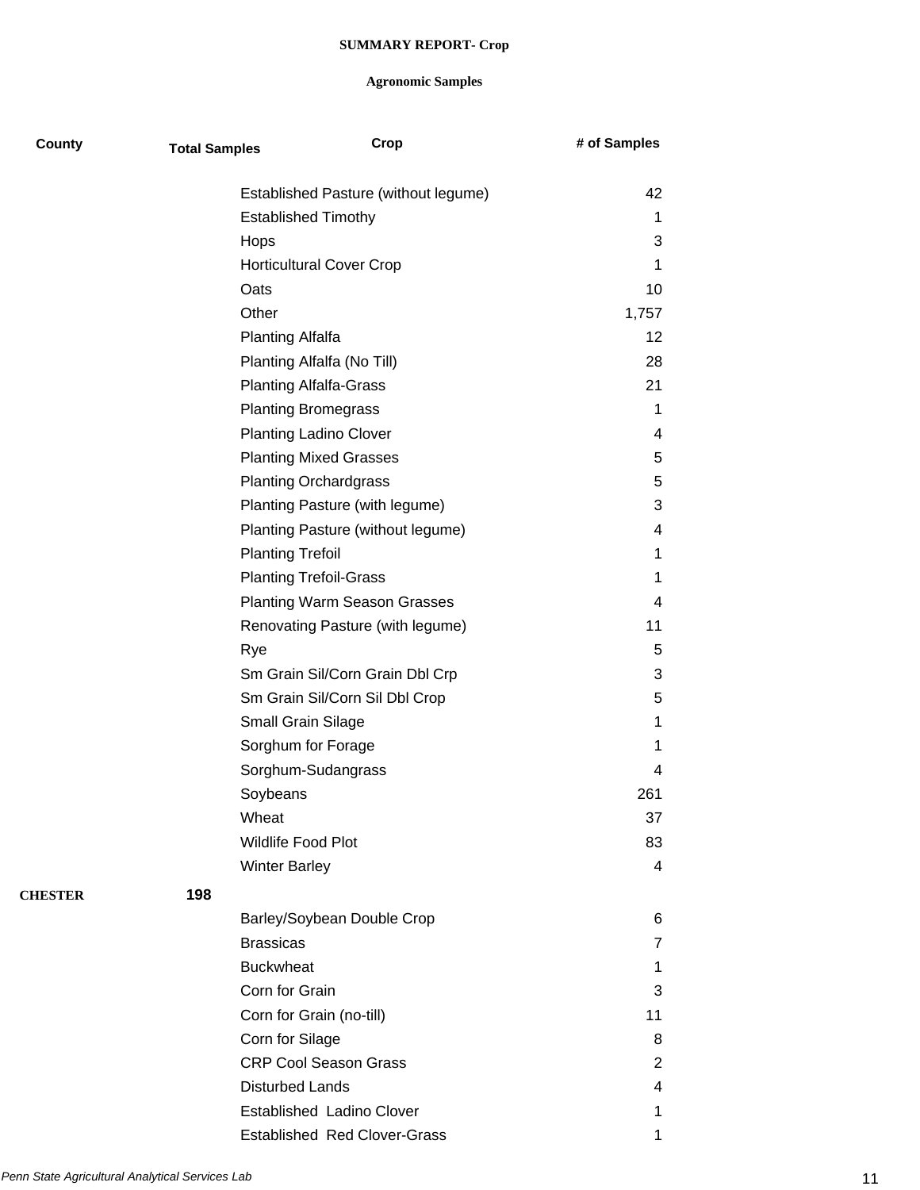**SUMMARY REPORT- Crop**

**Agronomic Samples**

| County | Total Samples | Crop | # of Samples |
|---|---|---|---|
| | | Established Pasture (without legume) | 42 |
| | | Established Timothy | 1 |
| | | Hops | 3 |
| | | Horticultural Cover Crop | 1 |
| | | Oats | 10 |
| | | Other | 1,757 |
| | | Planting Alfalfa | 12 |
| | | Planting Alfalfa (No Till) | 28 |
| | | Planting Alfalfa-Grass | 21 |
| | | Planting Bromegrass | 1 |
| | | Planting Ladino Clover | 4 |
| | | Planting Mixed Grasses | 5 |
| | | Planting Orchardgrass | 5 |
| | | Planting Pasture (with legume) | 3 |
| | | Planting Pasture (without legume) | 4 |
| | | Planting Trefoil | 1 |
| | | Planting Trefoil-Grass | 1 |
| | | Planting Warm Season Grasses | 4 |
| | | Renovating Pasture (with legume) | 11 |
| | | Rye | 5 |
| | | Sm Grain Sil/Corn Grain Dbl Crp | 3 |
| | | Sm Grain Sil/Corn Sil Dbl Crop | 5 |
| | | Small Grain Silage | 1 |
| | | Sorghum for Forage | 1 |
| | | Sorghum-Sudangrass | 4 |
| | | Soybeans | 261 |
| | | Wheat | 37 |
| | | Wildlife Food Plot | 83 |
| | | Winter Barley | 4 |
| **CHESTER** | **198** | | |
| | | Barley/Soybean Double Crop | 6 |
| | | Brassicas | 7 |
| | | Buckwheat | 1 |
| | | Corn for Grain | 3 |
| | | Corn for Grain (no-till) | 11 |
| | | Corn for Silage | 8 |
| | | CRP Cool Season Grass | 2 |
| | | Disturbed Lands | 4 |
| | | Established Ladino Clover | 1 |
| | | Established Red Clover-Grass | 1 |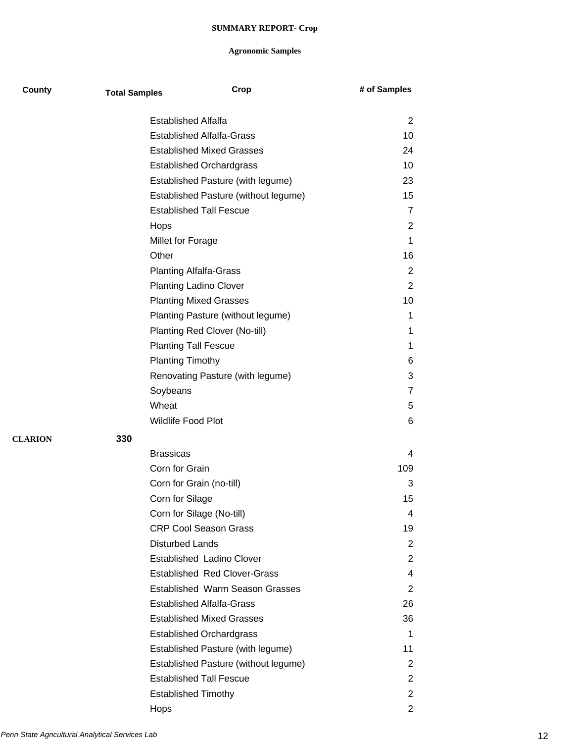**SUMMARY REPORT- Crop**

**Agronomic Samples**

| County | Total Samples | Crop | # of Samples |
|---|---|---|---|
| | | Established Alfalfa | 2 |
| | | Established Alfalfa-Grass | 10 |
| | | Established Mixed Grasses | 24 |
| | | Established Orchardgrass | 10 |
| | | Established Pasture (with legume) | 23 |
| | | Established Pasture (without legume) | 15 |
| | | Established Tall Fescue | 7 |
| | | Hops | 2 |
| | | Millet for Forage | 1 |
| | | Other | 16 |
| | | Planting Alfalfa-Grass | 2 |
| | | Planting Ladino Clover | 2 |
| | | Planting Mixed Grasses | 10 |
| | | Planting Pasture (without legume) | 1 |
| | | Planting Red Clover (No-till) | 1 |
| | | Planting Tall Fescue | 1 |
| | | Planting Timothy | 6 |
| | | Renovating Pasture (with legume) | 3 |
| | | Soybeans | 7 |
| | | Wheat | 5 |
| | | Wildlife Food Plot | 6 |
| **CLARION** | **330** | | |
| | | Brassicas | 4 |
| | | Corn for Grain | 109 |
| | | Corn for Grain (no-till) | 3 |
| | | Corn for Silage | 15 |
| | | Corn for Silage (No-till) | 4 |
| | | CRP Cool Season Grass | 19 |
| | | Disturbed Lands | 2 |
| | | Established  Ladino Clover | 2 |
| | | Established  Red Clover-Grass | 4 |
| | | Established  Warm Season Grasses | 2 |
| | | Established Alfalfa-Grass | 26 |
| | | Established Mixed Grasses | 36 |
| | | Established Orchardgrass | 1 |
| | | Established Pasture (with legume) | 11 |
| | | Established Pasture (without legume) | 2 |
| | | Established Tall Fescue | 2 |
| | | Established Timothy | 2 |
| | | Hops | 2 |

*Penn State Agricultural Analytical Services Lab*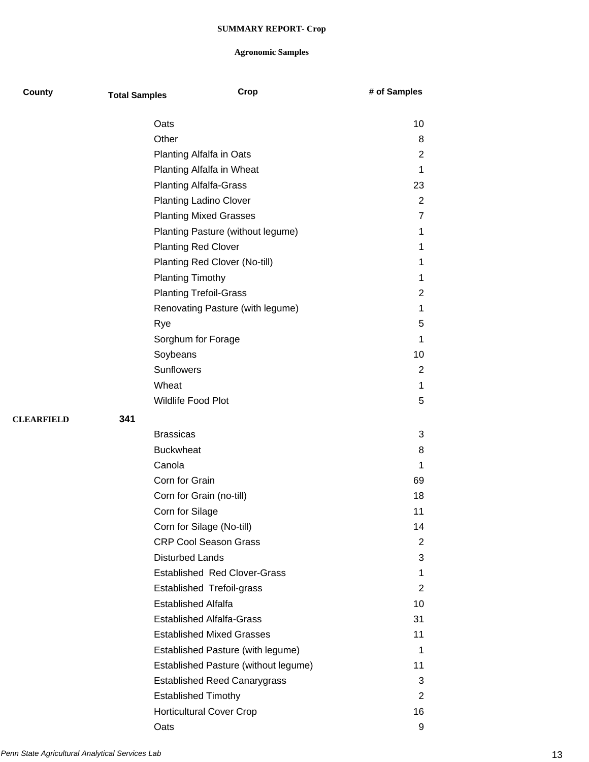**SUMMARY REPORT- Crop**

**Agronomic Samples**

| County | Total Samples | Crop | # of Samples |
|---|---|---|---|
| | | Oats | 10 |
| | | Other | 8 |
| | | Planting Alfalfa in Oats | 2 |
| | | Planting Alfalfa in Wheat | 1 |
| | | Planting Alfalfa-Grass | 23 |
| | | Planting Ladino Clover | 2 |
| | | Planting Mixed Grasses | 7 |
| | | Planting Pasture (without legume) | 1 |
| | | Planting Red Clover | 1 |
| | | Planting Red Clover (No-till) | 1 |
| | | Planting Timothy | 1 |
| | | Planting Trefoil-Grass | 2 |
| | | Renovating Pasture (with legume) | 1 |
| | | Rye | 5 |
| | | Sorghum for Forage | 1 |
| | | Soybeans | 10 |
| | | Sunflowers | 2 |
| | | Wheat | 1 |
| | | Wildlife Food Plot | 5 |
| **CLEARFIELD** | **341** | | |
| | | Brassicas | 3 |
| | | Buckwheat | 8 |
| | | Canola | 1 |
| | | Corn for Grain | 69 |
| | | Corn for Grain (no-till) | 18 |
| | | Corn for Silage | 11 |
| | | Corn for Silage (No-till) | 14 |
| | | CRP Cool Season Grass | 2 |
| | | Disturbed Lands | 3 |
| | | Established Red Clover-Grass | 1 |
| | | Established Trefoil-grass | 2 |
| | | Established Alfalfa | 10 |
| | | Established Alfalfa-Grass | 31 |
| | | Established Mixed Grasses | 11 |
| | | Established Pasture (with legume) | 1 |
| | | Established Pasture (without legume) | 11 |
| | | Established Reed Canarygrass | 3 |
| | | Established Timothy | 2 |
| | | Horticultural Cover Crop | 16 |
| | | Oats | 9 |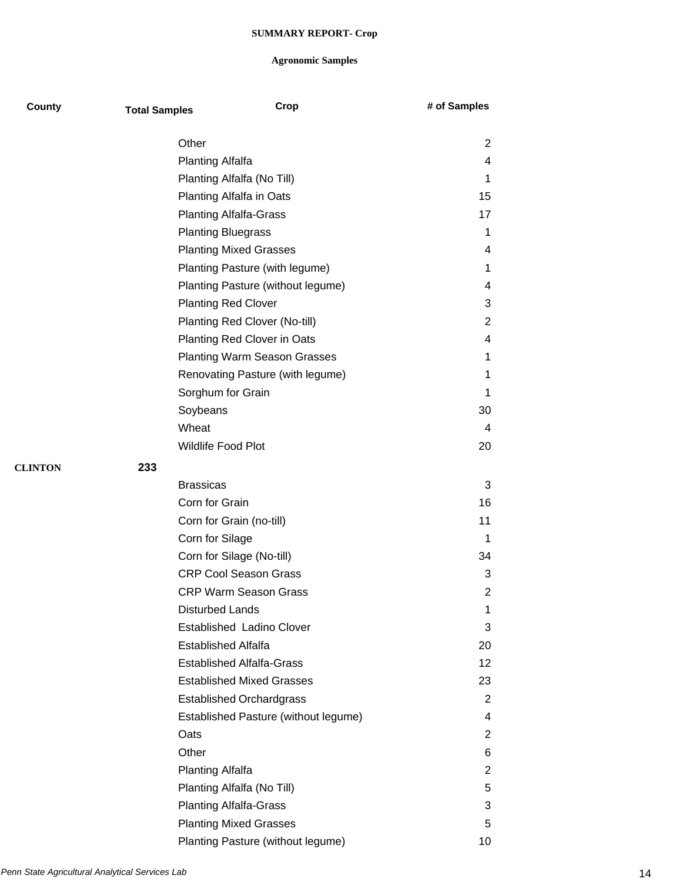**SUMMARY REPORT- Crop**

**Agronomic Samples**

| County | Total Samples | Crop | # of Samples |
|---|---|---|---|
| | | Other | 2 |
| | | Planting Alfalfa | 4 |
| | | Planting Alfalfa (No Till) | 1 |
| | | Planting Alfalfa in Oats | 15 |
| | | Planting Alfalfa-Grass | 17 |
| | | Planting Bluegrass | 1 |
| | | Planting Mixed Grasses | 4 |
| | | Planting Pasture (with legume) | 1 |
| | | Planting Pasture (without legume) | 4 |
| | | Planting Red Clover | 3 |
| | | Planting Red Clover (No-till) | 2 |
| | | Planting Red Clover in Oats | 4 |
| | | Planting Warm Season Grasses | 1 |
| | | Renovating Pasture (with legume) | 1 |
| | | Sorghum for Grain | 1 |
| | | Soybeans | 30 |
| | | Wheat | 4 |
| | | Wildlife Food Plot | 20 |
| **CLINTON** | **233** | | |
| | | Brassicas | 3 |
| | | Corn for Grain | 16 |
| | | Corn for Grain (no-till) | 11 |
| | | Corn for Silage | 1 |
| | | Corn for Silage (No-till) | 34 |
| | | CRP Cool Season Grass | 3 |
| | | CRP Warm Season Grass | 2 |
| | | Disturbed Lands | 1 |
| | | Established  Ladino Clover | 3 |
| | | Established Alfalfa | 20 |
| | | Established Alfalfa-Grass | 12 |
| | | Established Mixed Grasses | 23 |
| | | Established Orchardgrass | 2 |
| | | Established Pasture (without legume) | 4 |
| | | Oats | 2 |
| | | Other | 6 |
| | | Planting Alfalfa | 2 |
| | | Planting Alfalfa (No Till) | 5 |
| | | Planting Alfalfa-Grass | 3 |
| | | Planting Mixed Grasses | 5 |
| | | Planting Pasture (without legume) | 10 |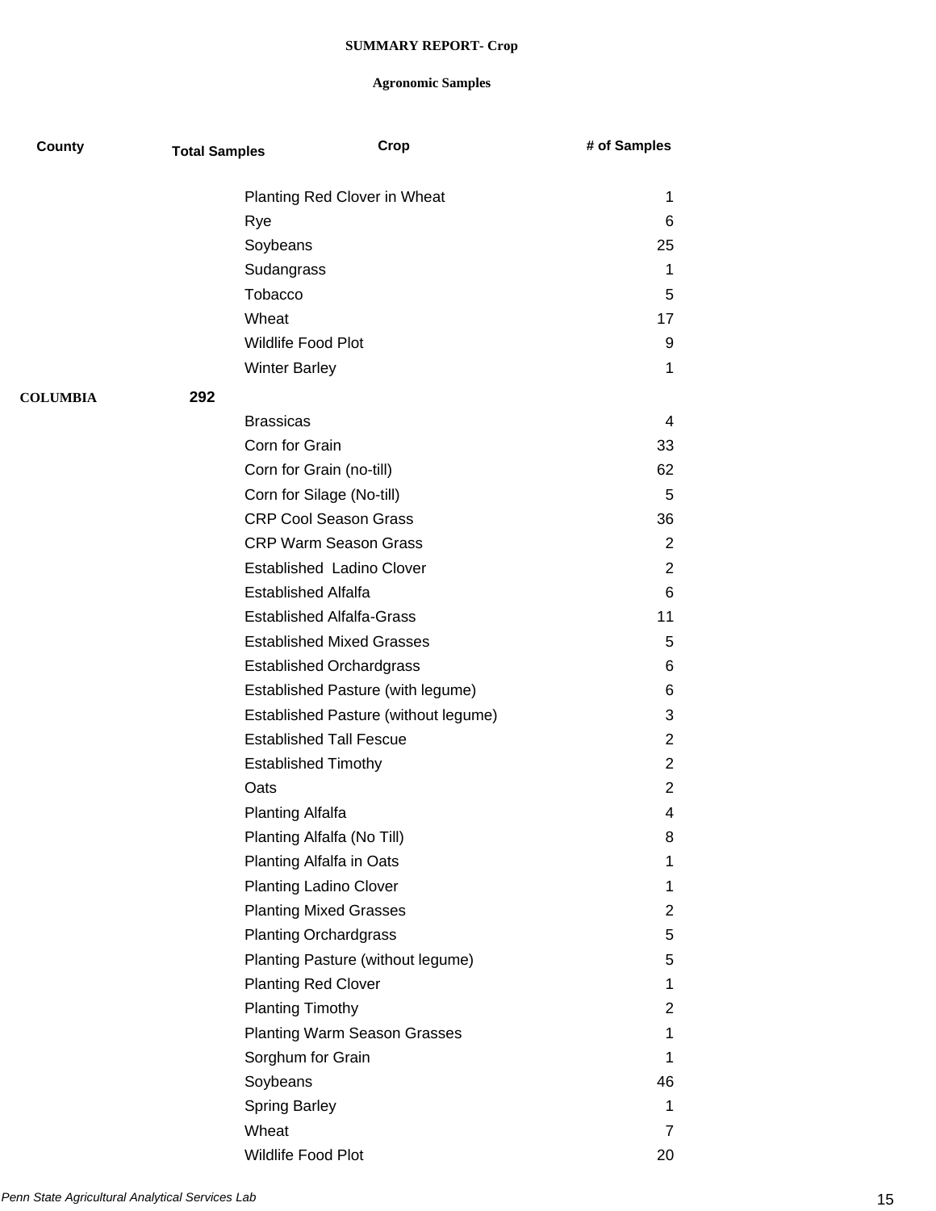**SUMMARY REPORT- Crop**

**Agronomic Samples**

| County | Total Samples | Crop | # of Samples |
|---|---|---|---|
| | | Planting Red Clover in Wheat | 1 |
| | | Rye | 6 |
| | | Soybeans | 25 |
| | | Sudangrass | 1 |
| | | Tobacco | 5 |
| | | Wheat | 17 |
| | | Wildlife Food Plot | 9 |
| | | Winter Barley | 1 |
| **COLUMBIA** | **292** | | |
| | | Brassicas | 4 |
| | | Corn for Grain | 33 |
| | | Corn for Grain (no-till) | 62 |
| | | Corn for Silage (No-till) | 5 |
| | | CRP Cool Season Grass | 36 |
| | | CRP Warm Season Grass | 2 |
| | | Established  Ladino Clover | 2 |
| | | Established Alfalfa | 6 |
| | | Established Alfalfa-Grass | 11 |
| | | Established Mixed Grasses | 5 |
| | | Established Orchardgrass | 6 |
| | | Established Pasture (with legume) | 6 |
| | | Established Pasture (without legume) | 3 |
| | | Established Tall Fescue | 2 |
| | | Established Timothy | 2 |
| | | Oats | 2 |
| | | Planting Alfalfa | 4 |
| | | Planting Alfalfa (No Till) | 8 |
| | | Planting Alfalfa in Oats | 1 |
| | | Planting Ladino Clover | 1 |
| | | Planting Mixed Grasses | 2 |
| | | Planting Orchardgrass | 5 |
| | | Planting Pasture (without legume) | 5 |
| | | Planting Red Clover | 1 |
| | | Planting Timothy | 2 |
| | | Planting Warm Season Grasses | 1 |
| | | Sorghum for Grain | 1 |
| | | Soybeans | 46 |
| | | Spring Barley | 1 |
| | | Wheat | 7 |
| | | Wildlife Food Plot | 20 |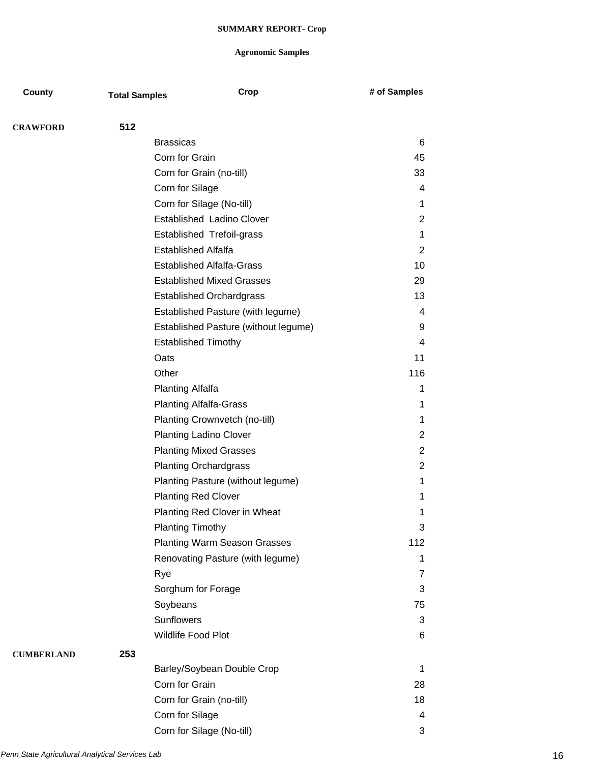**SUMMARY REPORT- Crop**

**Agronomic Samples**

| County | Total Samples | Crop | # of Samples |
|---|---|---|---|
| **CRAWFORD** | **512** | | |
| | | Brassicas | 6 |
| | | Corn for Grain | 45 |
| | | Corn for Grain (no-till) | 33 |
| | | Corn for Silage | 4 |
| | | Corn for Silage (No-till) | 1 |
| | | Established Ladino Clover | 2 |
| | | Established Trefoil-grass | 1 |
| | | Established Alfalfa | 2 |
| | | Established Alfalfa-Grass | 10 |
| | | Established Mixed Grasses | 29 |
| | | Established Orchardgrass | 13 |
| | | Established Pasture (with legume) | 4 |
| | | Established Pasture (without legume) | 9 |
| | | Established Timothy | 4 |
| | | Oats | 11 |
| | | Other | 116 |
| | | Planting Alfalfa | 1 |
| | | Planting Alfalfa-Grass | 1 |
| | | Planting Crownvetch (no-till) | 1 |
| | | Planting Ladino Clover | 2 |
| | | Planting Mixed Grasses | 2 |
| | | Planting Orchardgrass | 2 |
| | | Planting Pasture (without legume) | 1 |
| | | Planting Red Clover | 1 |
| | | Planting Red Clover in Wheat | 1 |
| | | Planting Timothy | 3 |
| | | Planting Warm Season Grasses | 112 |
| | | Renovating Pasture (with legume) | 1 |
| | | Rye | 7 |
| | | Sorghum for Forage | 3 |
| | | Soybeans | 75 |
| | | Sunflowers | 3 |
| | | Wildlife Food Plot | 6 |
| **CUMBERLAND** | **253** | | |
| | | Barley/Soybean Double Crop | 1 |
| | | Corn for Grain | 28 |
| | | Corn for Grain (no-till) | 18 |
| | | Corn for Silage | 4 |
| | | Corn for Silage (No-till) | 3 |

*Penn State Agricultural Analytical Services Lab*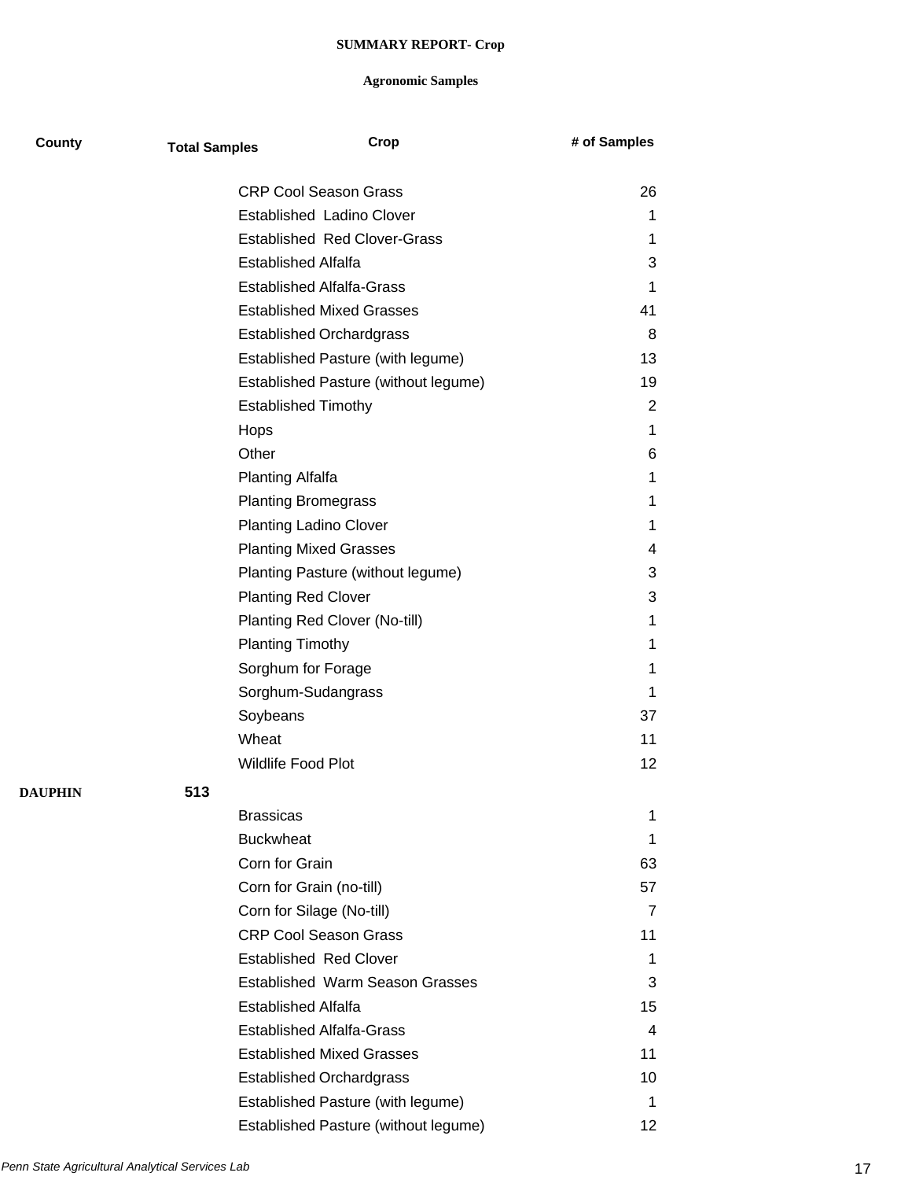**SUMMARY REPORT- Crop**

**Agronomic Samples**

| County | Total Samples | Crop | # of Samples |
|---|---|---|---|
| | | CRP Cool Season Grass | 26 |
| | | Established  Ladino Clover | 1 |
| | | Established  Red Clover-Grass | 1 |
| | | Established Alfalfa | 3 |
| | | Established Alfalfa-Grass | 1 |
| | | Established Mixed Grasses | 41 |
| | | Established Orchardgrass | 8 |
| | | Established Pasture (with legume) | 13 |
| | | Established Pasture (without legume) | 19 |
| | | Established Timothy | 2 |
| | | Hops | 1 |
| | | Other | 6 |
| | | Planting Alfalfa | 1 |
| | | Planting Bromegrass | 1 |
| | | Planting Ladino Clover | 1 |
| | | Planting Mixed Grasses | 4 |
| | | Planting Pasture (without legume) | 3 |
| | | Planting Red Clover | 3 |
| | | Planting Red Clover (No-till) | 1 |
| | | Planting Timothy | 1 |
| | | Sorghum for Forage | 1 |
| | | Sorghum-Sudangrass | 1 |
| | | Soybeans | 37 |
| | | Wheat | 11 |
| | | Wildlife Food Plot | 12 |
| **DAUPHIN** | **513** | | |
| | | Brassicas | 1 |
| | | Buckwheat | 1 |
| | | Corn for Grain | 63 |
| | | Corn for Grain (no-till) | 57 |
| | | Corn for Silage (No-till) | 7 |
| | | CRP Cool Season Grass | 11 |
| | | Established  Red Clover | 1 |
| | | Established  Warm Season Grasses | 3 |
| | | Established Alfalfa | 15 |
| | | Established Alfalfa-Grass | 4 |
| | | Established Mixed Grasses | 11 |
| | | Established Orchardgrass | 10 |
| | | Established Pasture (with legume) | 1 |
| | | Established Pasture (without legume) | 12 |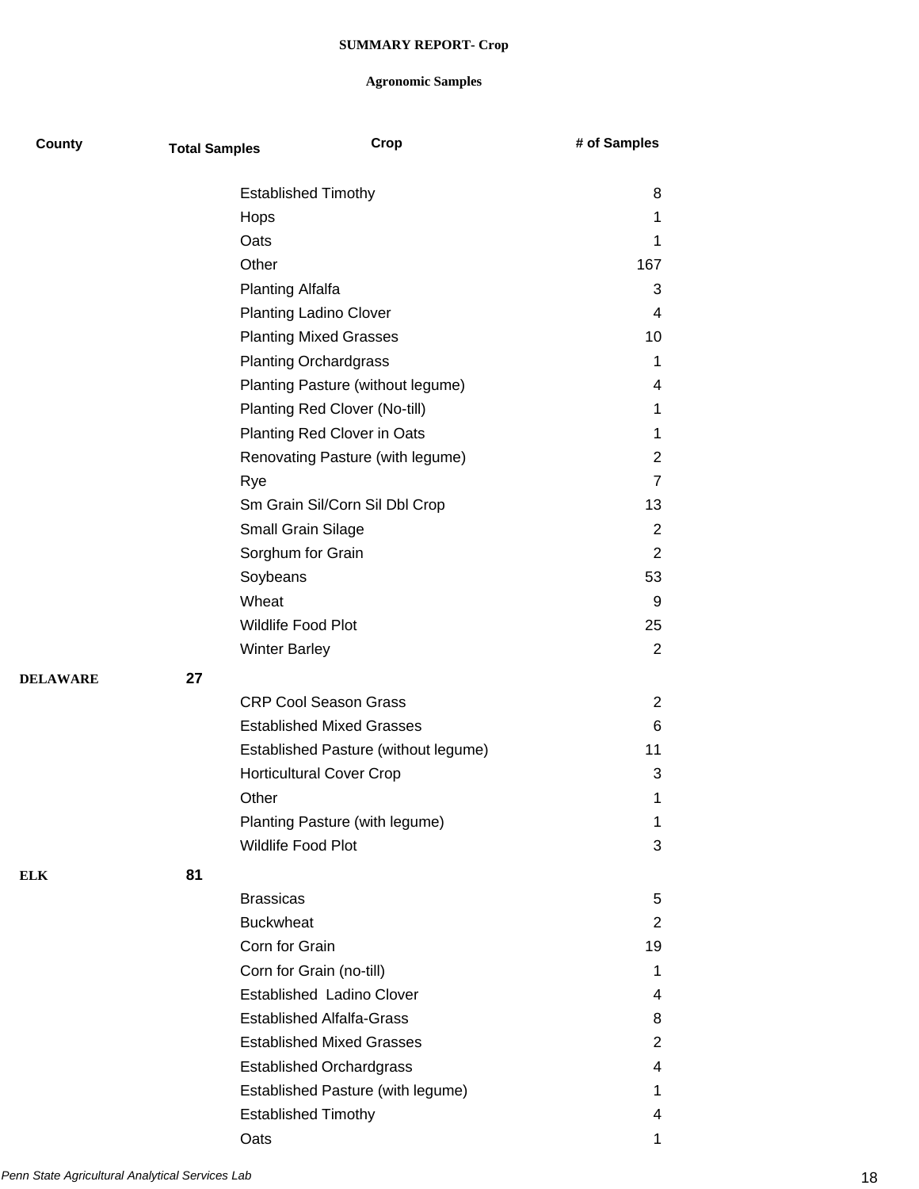**SUMMARY REPORT- Crop**

**Agronomic Samples**

| County | Total Samples | Crop | # of Samples |
|---|---|---|---|
| | | Established Timothy | 8 |
| | | Hops | 1 |
| | | Oats | 1 |
| | | Other | 167 |
| | | Planting Alfalfa | 3 |
| | | Planting Ladino Clover | 4 |
| | | Planting Mixed Grasses | 10 |
| | | Planting Orchardgrass | 1 |
| | | Planting Pasture (without legume) | 4 |
| | | Planting Red Clover (No-till) | 1 |
| | | Planting Red Clover in Oats | 1 |
| | | Renovating Pasture (with legume) | 2 |
| | | Rye | 7 |
| | | Sm Grain Sil/Corn Sil Dbl Crop | 13 |
| | | Small Grain Silage | 2 |
| | | Sorghum for Grain | 2 |
| | | Soybeans | 53 |
| | | Wheat | 9 |
| | | Wildlife Food Plot | 25 |
| | | Winter Barley | 2 |
| **DELAWARE** | **27** | | |
| | | CRP Cool Season Grass | 2 |
| | | Established Mixed Grasses | 6 |
| | | Established Pasture (without legume) | 11 |
| | | Horticultural Cover Crop | 3 |
| | | Other | 1 |
| | | Planting Pasture (with legume) | 1 |
| | | Wildlife Food Plot | 3 |
| **ELK** | **81** | | |
| | | Brassicas | 5 |
| | | Buckwheat | 2 |
| | | Corn for Grain | 19 |
| | | Corn for Grain (no-till) | 1 |
| | | Established  Ladino Clover | 4 |
| | | Established Alfalfa-Grass | 8 |
| | | Established Mixed Grasses | 2 |
| | | Established Orchardgrass | 4 |
| | | Established Pasture (with legume) | 1 |
| | | Established Timothy | 4 |
| | | Oats | 1 |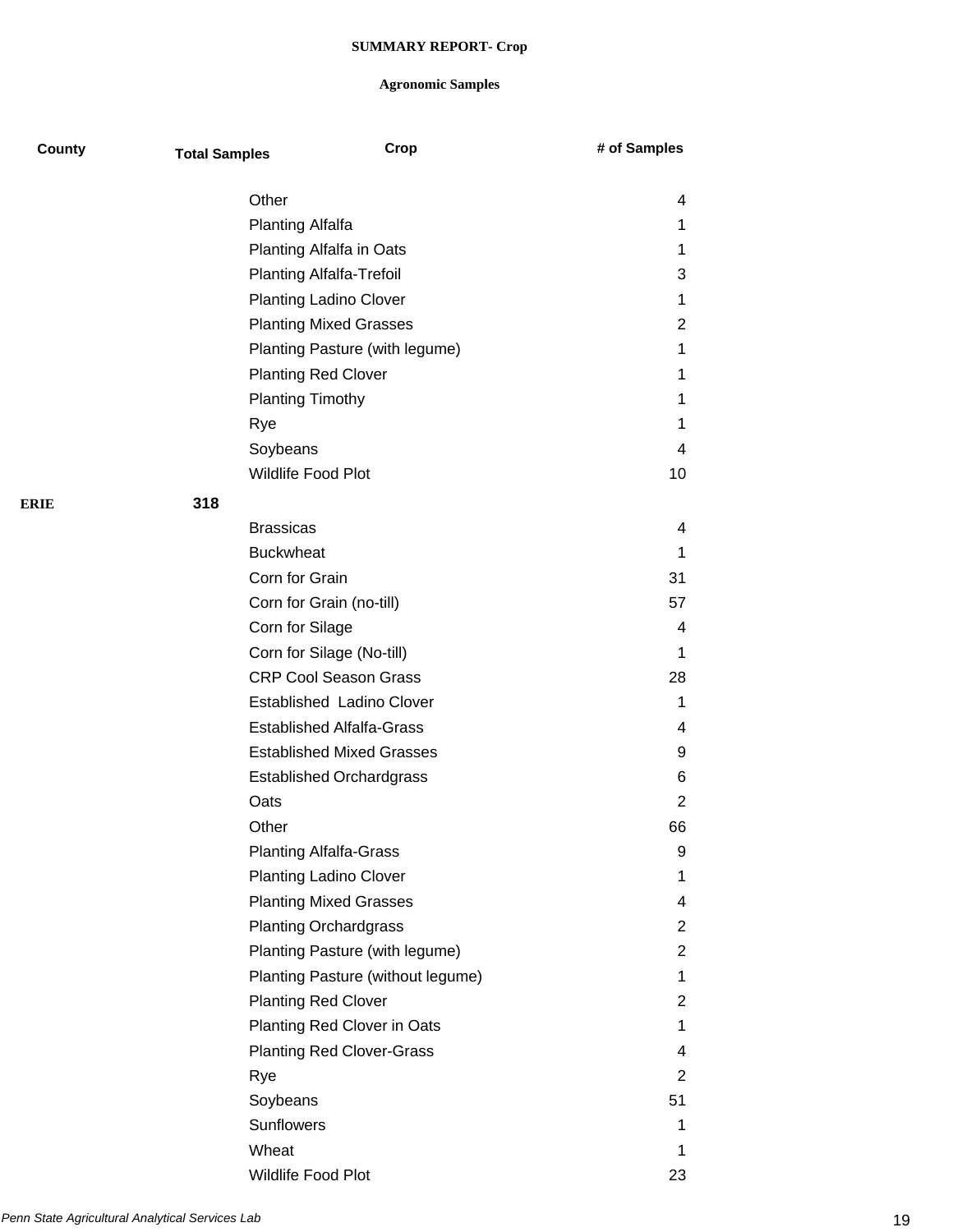**SUMMARY REPORT- Crop**

**Agronomic Samples**

| County | Total Samples | Crop | # of Samples |
|---|---|---|---|
| | | Other | 4 |
| | | Planting Alfalfa | 1 |
| | | Planting Alfalfa in Oats | 1 |
| | | Planting Alfalfa-Trefoil | 3 |
| | | Planting Ladino Clover | 1 |
| | | Planting Mixed Grasses | 2 |
| | | Planting Pasture (with legume) | 1 |
| | | Planting Red Clover | 1 |
| | | Planting Timothy | 1 |
| | | Rye | 1 |
| | | Soybeans | 4 |
| | | Wildlife Food Plot | 10 |
| **ERIE** | **318** | | |
| | | Brassicas | 4 |
| | | Buckwheat | 1 |
| | | Corn for Grain | 31 |
| | | Corn for Grain (no-till) | 57 |
| | | Corn for Silage | 4 |
| | | Corn for Silage (No-till) | 1 |
| | | CRP Cool Season Grass | 28 |
| | | Established Ladino Clover | 1 |
| | | Established Alfalfa-Grass | 4 |
| | | Established Mixed Grasses | 9 |
| | | Established Orchardgrass | 6 |
| | | Oats | 2 |
| | | Other | 66 |
| | | Planting Alfalfa-Grass | 9 |
| | | Planting Ladino Clover | 1 |
| | | Planting Mixed Grasses | 4 |
| | | Planting Orchardgrass | 2 |
| | | Planting Pasture (with legume) | 2 |
| | | Planting Pasture (without legume) | 1 |
| | | Planting Red Clover | 2 |
| | | Planting Red Clover in Oats | 1 |
| | | Planting Red Clover-Grass | 4 |
| | | Rye | 2 |
| | | Soybeans | 51 |
| | | Sunflowers | 1 |
| | | Wheat | 1 |
| | | Wildlife Food Plot | 23 |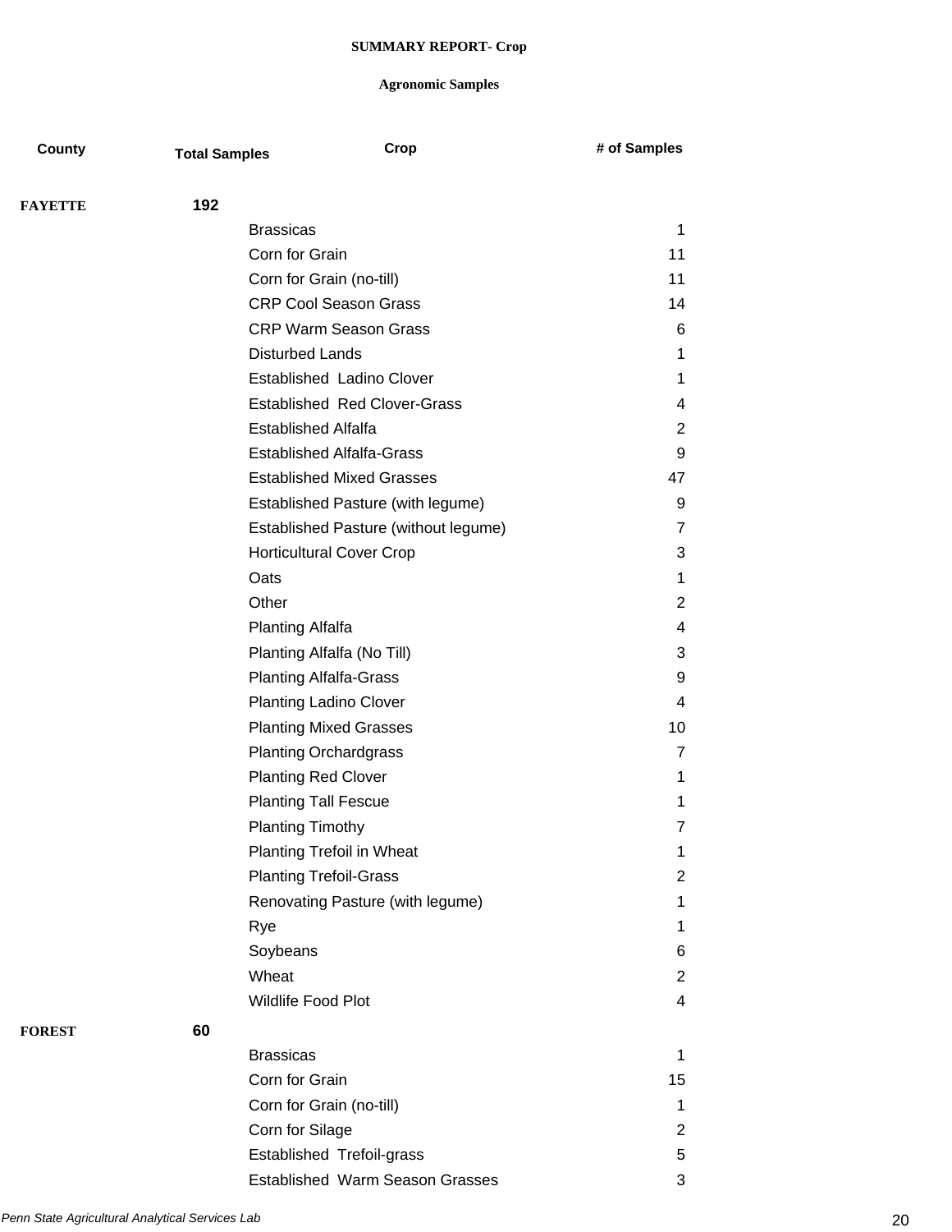**SUMMARY REPORT- Crop**

**Agronomic Samples**

| County | Total Samples | Crop | # of Samples |
|---|---|---|---|
| **FAYETTE** | **192** | | |
| | | Brassicas | 1 |
| | | Corn for Grain | 11 |
| | | Corn for Grain (no-till) | 11 |
| | | CRP Cool Season Grass | 14 |
| | | CRP Warm Season Grass | 6 |
| | | Disturbed Lands | 1 |
| | | Established  Ladino Clover | 1 |
| | | Established  Red Clover-Grass | 4 |
| | | Established Alfalfa | 2 |
| | | Established Alfalfa-Grass | 9 |
| | | Established Mixed Grasses | 47 |
| | | Established Pasture (with legume) | 9 |
| | | Established Pasture (without legume) | 7 |
| | | Horticultural Cover Crop | 3 |
| | | Oats | 1 |
| | | Other | 2 |
| | | Planting Alfalfa | 4 |
| | | Planting Alfalfa (No Till) | 3 |
| | | Planting Alfalfa-Grass | 9 |
| | | Planting Ladino Clover | 4 |
| | | Planting Mixed Grasses | 10 |
| | | Planting Orchardgrass | 7 |
| | | Planting Red Clover | 1 |
| | | Planting Tall Fescue | 1 |
| | | Planting Timothy | 7 |
| | | Planting Trefoil in Wheat | 1 |
| | | Planting Trefoil-Grass | 2 |
| | | Renovating Pasture (with legume) | 1 |
| | | Rye | 1 |
| | | Soybeans | 6 |
| | | Wheat | 2 |
| | | Wildlife Food Plot | 4 |
| **FOREST** | **60** | | |
| | | Brassicas | 1 |
| | | Corn for Grain | 15 |
| | | Corn for Grain (no-till) | 1 |
| | | Corn for Silage | 2 |
| | | Established  Trefoil-grass | 5 |
| | | Established  Warm Season Grasses | 3 |

*Penn State Agricultural Analytical Services Lab*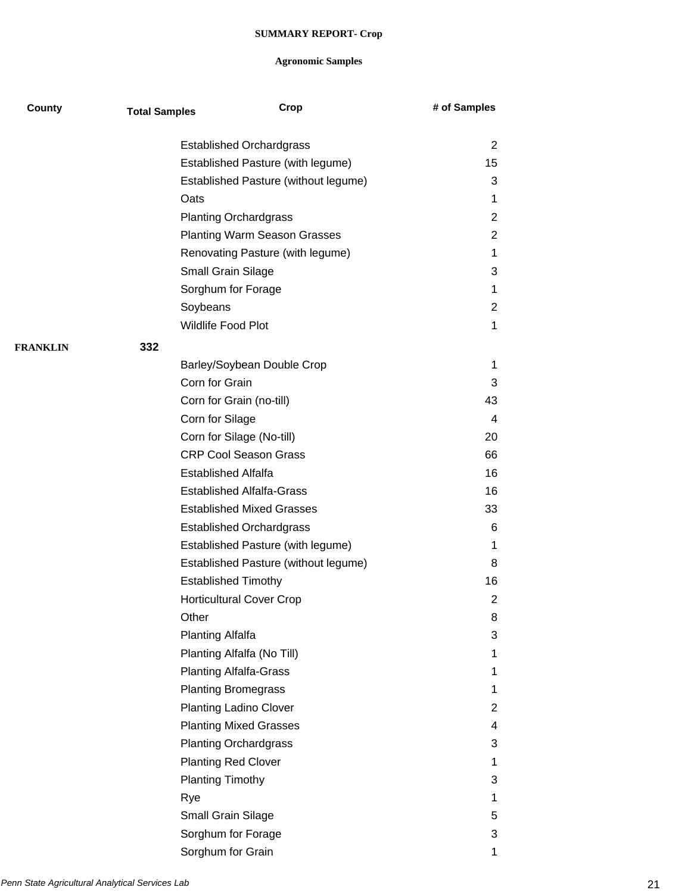**SUMMARY REPORT- Crop**

**Agronomic Samples**

| County | Total Samples | Crop | # of Samples |
|---|---|---|---|
| | | Established Orchardgrass | 2 |
| | | Established Pasture (with legume) | 15 |
| | | Established Pasture (without legume) | 3 |
| | | Oats | 1 |
| | | Planting Orchardgrass | 2 |
| | | Planting Warm Season Grasses | 2 |
| | | Renovating Pasture (with legume) | 1 |
| | | Small Grain Silage | 3 |
| | | Sorghum for Forage | 1 |
| | | Soybeans | 2 |
| | | Wildlife Food Plot | 1 |
| **FRANKLIN** | **332** | | |
| | | Barley/Soybean Double Crop | 1 |
| | | Corn for Grain | 3 |
| | | Corn for Grain (no-till) | 43 |
| | | Corn for Silage | 4 |
| | | Corn for Silage (No-till) | 20 |
| | | CRP Cool Season Grass | 66 |
| | | Established Alfalfa | 16 |
| | | Established Alfalfa-Grass | 16 |
| | | Established Mixed Grasses | 33 |
| | | Established Orchardgrass | 6 |
| | | Established Pasture (with legume) | 1 |
| | | Established Pasture (without legume) | 8 |
| | | Established Timothy | 16 |
| | | Horticultural Cover Crop | 2 |
| | | Other | 8 |
| | | Planting Alfalfa | 3 |
| | | Planting Alfalfa (No Till) | 1 |
| | | Planting Alfalfa-Grass | 1 |
| | | Planting Bromegrass | 1 |
| | | Planting Ladino Clover | 2 |
| | | Planting Mixed Grasses | 4 |
| | | Planting Orchardgrass | 3 |
| | | Planting Red Clover | 1 |
| | | Planting Timothy | 3 |
| | | Rye | 1 |
| | | Small Grain Silage | 5 |
| | | Sorghum for Forage | 3 |
| | | Sorghum for Grain | 1 |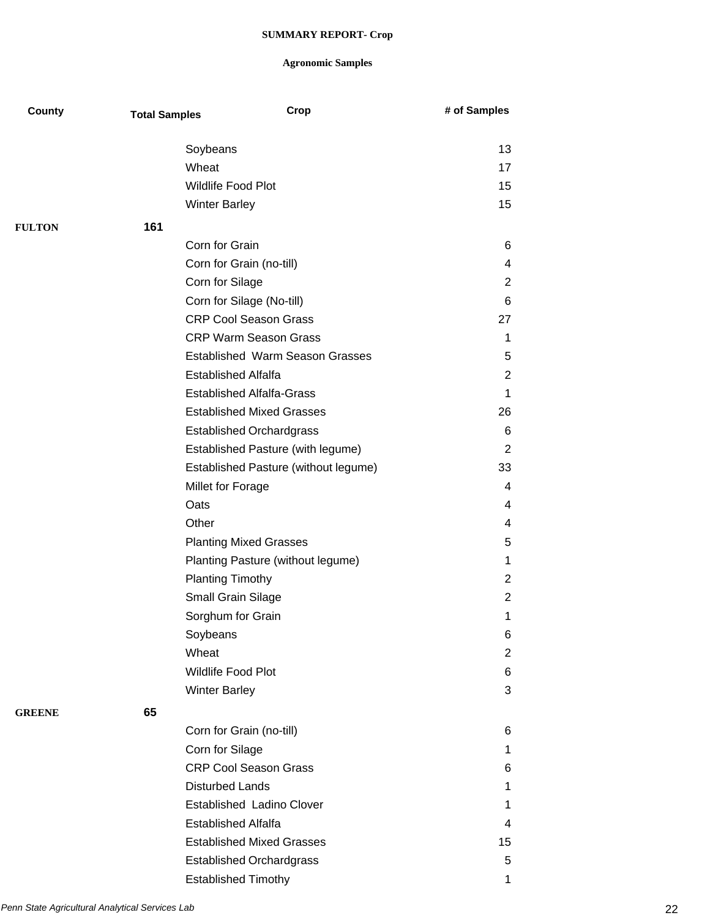**SUMMARY REPORT- Crop**

**Agronomic Samples**

| County | Total Samples | Crop | # of Samples |
|---|---|---|---|
| | | Soybeans | 13 |
| | | Wheat | 17 |
| | | Wildlife Food Plot | 15 |
| | | Winter Barley | 15 |
| **FULTON** | **161** | | |
| | | Corn for Grain | 6 |
| | | Corn for Grain (no-till) | 4 |
| | | Corn for Silage | 2 |
| | | Corn for Silage (No-till) | 6 |
| | | CRP Cool Season Grass | 27 |
| | | CRP Warm Season Grass | 1 |
| | | Established Warm Season Grasses | 5 |
| | | Established Alfalfa | 2 |
| | | Established Alfalfa-Grass | 1 |
| | | Established Mixed Grasses | 26 |
| | | Established Orchardgrass | 6 |
| | | Established Pasture (with legume) | 2 |
| | | Established Pasture (without legume) | 33 |
| | | Millet for Forage | 4 |
| | | Oats | 4 |
| | | Other | 4 |
| | | Planting Mixed Grasses | 5 |
| | | Planting Pasture (without legume) | 1 |
| | | Planting Timothy | 2 |
| | | Small Grain Silage | 2 |
| | | Sorghum for Grain | 1 |
| | | Soybeans | 6 |
| | | Wheat | 2 |
| | | Wildlife Food Plot | 6 |
| | | Winter Barley | 3 |
| **GREENE** | **65** | | |
| | | Corn for Grain (no-till) | 6 |
| | | Corn for Silage | 1 |
| | | CRP Cool Season Grass | 6 |
| | | Disturbed Lands | 1 |
| | | Established Ladino Clover | 1 |
| | | Established Alfalfa | 4 |
| | | Established Mixed Grasses | 15 |
| | | Established Orchardgrass | 5 |
| | | Established Timothy | 1 |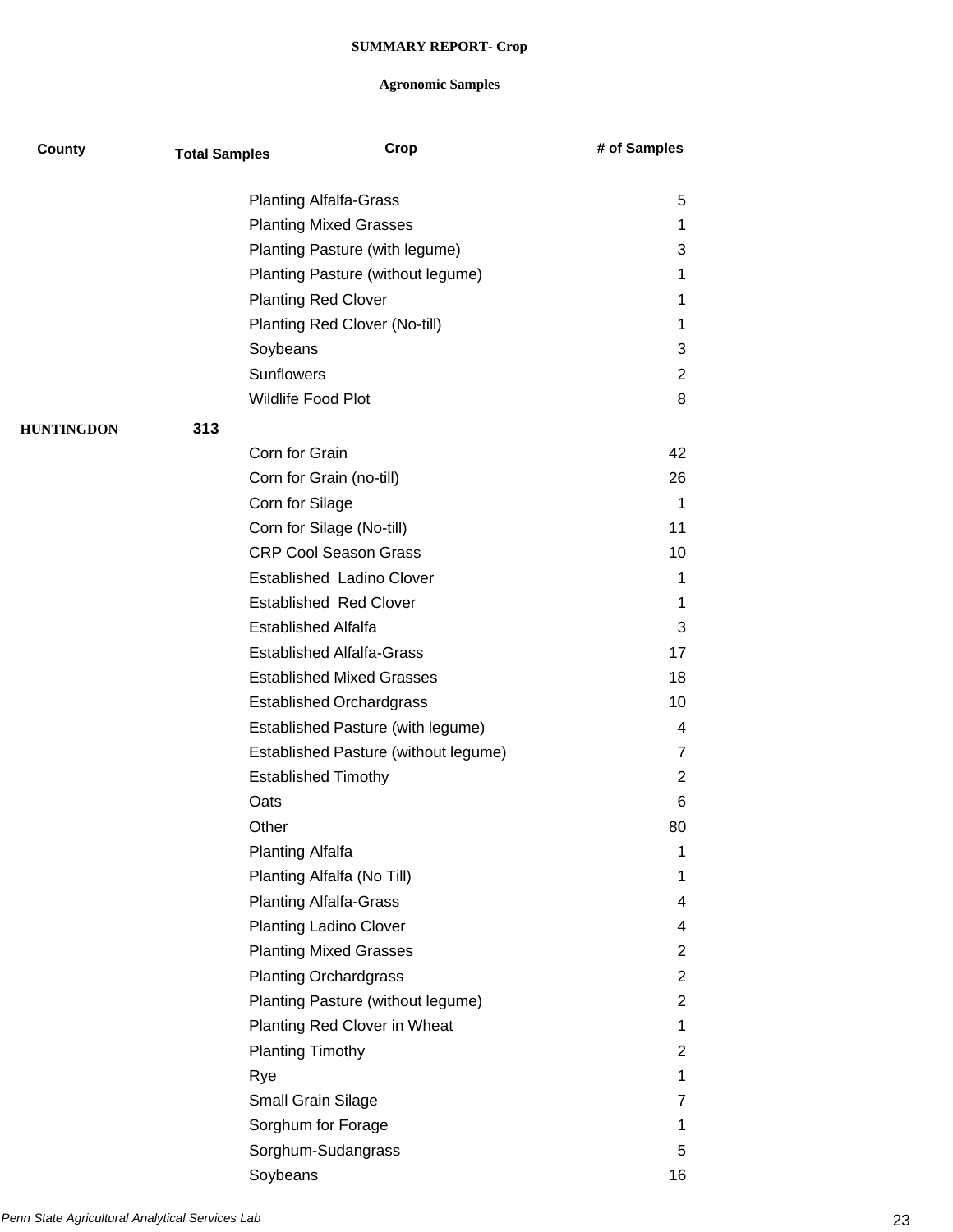**SUMMARY REPORT- Crop**

**Agronomic Samples**

| County | Total Samples | Crop | # of Samples |
|---|---|---|---|
| | | Planting Alfalfa-Grass | 5 |
| | | Planting Mixed Grasses | 1 |
| | | Planting Pasture (with legume) | 3 |
| | | Planting Pasture (without legume) | 1 |
| | | Planting Red Clover | 1 |
| | | Planting Red Clover (No-till) | 1 |
| | | Soybeans | 3 |
| | | Sunflowers | 2 |
| | | Wildlife Food Plot | 8 |
| **HUNTINGDON** | **313** | | |
| | | Corn for Grain | 42 |
| | | Corn for Grain (no-till) | 26 |
| | | Corn for Silage | 1 |
| | | Corn for Silage (No-till) | 11 |
| | | CRP Cool Season Grass | 10 |
| | | Established Ladino Clover | 1 |
| | | Established Red Clover | 1 |
| | | Established Alfalfa | 3 |
| | | Established Alfalfa-Grass | 17 |
| | | Established Mixed Grasses | 18 |
| | | Established Orchardgrass | 10 |
| | | Established Pasture (with legume) | 4 |
| | | Established Pasture (without legume) | 7 |
| | | Established Timothy | 2 |
| | | Oats | 6 |
| | | Other | 80 |
| | | Planting Alfalfa | 1 |
| | | Planting Alfalfa (No Till) | 1 |
| | | Planting Alfalfa-Grass | 4 |
| | | Planting Ladino Clover | 4 |
| | | Planting Mixed Grasses | 2 |
| | | Planting Orchardgrass | 2 |
| | | Planting Pasture (without legume) | 2 |
| | | Planting Red Clover in Wheat | 1 |
| | | Planting Timothy | 2 |
| | | Rye | 1 |
| | | Small Grain Silage | 7 |
| | | Sorghum for Forage | 1 |
| | | Sorghum-Sudangrass | 5 |
| | | Soybeans | 16 |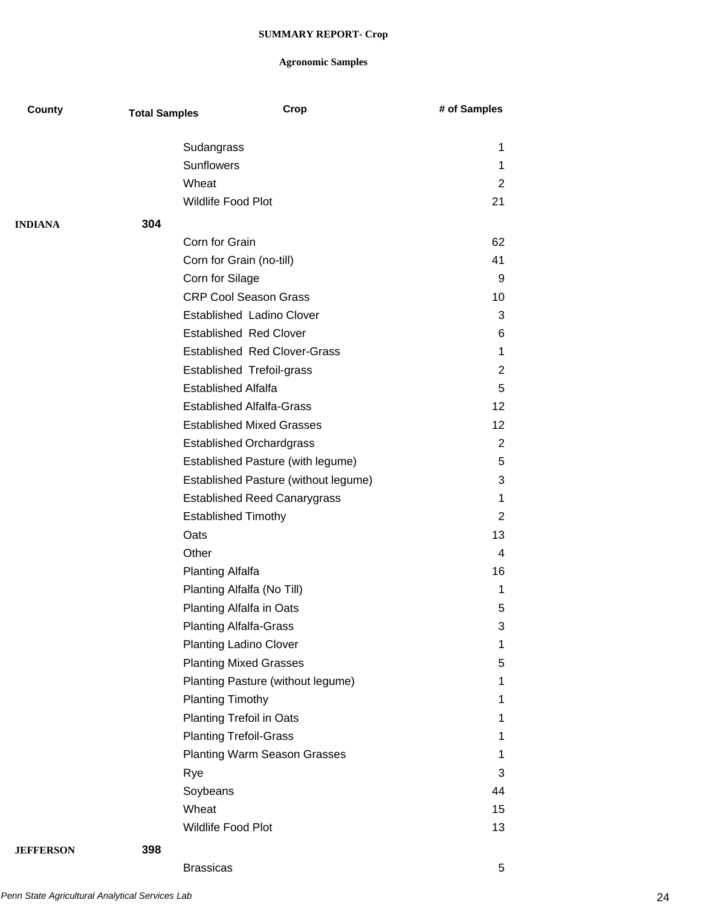**SUMMARY REPORT- Crop**

**Agronomic Samples**

| County | Total Samples | Crop | # of Samples |
|---|---|---|---|
| | | Sudangrass | 1 |
| | | Sunflowers | 1 |
| | | Wheat | 2 |
| | | Wildlife Food Plot | 21 |
| **INDIANA** | **304** | | |
| | | Corn for Grain | 62 |
| | | Corn for Grain (no-till) | 41 |
| | | Corn for Silage | 9 |
| | | CRP Cool Season Grass | 10 |
| | | Established Ladino Clover | 3 |
| | | Established Red Clover | 6 |
| | | Established Red Clover-Grass | 1 |
| | | Established Trefoil-grass | 2 |
| | | Established Alfalfa | 5 |
| | | Established Alfalfa-Grass | 12 |
| | | Established Mixed Grasses | 12 |
| | | Established Orchardgrass | 2 |
| | | Established Pasture (with legume) | 5 |
| | | Established Pasture (without legume) | 3 |
| | | Established Reed Canarygrass | 1 |
| | | Established Timothy | 2 |
| | | Oats | 13 |
| | | Other | 4 |
| | | Planting Alfalfa | 16 |
| | | Planting Alfalfa (No Till) | 1 |
| | | Planting Alfalfa in Oats | 5 |
| | | Planting Alfalfa-Grass | 3 |
| | | Planting Ladino Clover | 1 |
| | | Planting Mixed Grasses | 5 |
| | | Planting Pasture (without legume) | 1 |
| | | Planting Timothy | 1 |
| | | Planting Trefoil in Oats | 1 |
| | | Planting Trefoil-Grass | 1 |
| | | Planting Warm Season Grasses | 1 |
| | | Rye | 3 |
| | | Soybeans | 44 |
| | | Wheat | 15 |
| | | Wildlife Food Plot | 13 |
| **JEFFERSON** | **398** | | |
| | | Brassicas | 5 |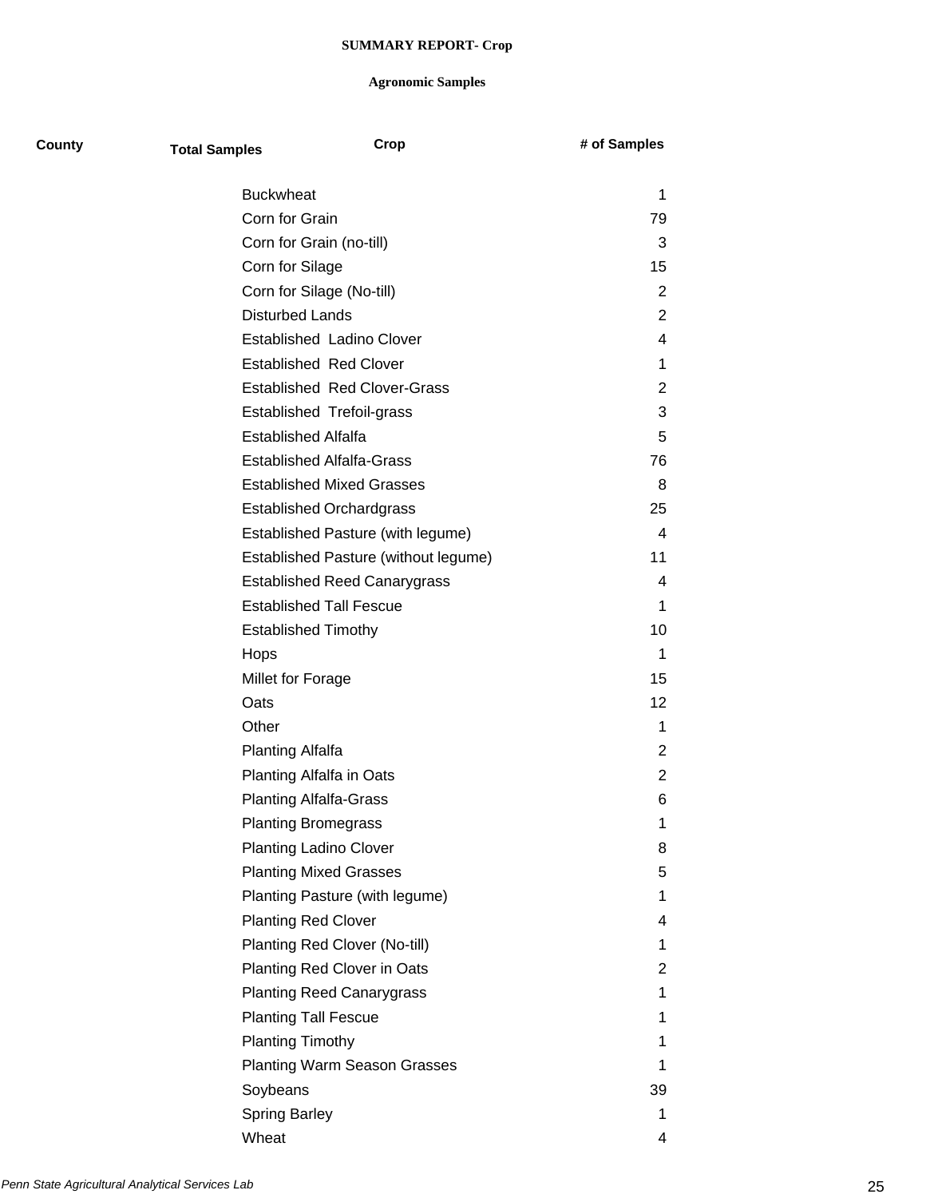**SUMMARY REPORT- Crop**

**Agronomic Samples**

| County | Total Samples | Crop | # of Samples |
|---|---|---|---|
| | | Buckwheat | 1 |
| | | Corn for Grain | 79 |
| | | Corn for Grain (no-till) | 3 |
| | | Corn for Silage | 15 |
| | | Corn for Silage (No-till) | 2 |
| | | Disturbed Lands | 2 |
| | | Established Ladino Clover | 4 |
| | | Established Red Clover | 1 |
| | | Established Red Clover-Grass | 2 |
| | | Established Trefoil-grass | 3 |
| | | Established Alfalfa | 5 |
| | | Established Alfalfa-Grass | 76 |
| | | Established Mixed Grasses | 8 |
| | | Established Orchardgrass | 25 |
| | | Established Pasture (with legume) | 4 |
| | | Established Pasture (without legume) | 11 |
| | | Established Reed Canarygrass | 4 |
| | | Established Tall Fescue | 1 |
| | | Established Timothy | 10 |
| | | Hops | 1 |
| | | Millet for Forage | 15 |
| | | Oats | 12 |
| | | Other | 1 |
| | | Planting Alfalfa | 2 |
| | | Planting Alfalfa in Oats | 2 |
| | | Planting Alfalfa-Grass | 6 |
| | | Planting Bromegrass | 1 |
| | | Planting Ladino Clover | 8 |
| | | Planting Mixed Grasses | 5 |
| | | Planting Pasture (with legume) | 1 |
| | | Planting Red Clover | 4 |
| | | Planting Red Clover (No-till) | 1 |
| | | Planting Red Clover in Oats | 2 |
| | | Planting Reed Canarygrass | 1 |
| | | Planting Tall Fescue | 1 |
| | | Planting Timothy | 1 |
| | | Planting Warm Season Grasses | 1 |
| | | Soybeans | 39 |
| | | Spring Barley | 1 |
| | | Wheat | 4 |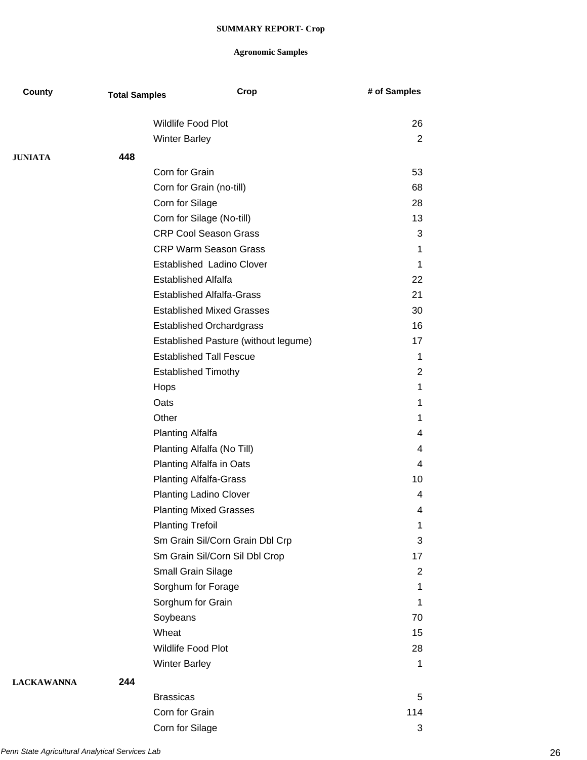**SUMMARY REPORT- Crop**

**Agronomic Samples**

| County | Total Samples | Crop | # of Samples |
|---|---|---|---|
| | | Wildlife Food Plot | 26 |
| | | Winter Barley | 2 |
| **JUNIATA** | **448** | | |
| | | Corn for Grain | 53 |
| | | Corn for Grain (no-till) | 68 |
| | | Corn for Silage | 28 |
| | | Corn for Silage (No-till) | 13 |
| | | CRP Cool Season Grass | 3 |
| | | CRP Warm Season Grass | 1 |
| | | Established  Ladino Clover | 1 |
| | | Established Alfalfa | 22 |
| | | Established Alfalfa-Grass | 21 |
| | | Established Mixed Grasses | 30 |
| | | Established Orchardgrass | 16 |
| | | Established Pasture (without legume) | 17 |
| | | Established Tall Fescue | 1 |
| | | Established Timothy | 2 |
| | | Hops | 1 |
| | | Oats | 1 |
| | | Other | 1 |
| | | Planting Alfalfa | 4 |
| | | Planting Alfalfa (No Till) | 4 |
| | | Planting Alfalfa in Oats | 4 |
| | | Planting Alfalfa-Grass | 10 |
| | | Planting Ladino Clover | 4 |
| | | Planting Mixed Grasses | 4 |
| | | Planting Trefoil | 1 |
| | | Sm Grain Sil/Corn Grain Dbl Crp | 3 |
| | | Sm Grain Sil/Corn Sil Dbl Crop | 17 |
| | | Small Grain Silage | 2 |
| | | Sorghum for Forage | 1 |
| | | Sorghum for Grain | 1 |
| | | Soybeans | 70 |
| | | Wheat | 15 |
| | | Wildlife Food Plot | 28 |
| | | Winter Barley | 1 |
| **LACKAWANNA** | **244** | | |
| | | Brassicas | 5 |
| | | Corn for Grain | 114 |
| | | Corn for Silage | 3 |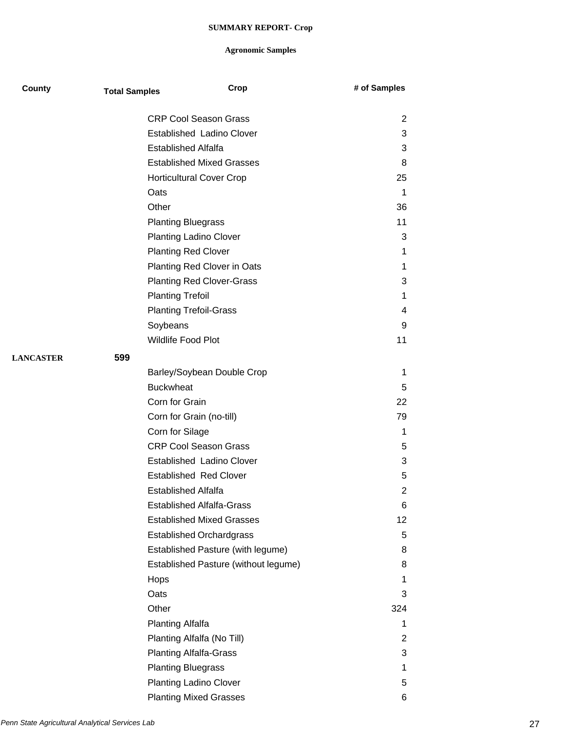**SUMMARY REPORT- Crop**

**Agronomic Samples**

| County | Total Samples | Crop | # of Samples |
|---|---|---|---|
| | | CRP Cool Season Grass | 2 |
| | | Established Ladino Clover | 3 |
| | | Established Alfalfa | 3 |
| | | Established Mixed Grasses | 8 |
| | | Horticultural Cover Crop | 25 |
| | | Oats | 1 |
| | | Other | 36 |
| | | Planting Bluegrass | 11 |
| | | Planting Ladino Clover | 3 |
| | | Planting Red Clover | 1 |
| | | Planting Red Clover in Oats | 1 |
| | | Planting Red Clover-Grass | 3 |
| | | Planting Trefoil | 1 |
| | | Planting Trefoil-Grass | 4 |
| | | Soybeans | 9 |
| | | Wildlife Food Plot | 11 |
| **LANCASTER** | **599** | | |
| | | Barley/Soybean Double Crop | 1 |
| | | Buckwheat | 5 |
| | | Corn for Grain | 22 |
| | | Corn for Grain (no-till) | 79 |
| | | Corn for Silage | 1 |
| | | CRP Cool Season Grass | 5 |
| | | Established Ladino Clover | 3 |
| | | Established Red Clover | 5 |
| | | Established Alfalfa | 2 |
| | | Established Alfalfa-Grass | 6 |
| | | Established Mixed Grasses | 12 |
| | | Established Orchardgrass | 5 |
| | | Established Pasture (with legume) | 8 |
| | | Established Pasture (without legume) | 8 |
| | | Hops | 1 |
| | | Oats | 3 |
| | | Other | 324 |
| | | Planting Alfalfa | 1 |
| | | Planting Alfalfa (No Till) | 2 |
| | | Planting Alfalfa-Grass | 3 |
| | | Planting Bluegrass | 1 |
| | | Planting Ladino Clover | 5 |
| | | Planting Mixed Grasses | 6 |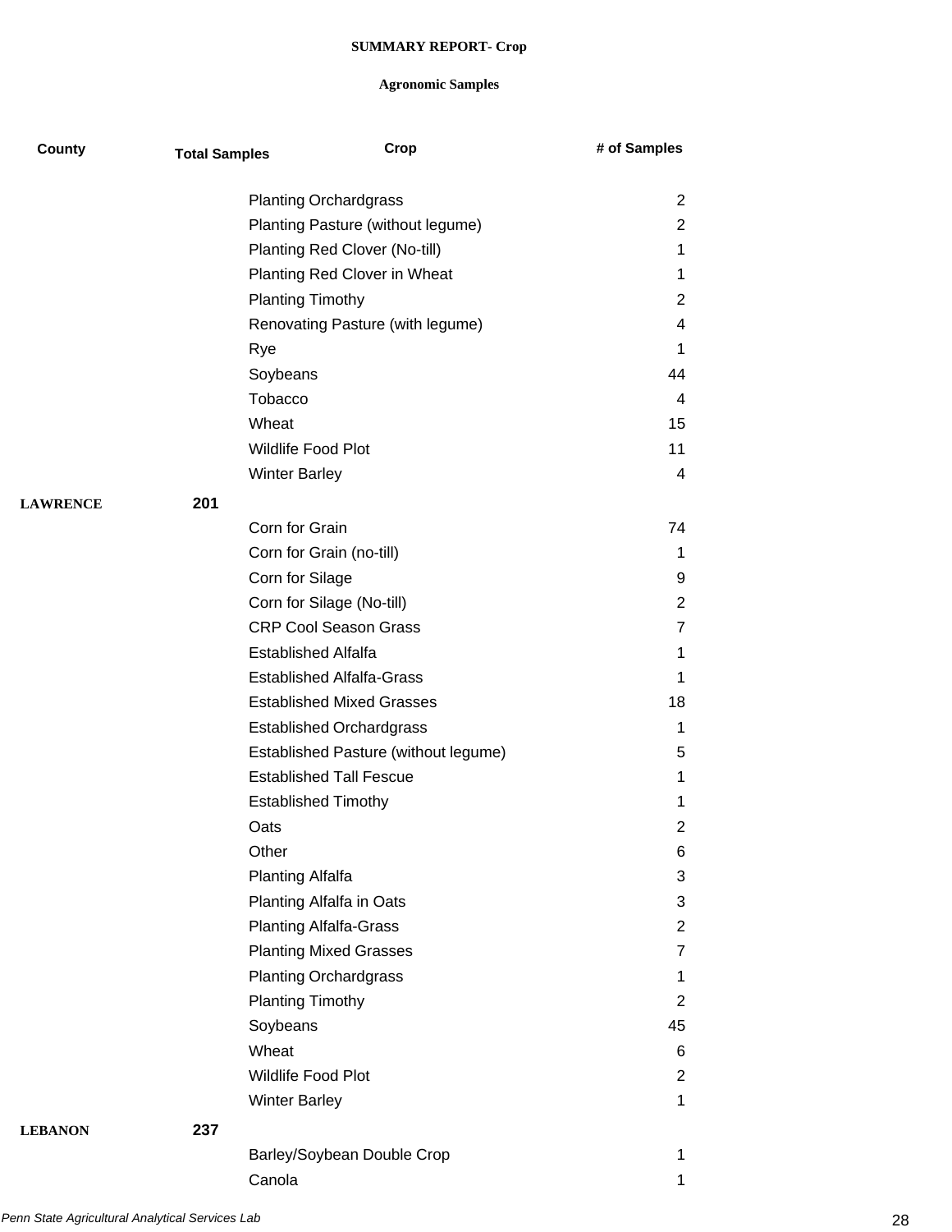**SUMMARY REPORT- Crop**

**Agronomic Samples**

| County | Total Samples | Crop | # of Samples |
|---|---|---|---|
| | | Planting Orchardgrass | 2 |
| | | Planting Pasture (without legume) | 2 |
| | | Planting Red Clover (No-till) | 1 |
| | | Planting Red Clover in Wheat | 1 |
| | | Planting Timothy | 2 |
| | | Renovating Pasture (with legume) | 4 |
| | | Rye | 1 |
| | | Soybeans | 44 |
| | | Tobacco | 4 |
| | | Wheat | 15 |
| | | Wildlife Food Plot | 11 |
| | | Winter Barley | 4 |
| **LAWRENCE** | **201** | | |
| | | Corn for Grain | 74 |
| | | Corn for Grain (no-till) | 1 |
| | | Corn for Silage | 9 |
| | | Corn for Silage (No-till) | 2 |
| | | CRP Cool Season Grass | 7 |
| | | Established Alfalfa | 1 |
| | | Established Alfalfa-Grass | 1 |
| | | Established Mixed Grasses | 18 |
| | | Established Orchardgrass | 1 |
| | | Established Pasture (without legume) | 5 |
| | | Established Tall Fescue | 1 |
| | | Established Timothy | 1 |
| | | Oats | 2 |
| | | Other | 6 |
| | | Planting Alfalfa | 3 |
| | | Planting Alfalfa in Oats | 3 |
| | | Planting Alfalfa-Grass | 2 |
| | | Planting Mixed Grasses | 7 |
| | | Planting Orchardgrass | 1 |
| | | Planting Timothy | 2 |
| | | Soybeans | 45 |
| | | Wheat | 6 |
| | | Wildlife Food Plot | 2 |
| | | Winter Barley | 1 |
| **LEBANON** | **237** | | |
| | | Barley/Soybean Double Crop | 1 |
| | | Canola | 1 |

*Penn State Agricultural Analytical Services Lab*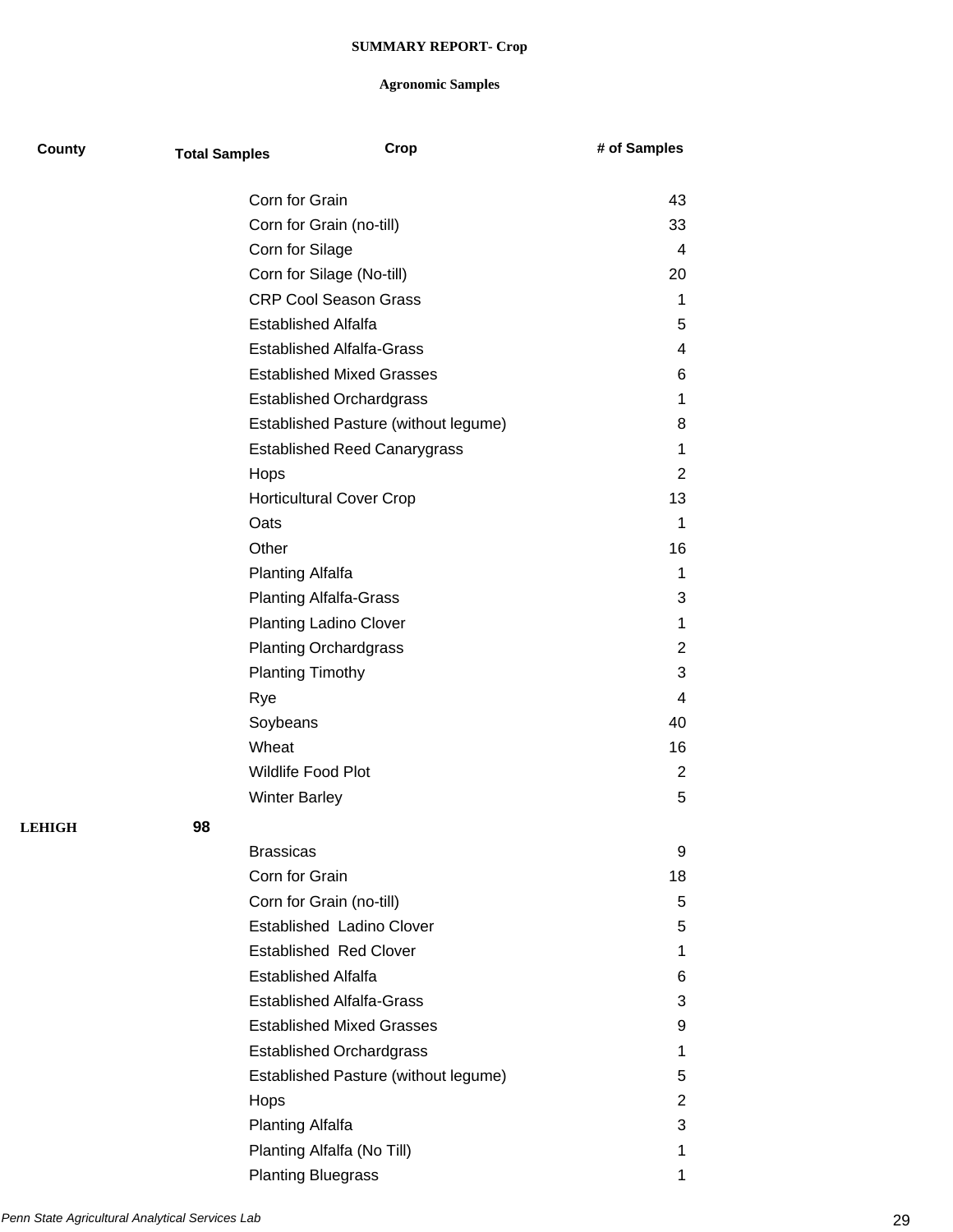**SUMMARY REPORT- Crop**

**Agronomic Samples**

| County | Total Samples | Crop | # of Samples |
|---|---|---|---|
| | | Corn for Grain | 43 |
| | | Corn for Grain (no-till) | 33 |
| | | Corn for Silage | 4 |
| | | Corn for Silage (No-till) | 20 |
| | | CRP Cool Season Grass | 1 |
| | | Established Alfalfa | 5 |
| | | Established Alfalfa-Grass | 4 |
| | | Established Mixed Grasses | 6 |
| | | Established Orchardgrass | 1 |
| | | Established Pasture (without legume) | 8 |
| | | Established Reed Canarygrass | 1 |
| | | Hops | 2 |
| | | Horticultural Cover Crop | 13 |
| | | Oats | 1 |
| | | Other | 16 |
| | | Planting Alfalfa | 1 |
| | | Planting Alfalfa-Grass | 3 |
| | | Planting Ladino Clover | 1 |
| | | Planting Orchardgrass | 2 |
| | | Planting Timothy | 3 |
| | | Rye | 4 |
| | | Soybeans | 40 |
| | | Wheat | 16 |
| | | Wildlife Food Plot | 2 |
| | | Winter Barley | 5 |
| **LEHIGH** | **98** | | |
| | | Brassicas | 9 |
| | | Corn for Grain | 18 |
| | | Corn for Grain (no-till) | 5 |
| | | Established  Ladino Clover | 5 |
| | | Established  Red Clover | 1 |
| | | Established Alfalfa | 6 |
| | | Established Alfalfa-Grass | 3 |
| | | Established Mixed Grasses | 9 |
| | | Established Orchardgrass | 1 |
| | | Established Pasture (without legume) | 5 |
| | | Hops | 2 |
| | | Planting Alfalfa | 3 |
| | | Planting Alfalfa (No Till) | 1 |
| | | Planting Bluegrass | 1 |

*Penn State Agricultural Analytical Services Lab*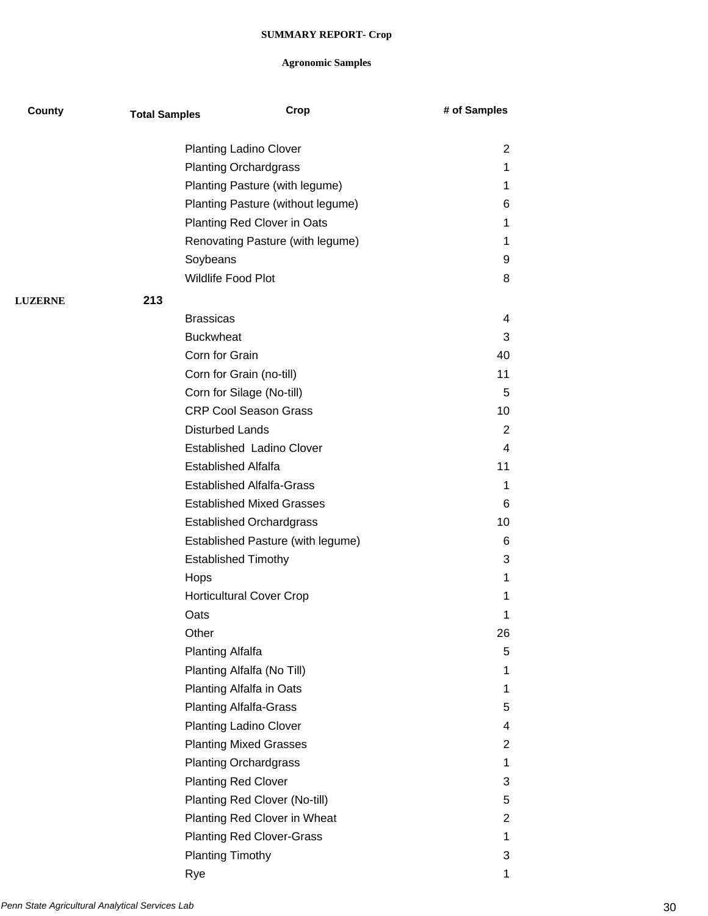**SUMMARY REPORT- Crop**

**Agronomic Samples**

| County | Total Samples | Crop | # of Samples |
|---|---|---|---|
| | | Planting Ladino Clover | 2 |
| | | Planting Orchardgrass | 1 |
| | | Planting Pasture (with legume) | 1 |
| | | Planting Pasture (without legume) | 6 |
| | | Planting Red Clover in Oats | 1 |
| | | Renovating Pasture (with legume) | 1 |
| | | Soybeans | 9 |
| | | Wildlife Food Plot | 8 |
| **LUZERNE** | **213** | | |
| | | Brassicas | 4 |
| | | Buckwheat | 3 |
| | | Corn for Grain | 40 |
| | | Corn for Grain (no-till) | 11 |
| | | Corn for Silage (No-till) | 5 |
| | | CRP Cool Season Grass | 10 |
| | | Disturbed Lands | 2 |
| | | Established Ladino Clover | 4 |
| | | Established Alfalfa | 11 |
| | | Established Alfalfa-Grass | 1 |
| | | Established Mixed Grasses | 6 |
| | | Established Orchardgrass | 10 |
| | | Established Pasture (with legume) | 6 |
| | | Established Timothy | 3 |
| | | Hops | 1 |
| | | Horticultural Cover Crop | 1 |
| | | Oats | 1 |
| | | Other | 26 |
| | | Planting Alfalfa | 5 |
| | | Planting Alfalfa (No Till) | 1 |
| | | Planting Alfalfa in Oats | 1 |
| | | Planting Alfalfa-Grass | 5 |
| | | Planting Ladino Clover | 4 |
| | | Planting Mixed Grasses | 2 |
| | | Planting Orchardgrass | 1 |
| | | Planting Red Clover | 3 |
| | | Planting Red Clover (No-till) | 5 |
| | | Planting Red Clover in Wheat | 2 |
| | | Planting Red Clover-Grass | 1 |
| | | Planting Timothy | 3 |
| | | Rye | 1 |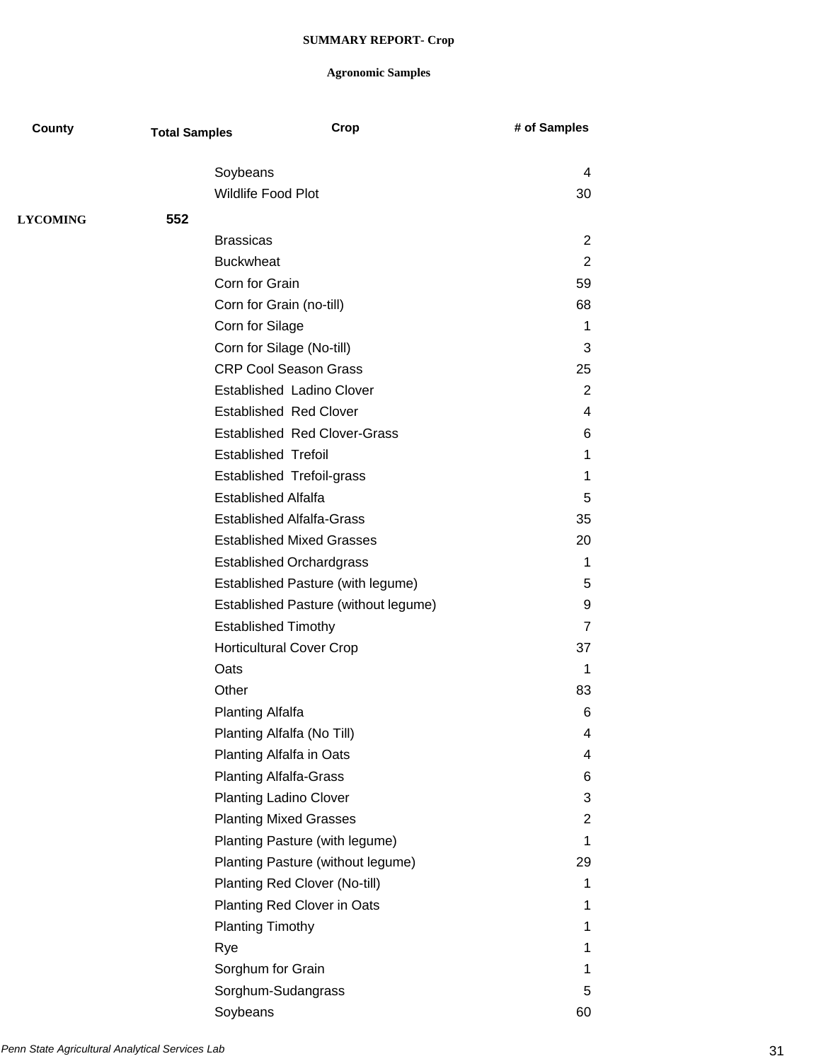**SUMMARY REPORT- Crop**

**Agronomic Samples**

| County | Total Samples | Crop | # of Samples |
|---|---|---|---|
| | | Soybeans | 4 |
| | | Wildlife Food Plot | 30 |
| **LYCOMING** | **552** | | |
| | | Brassicas | 2 |
| | | Buckwheat | 2 |
| | | Corn for Grain | 59 |
| | | Corn for Grain (no-till) | 68 |
| | | Corn for Silage | 1 |
| | | Corn for Silage (No-till) | 3 |
| | | CRP Cool Season Grass | 25 |
| | | Established Ladino Clover | 2 |
| | | Established Red Clover | 4 |
| | | Established Red Clover-Grass | 6 |
| | | Established Trefoil | 1 |
| | | Established Trefoil-grass | 1 |
| | | Established Alfalfa | 5 |
| | | Established Alfalfa-Grass | 35 |
| | | Established Mixed Grasses | 20 |
| | | Established Orchardgrass | 1 |
| | | Established Pasture (with legume) | 5 |
| | | Established Pasture (without legume) | 9 |
| | | Established Timothy | 7 |
| | | Horticultural Cover Crop | 37 |
| | | Oats | 1 |
| | | Other | 83 |
| | | Planting Alfalfa | 6 |
| | | Planting Alfalfa (No Till) | 4 |
| | | Planting Alfalfa in Oats | 4 |
| | | Planting Alfalfa-Grass | 6 |
| | | Planting Ladino Clover | 3 |
| | | Planting Mixed Grasses | 2 |
| | | Planting Pasture (with legume) | 1 |
| | | Planting Pasture (without legume) | 29 |
| | | Planting Red Clover (No-till) | 1 |
| | | Planting Red Clover in Oats | 1 |
| | | Planting Timothy | 1 |
| | | Rye | 1 |
| | | Sorghum for Grain | 1 |
| | | Sorghum-Sudangrass | 5 |
| | | Soybeans | 60 |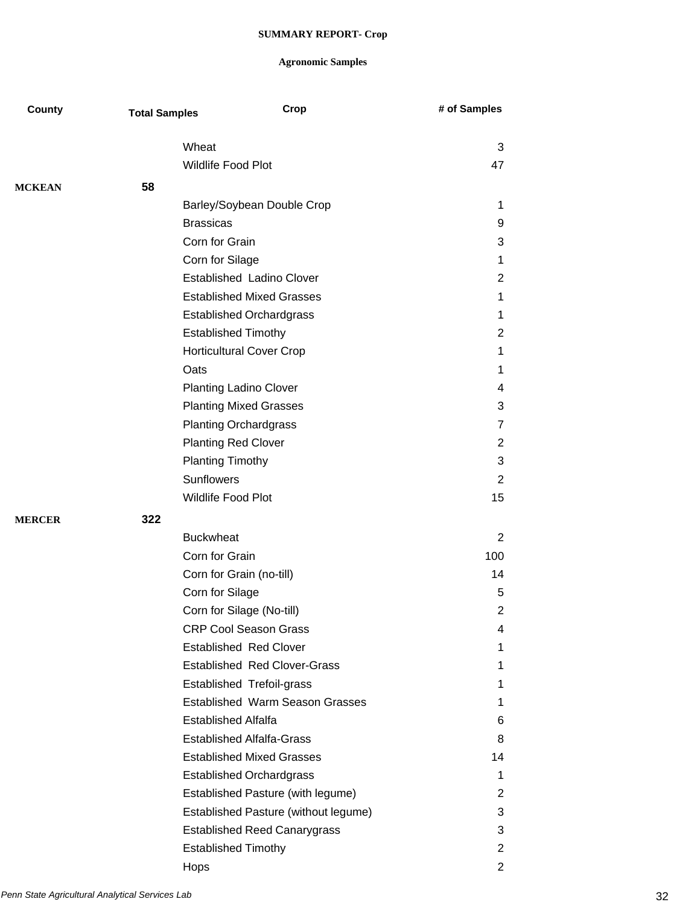**SUMMARY REPORT- Crop**

**Agronomic Samples**

| County | Total Samples | Crop | # of Samples |
|---|---|---|---|
| | | Wheat | 3 |
| | | Wildlife Food Plot | 47 |
| **MCKEAN** | **58** | | |
| | | Barley/Soybean Double Crop | 1 |
| | | Brassicas | 9 |
| | | Corn for Grain | 3 |
| | | Corn for Silage | 1 |
| | | Established  Ladino Clover | 2 |
| | | Established Mixed Grasses | 1 |
| | | Established Orchardgrass | 1 |
| | | Established Timothy | 2 |
| | | Horticultural Cover Crop | 1 |
| | | Oats | 1 |
| | | Planting Ladino Clover | 4 |
| | | Planting Mixed Grasses | 3 |
| | | Planting Orchardgrass | 7 |
| | | Planting Red Clover | 2 |
| | | Planting Timothy | 3 |
| | | Sunflowers | 2 |
| | | Wildlife Food Plot | 15 |
| **MERCER** | **322** | | |
| | | Buckwheat | 2 |
| | | Corn for Grain | 100 |
| | | Corn for Grain (no-till) | 14 |
| | | Corn for Silage | 5 |
| | | Corn for Silage (No-till) | 2 |
| | | CRP Cool Season Grass | 4 |
| | | Established  Red Clover | 1 |
| | | Established  Red Clover-Grass | 1 |
| | | Established  Trefoil-grass | 1 |
| | | Established  Warm Season Grasses | 1 |
| | | Established Alfalfa | 6 |
| | | Established Alfalfa-Grass | 8 |
| | | Established Mixed Grasses | 14 |
| | | Established Orchardgrass | 1 |
| | | Established Pasture (with legume) | 2 |
| | | Established Pasture (without legume) | 3 |
| | | Established Reed Canarygrass | 3 |
| | | Established Timothy | 2 |
| | | Hops | 2 |

*Penn State Agricultural Analytical Services Lab*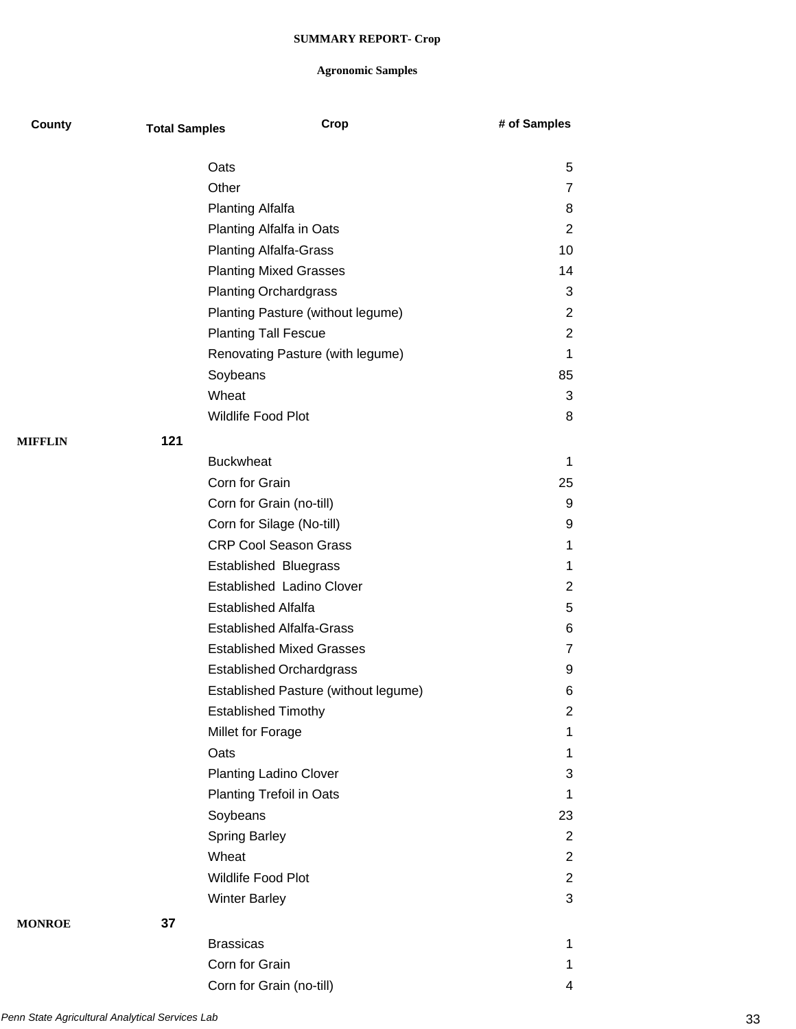**SUMMARY REPORT- Crop**

**Agronomic Samples**

| County | Total Samples | Crop | # of Samples |
|---|---|---|---|
| | | Oats | 5 |
| | | Other | 7 |
| | | Planting Alfalfa | 8 |
| | | Planting Alfalfa in Oats | 2 |
| | | Planting Alfalfa-Grass | 10 |
| | | Planting Mixed Grasses | 14 |
| | | Planting Orchardgrass | 3 |
| | | Planting Pasture (without legume) | 2 |
| | | Planting Tall Fescue | 2 |
| | | Renovating Pasture (with legume) | 1 |
| | | Soybeans | 85 |
| | | Wheat | 3 |
| | | Wildlife Food Plot | 8 |
| **MIFFLIN** | **121** | | |
| | | Buckwheat | 1 |
| | | Corn for Grain | 25 |
| | | Corn for Grain (no-till) | 9 |
| | | Corn for Silage (No-till) | 9 |
| | | CRP Cool Season Grass | 1 |
| | | Established Bluegrass | 1 |
| | | Established Ladino Clover | 2 |
| | | Established Alfalfa | 5 |
| | | Established Alfalfa-Grass | 6 |
| | | Established Mixed Grasses | 7 |
| | | Established Orchardgrass | 9 |
| | | Established Pasture (without legume) | 6 |
| | | Established Timothy | 2 |
| | | Millet for Forage | 1 |
| | | Oats | 1 |
| | | Planting Ladino Clover | 3 |
| | | Planting Trefoil in Oats | 1 |
| | | Soybeans | 23 |
| | | Spring Barley | 2 |
| | | Wheat | 2 |
| | | Wildlife Food Plot | 2 |
| | | Winter Barley | 3 |
| **MONROE** | **37** | | |
| | | Brassicas | 1 |
| | | Corn for Grain | 1 |
| | | Corn for Grain (no-till) | 4 |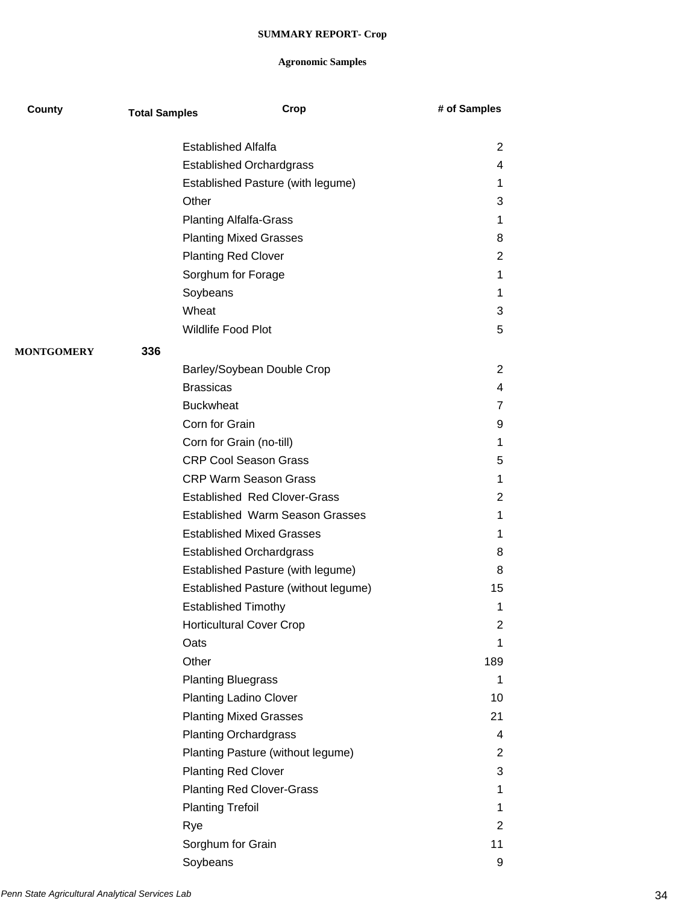**SUMMARY REPORT- Crop**

**Agronomic Samples**

| County | Total Samples | Crop | # of Samples |
|---|---|---|---|
| | | Established Alfalfa | 2 |
| | | Established Orchardgrass | 4 |
| | | Established Pasture (with legume) | 1 |
| | | Other | 3 |
| | | Planting Alfalfa-Grass | 1 |
| | | Planting Mixed Grasses | 8 |
| | | Planting Red Clover | 2 |
| | | Sorghum for Forage | 1 |
| | | Soybeans | 1 |
| | | Wheat | 3 |
| | | Wildlife Food Plot | 5 |
| **MONTGOMERY** | **336** | | |
| | | Barley/Soybean Double Crop | 2 |
| | | Brassicas | 4 |
| | | Buckwheat | 7 |
| | | Corn for Grain | 9 |
| | | Corn for Grain (no-till) | 1 |
| | | CRP Cool Season Grass | 5 |
| | | CRP Warm Season Grass | 1 |
| | | Established Red Clover-Grass | 2 |
| | | Established Warm Season Grasses | 1 |
| | | Established Mixed Grasses | 1 |
| | | Established Orchardgrass | 8 |
| | | Established Pasture (with legume) | 8 |
| | | Established Pasture (without legume) | 15 |
| | | Established Timothy | 1 |
| | | Horticultural Cover Crop | 2 |
| | | Oats | 1 |
| | | Other | 189 |
| | | Planting Bluegrass | 1 |
| | | Planting Ladino Clover | 10 |
| | | Planting Mixed Grasses | 21 |
| | | Planting Orchardgrass | 4 |
| | | Planting Pasture (without legume) | 2 |
| | | Planting Red Clover | 3 |
| | | Planting Red Clover-Grass | 1 |
| | | Planting Trefoil | 1 |
| | | Rye | 2 |
| | | Sorghum for Grain | 11 |
| | | Soybeans | 9 |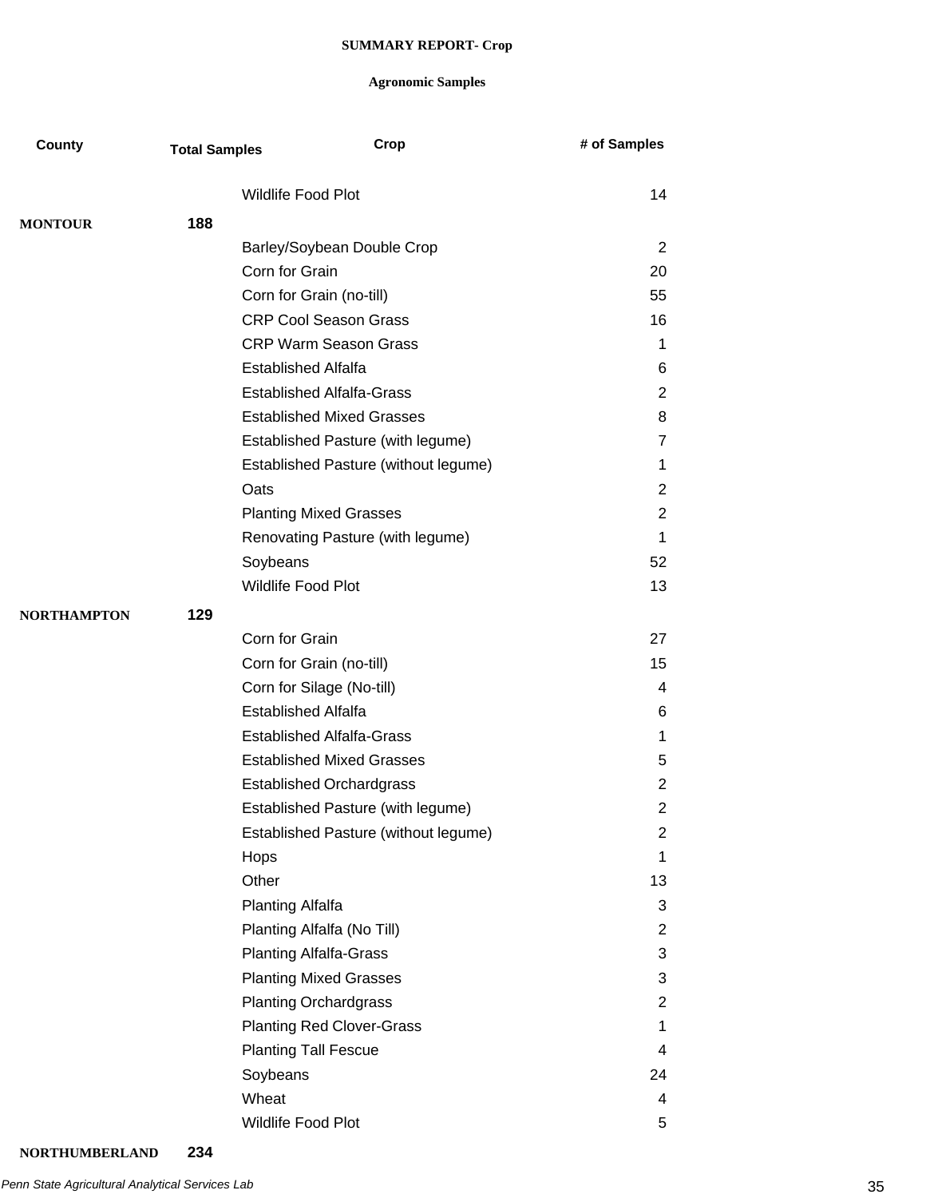**SUMMARY REPORT- Crop**

**Agronomic Samples**

| County | Total Samples | Crop | # of Samples |
|---|---|---|---|
| | | Wildlife Food Plot | 14 |
| **MONTOUR** | **188** | | |
| | | Barley/Soybean Double Crop | 2 |
| | | Corn for Grain | 20 |
| | | Corn for Grain (no-till) | 55 |
| | | CRP Cool Season Grass | 16 |
| | | CRP Warm Season Grass | 1 |
| | | Established Alfalfa | 6 |
| | | Established Alfalfa-Grass | 2 |
| | | Established Mixed Grasses | 8 |
| | | Established Pasture (with legume) | 7 |
| | | Established Pasture (without legume) | 1 |
| | | Oats | 2 |
| | | Planting Mixed Grasses | 2 |
| | | Renovating Pasture (with legume) | 1 |
| | | Soybeans | 52 |
| | | Wildlife Food Plot | 13 |
| **NORTHAMPTON** | **129** | | |
| | | Corn for Grain | 27 |
| | | Corn for Grain (no-till) | 15 |
| | | Corn for Silage (No-till) | 4 |
| | | Established Alfalfa | 6 |
| | | Established Alfalfa-Grass | 1 |
| | | Established Mixed Grasses | 5 |
| | | Established Orchardgrass | 2 |
| | | Established Pasture (with legume) | 2 |
| | | Established Pasture (without legume) | 2 |
| | | Hops | 1 |
| | | Other | 13 |
| | | Planting Alfalfa | 3 |
| | | Planting Alfalfa (No Till) | 2 |
| | | Planting Alfalfa-Grass | 3 |
| | | Planting Mixed Grasses | 3 |
| | | Planting Orchardgrass | 2 |
| | | Planting Red Clover-Grass | 1 |
| | | Planting Tall Fescue | 4 |
| | | Soybeans | 24 |
| | | Wheat | 4 |
| | | Wildlife Food Plot | 5 |
| **NORTHUMBERLAND** | **234** | | |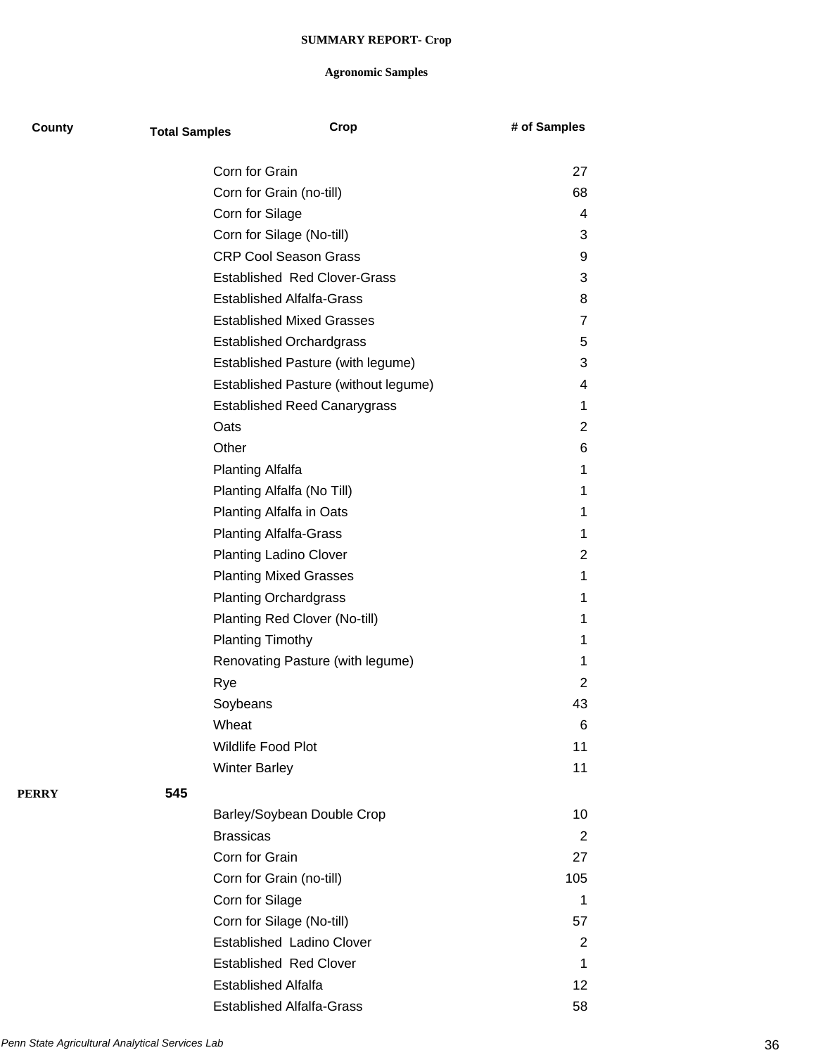**SUMMARY REPORT- Crop**

**Agronomic Samples**

| County | Total Samples | Crop | # of Samples |
|---|---|---|---|
| | | Corn for Grain | 27 |
| | | Corn for Grain (no-till) | 68 |
| | | Corn for Silage | 4 |
| | | Corn for Silage (No-till) | 3 |
| | | CRP Cool Season Grass | 9 |
| | | Established  Red Clover-Grass | 3 |
| | | Established Alfalfa-Grass | 8 |
| | | Established Mixed Grasses | 7 |
| | | Established Orchardgrass | 5 |
| | | Established Pasture (with legume) | 3 |
| | | Established Pasture (without legume) | 4 |
| | | Established Reed Canarygrass | 1 |
| | | Oats | 2 |
| | | Other | 6 |
| | | Planting Alfalfa | 1 |
| | | Planting Alfalfa (No Till) | 1 |
| | | Planting Alfalfa in Oats | 1 |
| | | Planting Alfalfa-Grass | 1 |
| | | Planting Ladino Clover | 2 |
| | | Planting Mixed Grasses | 1 |
| | | Planting Orchardgrass | 1 |
| | | Planting Red Clover (No-till) | 1 |
| | | Planting Timothy | 1 |
| | | Renovating Pasture (with legume) | 1 |
| | | Rye | 2 |
| | | Soybeans | 43 |
| | | Wheat | 6 |
| | | Wildlife Food Plot | 11 |
| | | Winter Barley | 11 |
| **PERRY** | **545** | | |
| | | Barley/Soybean Double Crop | 10 |
| | | Brassicas | 2 |
| | | Corn for Grain | 27 |
| | | Corn for Grain (no-till) | 105 |
| | | Corn for Silage | 1 |
| | | Corn for Silage (No-till) | 57 |
| | | Established  Ladino Clover | 2 |
| | | Established  Red Clover | 1 |
| | | Established Alfalfa | 12 |
| | | Established Alfalfa-Grass | 58 |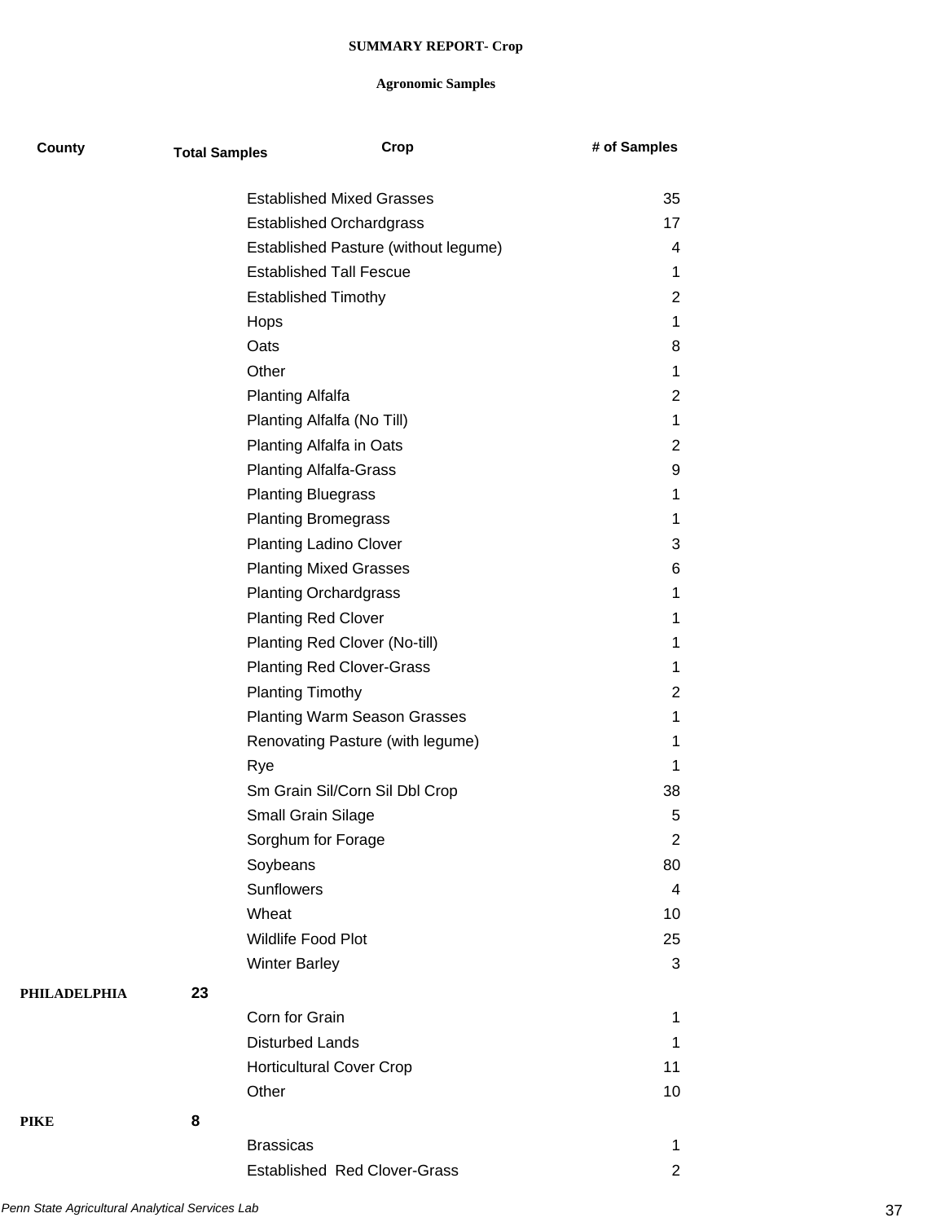**SUMMARY REPORT- Crop**

**Agronomic Samples**

| County | Total Samples | Crop | # of Samples |
|---|---|---|---|
| | | Established Mixed Grasses | 35 |
| | | Established Orchardgrass | 17 |
| | | Established Pasture (without legume) | 4 |
| | | Established Tall Fescue | 1 |
| | | Established Timothy | 2 |
| | | Hops | 1 |
| | | Oats | 8 |
| | | Other | 1 |
| | | Planting Alfalfa | 2 |
| | | Planting Alfalfa (No Till) | 1 |
| | | Planting Alfalfa in Oats | 2 |
| | | Planting Alfalfa-Grass | 9 |
| | | Planting Bluegrass | 1 |
| | | Planting Bromegrass | 1 |
| | | Planting Ladino Clover | 3 |
| | | Planting Mixed Grasses | 6 |
| | | Planting Orchardgrass | 1 |
| | | Planting Red Clover | 1 |
| | | Planting Red Clover (No-till) | 1 |
| | | Planting Red Clover-Grass | 1 |
| | | Planting Timothy | 2 |
| | | Planting Warm Season Grasses | 1 |
| | | Renovating Pasture (with legume) | 1 |
| | | Rye | 1 |
| | | Sm Grain Sil/Corn Sil Dbl Crop | 38 |
| | | Small Grain Silage | 5 |
| | | Sorghum for Forage | 2 |
| | | Soybeans | 80 |
| | | Sunflowers | 4 |
| | | Wheat | 10 |
| | | Wildlife Food Plot | 25 |
| | | Winter Barley | 3 |
| **PHILADELPHIA** | **23** | | |
| | | Corn for Grain | 1 |
| | | Disturbed Lands | 1 |
| | | Horticultural Cover Crop | 11 |
| | | Other | 10 |
| **PIKE** | **8** | | |
| | | Brassicas | 1 |
| | | Established Red Clover-Grass | 2 |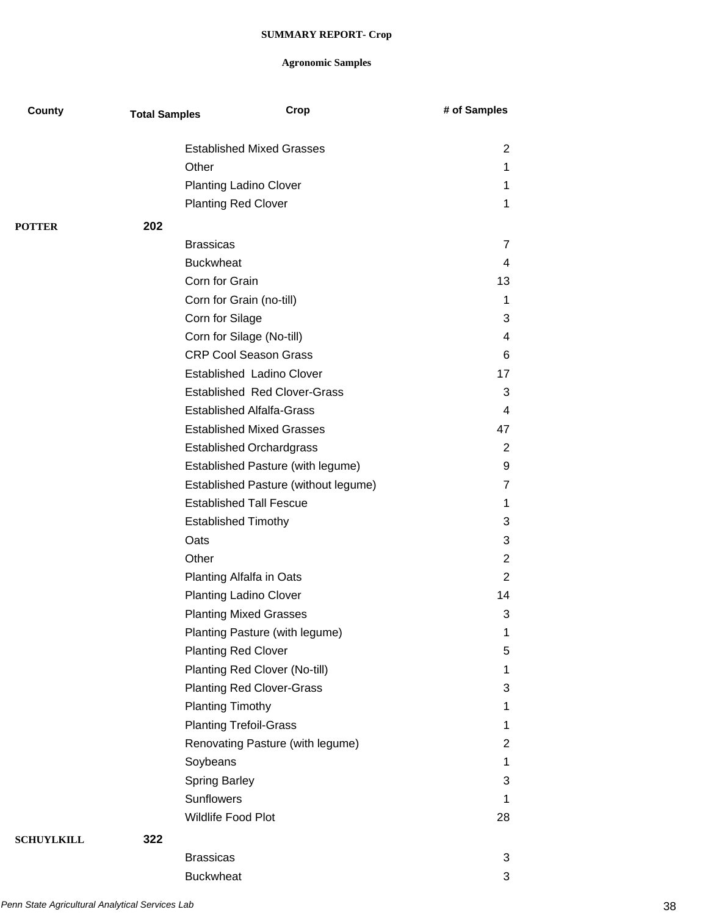**SUMMARY REPORT- Crop**

**Agronomic Samples**

| County | Total Samples | Crop | # of Samples |
|---|---|---|---|
| | | Established Mixed Grasses | 2 |
| | | Other | 1 |
| | | Planting Ladino Clover | 1 |
| | | Planting Red Clover | 1 |
| **POTTER** | **202** | | |
| | | Brassicas | 7 |
| | | Buckwheat | 4 |
| | | Corn for Grain | 13 |
| | | Corn for Grain (no-till) | 1 |
| | | Corn for Silage | 3 |
| | | Corn for Silage (No-till) | 4 |
| | | CRP Cool Season Grass | 6 |
| | | Established Ladino Clover | 17 |
| | | Established Red Clover-Grass | 3 |
| | | Established Alfalfa-Grass | 4 |
| | | Established Mixed Grasses | 47 |
| | | Established Orchardgrass | 2 |
| | | Established Pasture (with legume) | 9 |
| | | Established Pasture (without legume) | 7 |
| | | Established Tall Fescue | 1 |
| | | Established Timothy | 3 |
| | | Oats | 3 |
| | | Other | 2 |
| | | Planting Alfalfa in Oats | 2 |
| | | Planting Ladino Clover | 14 |
| | | Planting Mixed Grasses | 3 |
| | | Planting Pasture (with legume) | 1 |
| | | Planting Red Clover | 5 |
| | | Planting Red Clover (No-till) | 1 |
| | | Planting Red Clover-Grass | 3 |
| | | Planting Timothy | 1 |
| | | Planting Trefoil-Grass | 1 |
| | | Renovating Pasture (with legume) | 2 |
| | | Soybeans | 1 |
| | | Spring Barley | 3 |
| | | Sunflowers | 1 |
| | | Wildlife Food Plot | 28 |
| **SCHUYLKILL** | **322** | | |
| | | Brassicas | 3 |
| | | Buckwheat | 3 |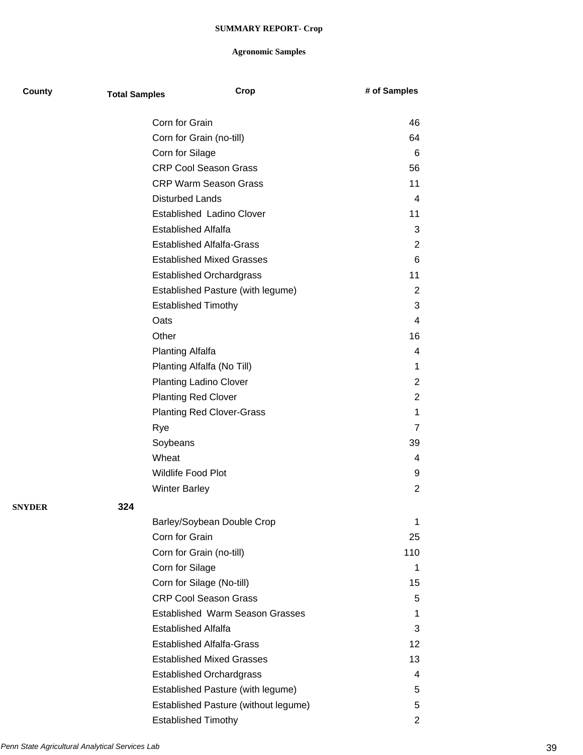**SUMMARY REPORT- Crop**

**Agronomic Samples**

| County | Total Samples | Crop | # of Samples |
|---|---|---|---|
| | | Corn for Grain | 46 |
| | | Corn for Grain (no-till) | 64 |
| | | Corn for Silage | 6 |
| | | CRP Cool Season Grass | 56 |
| | | CRP Warm Season Grass | 11 |
| | | Disturbed Lands | 4 |
| | | Established  Ladino Clover | 11 |
| | | Established Alfalfa | 3 |
| | | Established Alfalfa-Grass | 2 |
| | | Established Mixed Grasses | 6 |
| | | Established Orchardgrass | 11 |
| | | Established Pasture (with legume) | 2 |
| | | Established Timothy | 3 |
| | | Oats | 4 |
| | | Other | 16 |
| | | Planting Alfalfa | 4 |
| | | Planting Alfalfa (No Till) | 1 |
| | | Planting Ladino Clover | 2 |
| | | Planting Red Clover | 2 |
| | | Planting Red Clover-Grass | 1 |
| | | Rye | 7 |
| | | Soybeans | 39 |
| | | Wheat | 4 |
| | | Wildlife Food Plot | 9 |
| | | Winter Barley | 2 |
| **SNYDER** | **324** | | |
| | | Barley/Soybean Double Crop | 1 |
| | | Corn for Grain | 25 |
| | | Corn for Grain (no-till) | 110 |
| | | Corn for Silage | 1 |
| | | Corn for Silage (No-till) | 15 |
| | | CRP Cool Season Grass | 5 |
| | | Established  Warm Season Grasses | 1 |
| | | Established Alfalfa | 3 |
| | | Established Alfalfa-Grass | 12 |
| | | Established Mixed Grasses | 13 |
| | | Established Orchardgrass | 4 |
| | | Established Pasture (with legume) | 5 |
| | | Established Pasture (without legume) | 5 |
| | | Established Timothy | 2 |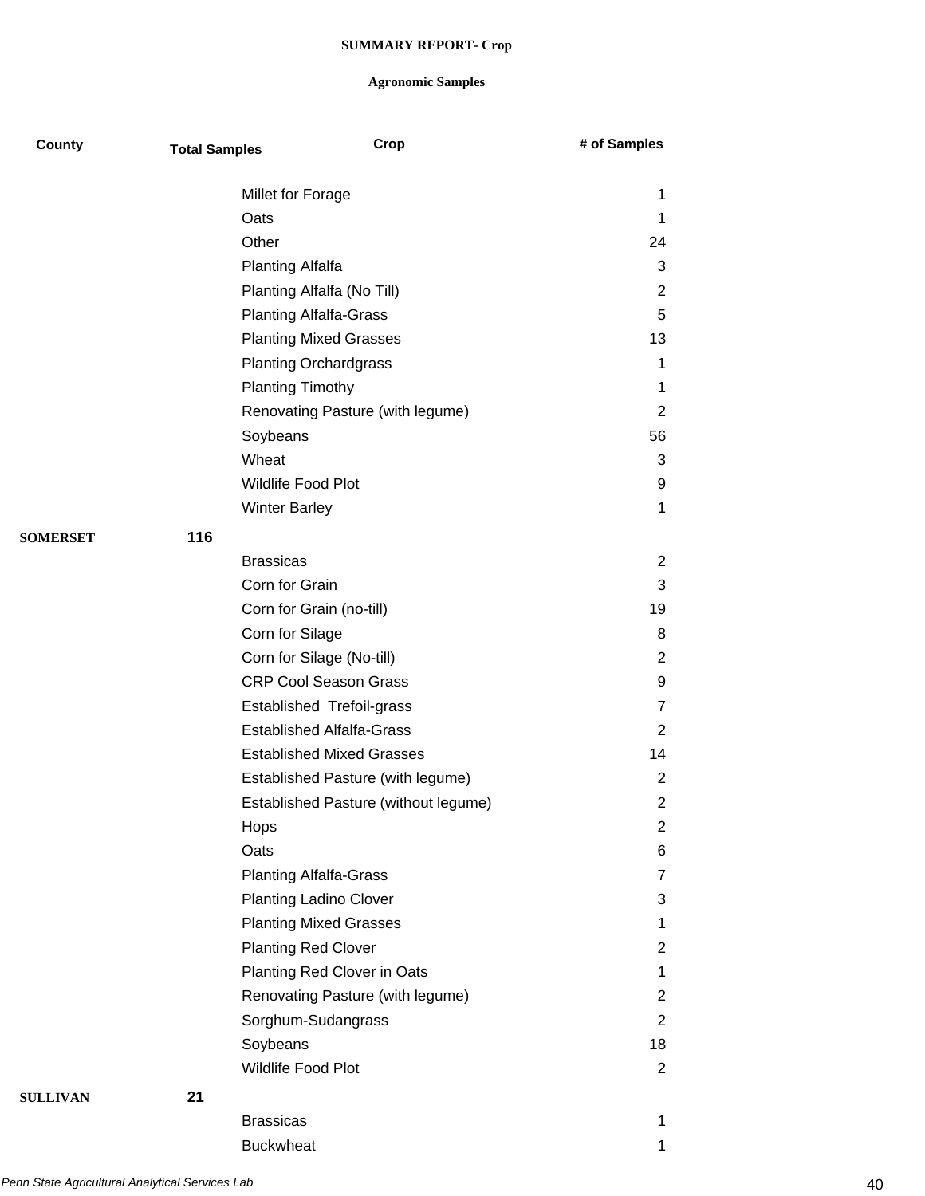**SUMMARY REPORT- Crop**

**Agronomic Samples**

| County | Total Samples | Crop | # of Samples |
|---|---|---|---|
| | | Millet for Forage | 1 |
| | | Oats | 1 |
| | | Other | 24 |
| | | Planting Alfalfa | 3 |
| | | Planting Alfalfa (No Till) | 2 |
| | | Planting Alfalfa-Grass | 5 |
| | | Planting Mixed Grasses | 13 |
| | | Planting Orchardgrass | 1 |
| | | Planting Timothy | 1 |
| | | Renovating Pasture (with legume) | 2 |
| | | Soybeans | 56 |
| | | Wheat | 3 |
| | | Wildlife Food Plot | 9 |
| | | Winter Barley | 1 |
| **SOMERSET** | **116** | | |
| | | Brassicas | 2 |
| | | Corn for Grain | 3 |
| | | Corn for Grain (no-till) | 19 |
| | | Corn for Silage | 8 |
| | | Corn for Silage (No-till) | 2 |
| | | CRP Cool Season Grass | 9 |
| | | Established  Trefoil-grass | 7 |
| | | Established Alfalfa-Grass | 2 |
| | | Established Mixed Grasses | 14 |
| | | Established Pasture (with legume) | 2 |
| | | Established Pasture (without legume) | 2 |
| | | Hops | 2 |
| | | Oats | 6 |
| | | Planting Alfalfa-Grass | 7 |
| | | Planting Ladino Clover | 3 |
| | | Planting Mixed Grasses | 1 |
| | | Planting Red Clover | 2 |
| | | Planting Red Clover in Oats | 1 |
| | | Renovating Pasture (with legume) | 2 |
| | | Sorghum-Sudangrass | 2 |
| | | Soybeans | 18 |
| | | Wildlife Food Plot | 2 |
| **SULLIVAN** | **21** | | |
| | | Brassicas | 1 |
| | | Buckwheat | 1 |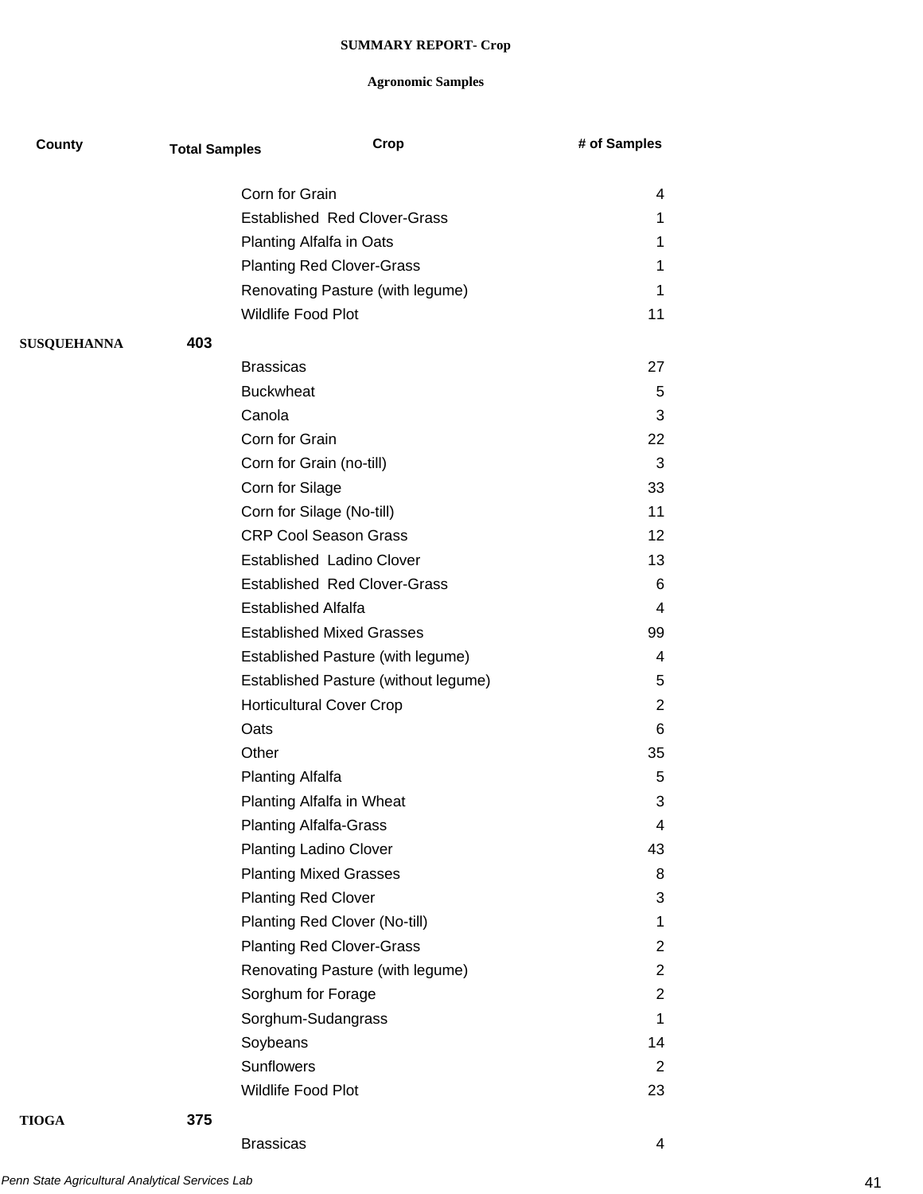**SUMMARY REPORT- Crop**

**Agronomic Samples**

| County | Total Samples | Crop | # of Samples |
|---|---|---|---|
| | | Corn for Grain | 4 |
| | | Established Red Clover-Grass | 1 |
| | | Planting Alfalfa in Oats | 1 |
| | | Planting Red Clover-Grass | 1 |
| | | Renovating Pasture (with legume) | 1 |
| | | Wildlife Food Plot | 11 |
| **SUSQUEHANNA** | **403** | | |
| | | Brassicas | 27 |
| | | Buckwheat | 5 |
| | | Canola | 3 |
| | | Corn for Grain | 22 |
| | | Corn for Grain (no-till) | 3 |
| | | Corn for Silage | 33 |
| | | Corn for Silage (No-till) | 11 |
| | | CRP Cool Season Grass | 12 |
| | | Established Ladino Clover | 13 |
| | | Established Red Clover-Grass | 6 |
| | | Established Alfalfa | 4 |
| | | Established Mixed Grasses | 99 |
| | | Established Pasture (with legume) | 4 |
| | | Established Pasture (without legume) | 5 |
| | | Horticultural Cover Crop | 2 |
| | | Oats | 6 |
| | | Other | 35 |
| | | Planting Alfalfa | 5 |
| | | Planting Alfalfa in Wheat | 3 |
| | | Planting Alfalfa-Grass | 4 |
| | | Planting Ladino Clover | 43 |
| | | Planting Mixed Grasses | 8 |
| | | Planting Red Clover | 3 |
| | | Planting Red Clover (No-till) | 1 |
| | | Planting Red Clover-Grass | 2 |
| | | Renovating Pasture (with legume) | 2 |
| | | Sorghum for Forage | 2 |
| | | Sorghum-Sudangrass | 1 |
| | | Soybeans | 14 |
| | | Sunflowers | 2 |
| | | Wildlife Food Plot | 23 |
| **TIOGA** | **375** | | |
| | | Brassicas | 4 |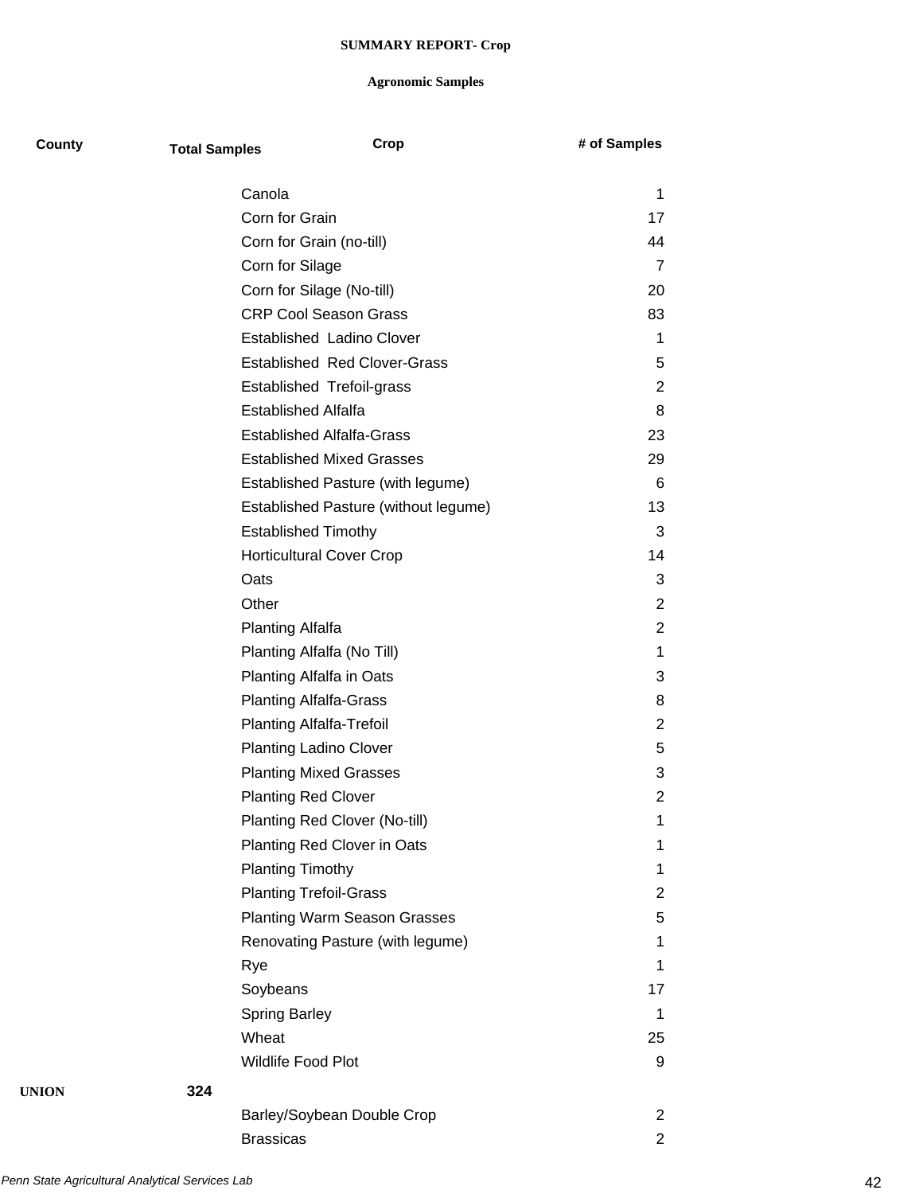**SUMMARY REPORT- Crop**

**Agronomic Samples**

| County | Total Samples | Crop | # of Samples |
|---|---|---|---|
| | | Canola | 1 |
| | | Corn for Grain | 17 |
| | | Corn for Grain (no-till) | 44 |
| | | Corn for Silage | 7 |
| | | Corn for Silage (No-till) | 20 |
| | | CRP Cool Season Grass | 83 |
| | | Established  Ladino Clover | 1 |
| | | Established  Red Clover-Grass | 5 |
| | | Established  Trefoil-grass | 2 |
| | | Established Alfalfa | 8 |
| | | Established Alfalfa-Grass | 23 |
| | | Established Mixed Grasses | 29 |
| | | Established Pasture (with legume) | 6 |
| | | Established Pasture (without legume) | 13 |
| | | Established Timothy | 3 |
| | | Horticultural Cover Crop | 14 |
| | | Oats | 3 |
| | | Other | 2 |
| | | Planting Alfalfa | 2 |
| | | Planting Alfalfa (No Till) | 1 |
| | | Planting Alfalfa in Oats | 3 |
| | | Planting Alfalfa-Grass | 8 |
| | | Planting Alfalfa-Trefoil | 2 |
| | | Planting Ladino Clover | 5 |
| | | Planting Mixed Grasses | 3 |
| | | Planting Red Clover | 2 |
| | | Planting Red Clover (No-till) | 1 |
| | | Planting Red Clover in Oats | 1 |
| | | Planting Timothy | 1 |
| | | Planting Trefoil-Grass | 2 |
| | | Planting Warm Season Grasses | 5 |
| | | Renovating Pasture (with legume) | 1 |
| | | Rye | 1 |
| | | Soybeans | 17 |
| | | Spring Barley | 1 |
| | | Wheat | 25 |
| | | Wildlife Food Plot | 9 |
| **UNION** | **324** | | |
| | | Barley/Soybean Double Crop | 2 |
| | | Brassicas | 2 |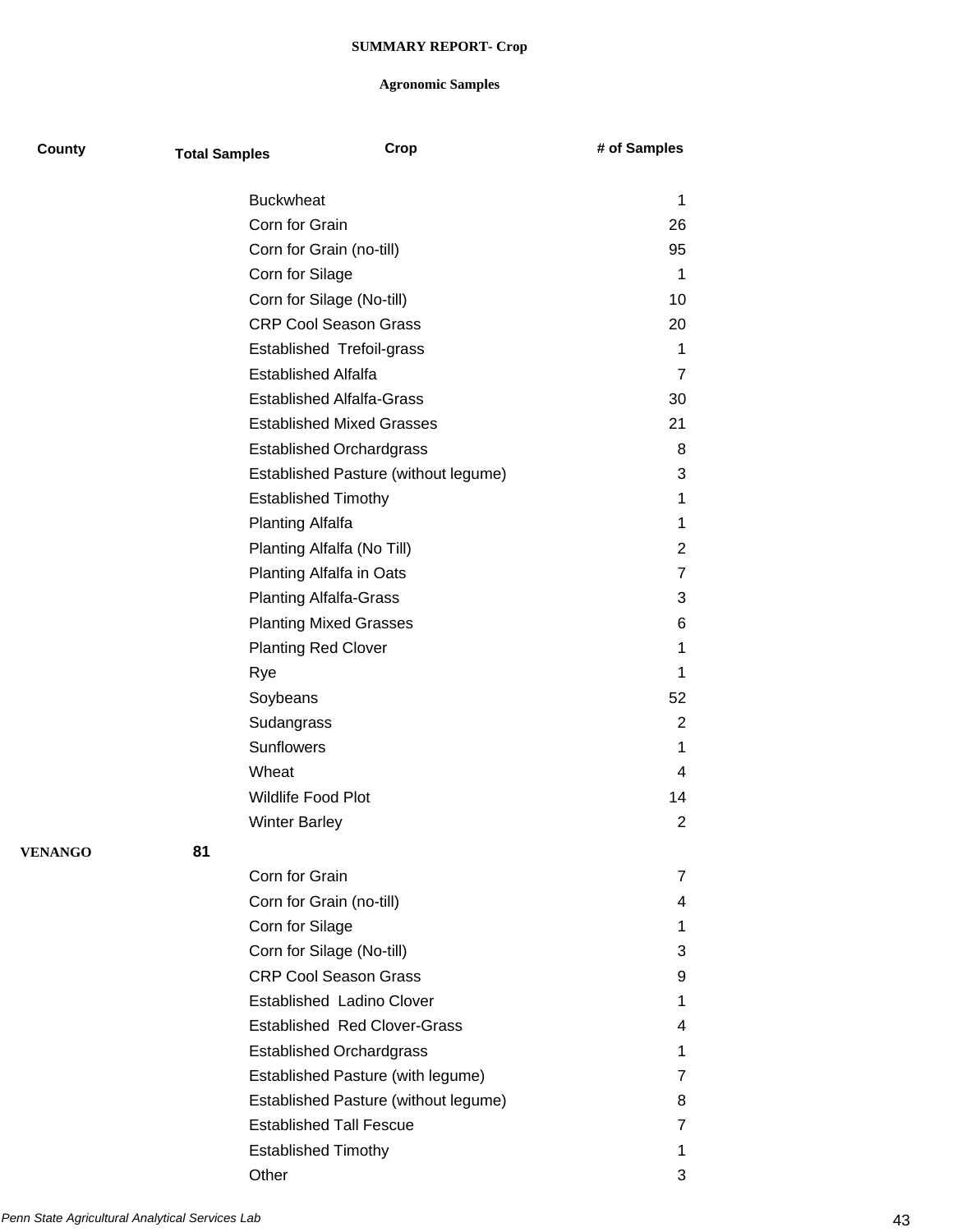**SUMMARY REPORT- Crop**

**Agronomic Samples**

| County | Total Samples | Crop | # of Samples |
|---|---|---|---|
| | | Buckwheat | 1 |
| | | Corn for Grain | 26 |
| | | Corn for Grain (no-till) | 95 |
| | | Corn for Silage | 1 |
| | | Corn for Silage (No-till) | 10 |
| | | CRP Cool Season Grass | 20 |
| | | Established Trefoil-grass | 1 |
| | | Established Alfalfa | 7 |
| | | Established Alfalfa-Grass | 30 |
| | | Established Mixed Grasses | 21 |
| | | Established Orchardgrass | 8 |
| | | Established Pasture (without legume) | 3 |
| | | Established Timothy | 1 |
| | | Planting Alfalfa | 1 |
| | | Planting Alfalfa (No Till) | 2 |
| | | Planting Alfalfa in Oats | 7 |
| | | Planting Alfalfa-Grass | 3 |
| | | Planting Mixed Grasses | 6 |
| | | Planting Red Clover | 1 |
| | | Rye | 1 |
| | | Soybeans | 52 |
| | | Sudangrass | 2 |
| | | Sunflowers | 1 |
| | | Wheat | 4 |
| | | Wildlife Food Plot | 14 |
| | | Winter Barley | 2 |
| **VENANGO** | **81** | | |
| | | Corn for Grain | 7 |
| | | Corn for Grain (no-till) | 4 |
| | | Corn for Silage | 1 |
| | | Corn for Silage (No-till) | 3 |
| | | CRP Cool Season Grass | 9 |
| | | Established Ladino Clover | 1 |
| | | Established Red Clover-Grass | 4 |
| | | Established Orchardgrass | 1 |
| | | Established Pasture (with legume) | 7 |
| | | Established Pasture (without legume) | 8 |
| | | Established Tall Fescue | 7 |
| | | Established Timothy | 1 |
| | | Other | 3 |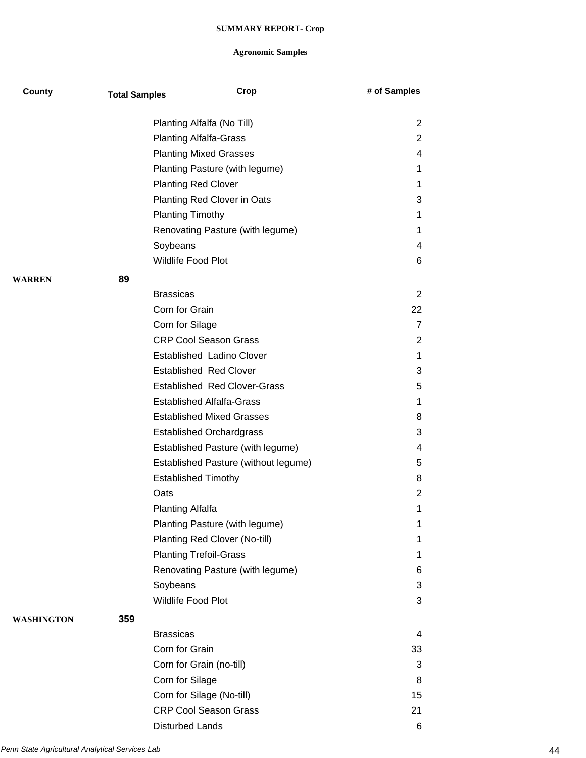**SUMMARY REPORT- Crop**

**Agronomic Samples**

| County | Total Samples | Crop | # of Samples |
|---|---|---|---|
| | | Planting Alfalfa (No Till) | 2 |
| | | Planting Alfalfa-Grass | 2 |
| | | Planting Mixed Grasses | 4 |
| | | Planting Pasture (with legume) | 1 |
| | | Planting Red Clover | 1 |
| | | Planting Red Clover in Oats | 3 |
| | | Planting Timothy | 1 |
| | | Renovating Pasture (with legume) | 1 |
| | | Soybeans | 4 |
| | | Wildlife Food Plot | 6 |
| **WARREN** | **89** | | |
| | | Brassicas | 2 |
| | | Corn for Grain | 22 |
| | | Corn for Silage | 7 |
| | | CRP Cool Season Grass | 2 |
| | | Established Ladino Clover | 1 |
| | | Established Red Clover | 3 |
| | | Established Red Clover-Grass | 5 |
| | | Established Alfalfa-Grass | 1 |
| | | Established Mixed Grasses | 8 |
| | | Established Orchardgrass | 3 |
| | | Established Pasture (with legume) | 4 |
| | | Established Pasture (without legume) | 5 |
| | | Established Timothy | 8 |
| | | Oats | 2 |
| | | Planting Alfalfa | 1 |
| | | Planting Pasture (with legume) | 1 |
| | | Planting Red Clover (No-till) | 1 |
| | | Planting Trefoil-Grass | 1 |
| | | Renovating Pasture (with legume) | 6 |
| | | Soybeans | 3 |
| | | Wildlife Food Plot | 3 |
| **WASHINGTON** | **359** | | |
| | | Brassicas | 4 |
| | | Corn for Grain | 33 |
| | | Corn for Grain (no-till) | 3 |
| | | Corn for Silage | 8 |
| | | Corn for Silage (No-till) | 15 |
| | | CRP Cool Season Grass | 21 |
| | | Disturbed Lands | 6 |

*Penn State Agricultural Analytical Services Lab*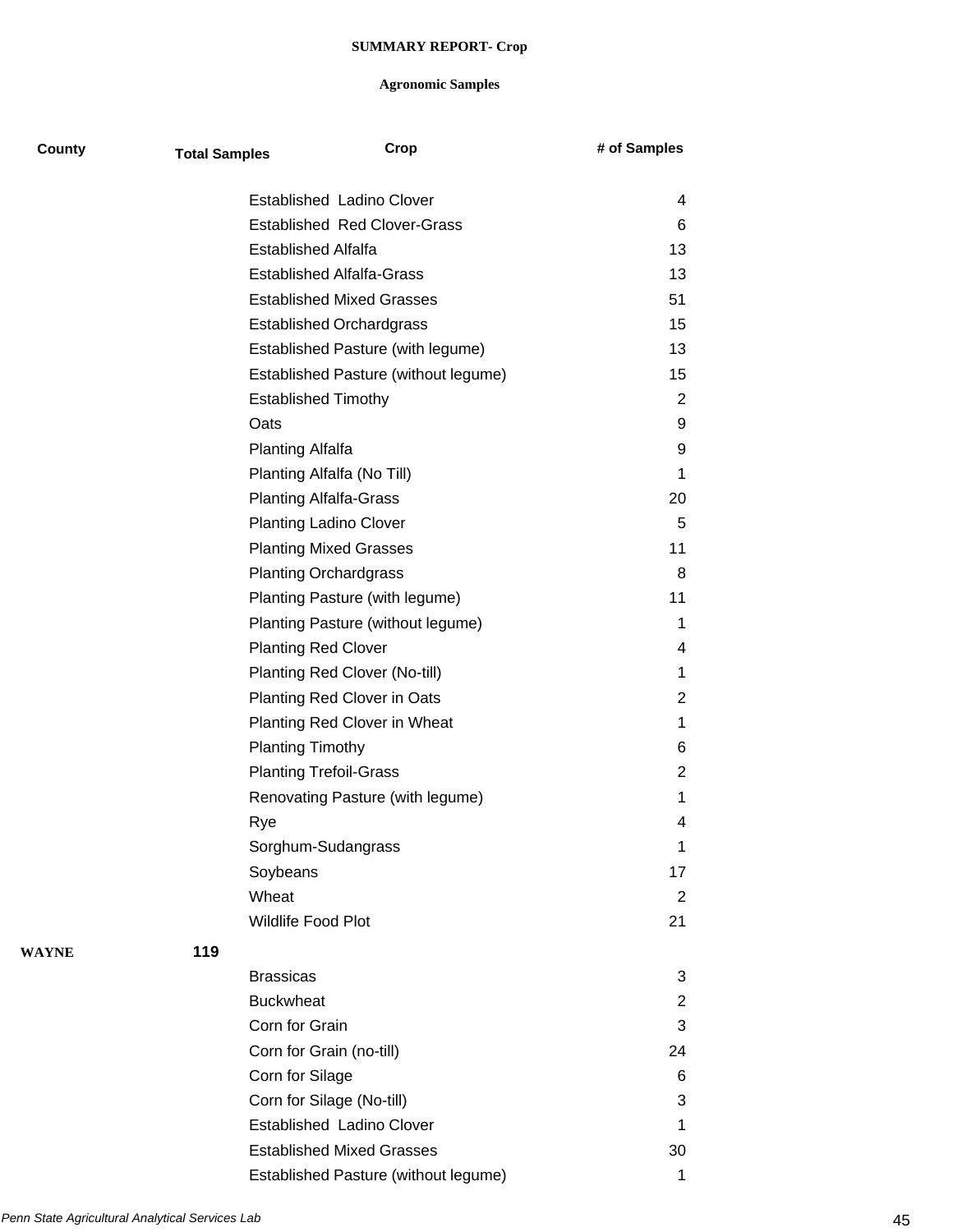**SUMMARY REPORT- Crop**

**Agronomic Samples**

| County | Total Samples | Crop | # of Samples |
|---|---|---|---|
| | | Established  Ladino Clover | 4 |
| | | Established  Red Clover-Grass | 6 |
| | | Established Alfalfa | 13 |
| | | Established Alfalfa-Grass | 13 |
| | | Established Mixed Grasses | 51 |
| | | Established Orchardgrass | 15 |
| | | Established Pasture (with legume) | 13 |
| | | Established Pasture (without legume) | 15 |
| | | Established Timothy | 2 |
| | | Oats | 9 |
| | | Planting Alfalfa | 9 |
| | | Planting Alfalfa (No Till) | 1 |
| | | Planting Alfalfa-Grass | 20 |
| | | Planting Ladino Clover | 5 |
| | | Planting Mixed Grasses | 11 |
| | | Planting Orchardgrass | 8 |
| | | Planting Pasture (with legume) | 11 |
| | | Planting Pasture (without legume) | 1 |
| | | Planting Red Clover | 4 |
| | | Planting Red Clover (No-till) | 1 |
| | | Planting Red Clover in Oats | 2 |
| | | Planting Red Clover in Wheat | 1 |
| | | Planting Timothy | 6 |
| | | Planting Trefoil-Grass | 2 |
| | | Renovating Pasture (with legume) | 1 |
| | | Rye | 4 |
| | | Sorghum-Sudangrass | 1 |
| | | Soybeans | 17 |
| | | Wheat | 2 |
| | | Wildlife Food Plot | 21 |
| **WAYNE** | **119** | | |
| | | Brassicas | 3 |
| | | Buckwheat | 2 |
| | | Corn for Grain | 3 |
| | | Corn for Grain (no-till) | 24 |
| | | Corn for Silage | 6 |
| | | Corn for Silage (No-till) | 3 |
| | | Established  Ladino Clover | 1 |
| | | Established Mixed Grasses | 30 |
| | | Established Pasture (without legume) | 1 |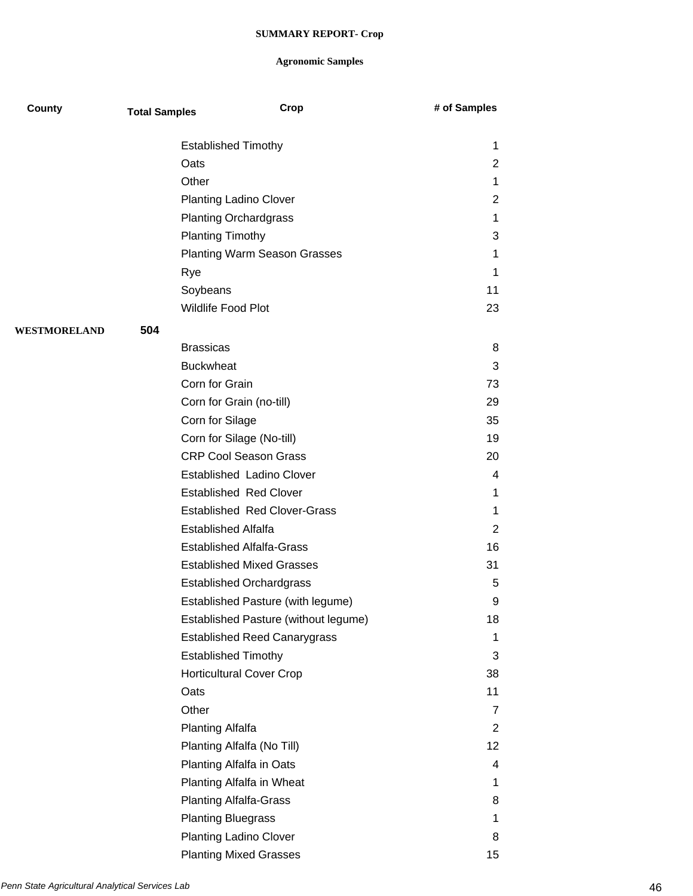**SUMMARY REPORT- Crop**

**Agronomic Samples**

| County | Total Samples | Crop | # of Samples |
|---|---|---|---|
| | | Established Timothy | 1 |
| | | Oats | 2 |
| | | Other | 1 |
| | | Planting Ladino Clover | 2 |
| | | Planting Orchardgrass | 1 |
| | | Planting Timothy | 3 |
| | | Planting Warm Season Grasses | 1 |
| | | Rye | 1 |
| | | Soybeans | 11 |
| | | Wildlife Food Plot | 23 |
| **WESTMORELAND** | **504** | | |
| | | Brassicas | 8 |
| | | Buckwheat | 3 |
| | | Corn for Grain | 73 |
| | | Corn for Grain (no-till) | 29 |
| | | Corn for Silage | 35 |
| | | Corn for Silage (No-till) | 19 |
| | | CRP Cool Season Grass | 20 |
| | | Established Ladino Clover | 4 |
| | | Established Red Clover | 1 |
| | | Established Red Clover-Grass | 1 |
| | | Established Alfalfa | 2 |
| | | Established Alfalfa-Grass | 16 |
| | | Established Mixed Grasses | 31 |
| | | Established Orchardgrass | 5 |
| | | Established Pasture (with legume) | 9 |
| | | Established Pasture (without legume) | 18 |
| | | Established Reed Canarygrass | 1 |
| | | Established Timothy | 3 |
| | | Horticultural Cover Crop | 38 |
| | | Oats | 11 |
| | | Other | 7 |
| | | Planting Alfalfa | 2 |
| | | Planting Alfalfa (No Till) | 12 |
| | | Planting Alfalfa in Oats | 4 |
| | | Planting Alfalfa in Wheat | 1 |
| | | Planting Alfalfa-Grass | 8 |
| | | Planting Bluegrass | 1 |
| | | Planting Ladino Clover | 8 |
| | | Planting Mixed Grasses | 15 |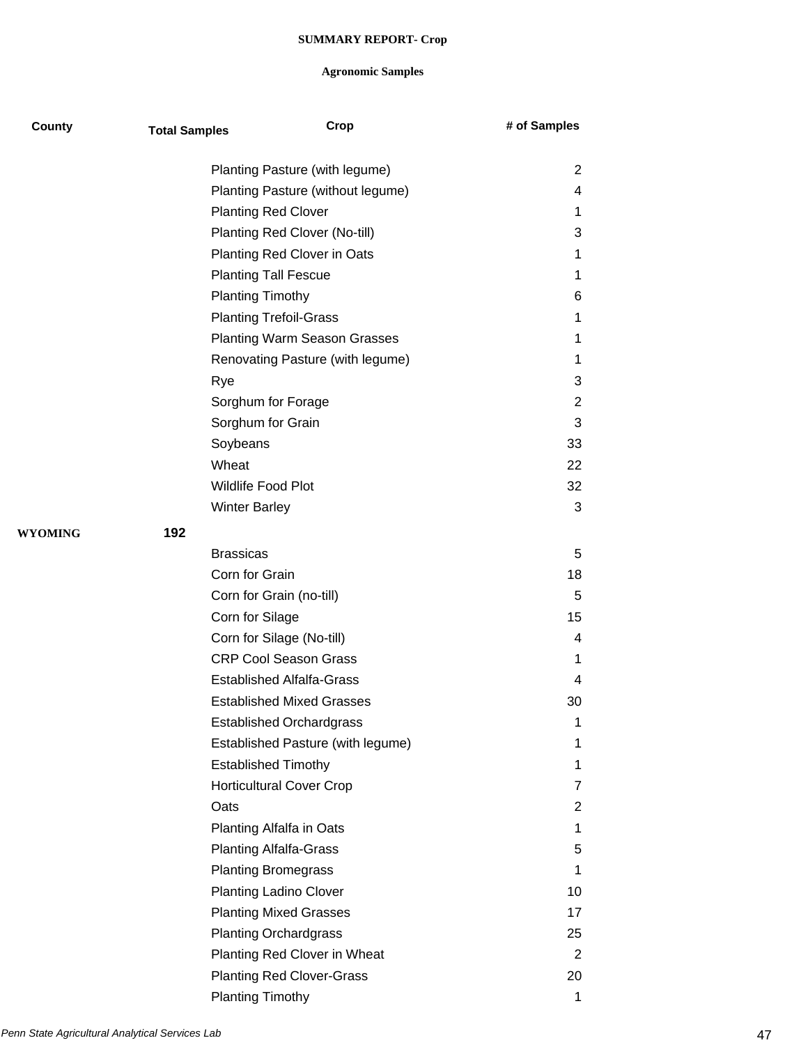**SUMMARY REPORT- Crop**

**Agronomic Samples**

| County | Total Samples | Crop | # of Samples |
|---|---|---|---|
| | | Planting Pasture (with legume) | 2 |
| | | Planting Pasture (without legume) | 4 |
| | | Planting Red Clover | 1 |
| | | Planting Red Clover (No-till) | 3 |
| | | Planting Red Clover in Oats | 1 |
| | | Planting Tall Fescue | 1 |
| | | Planting Timothy | 6 |
| | | Planting Trefoil-Grass | 1 |
| | | Planting Warm Season Grasses | 1 |
| | | Renovating Pasture (with legume) | 1 |
| | | Rye | 3 |
| | | Sorghum for Forage | 2 |
| | | Sorghum for Grain | 3 |
| | | Soybeans | 33 |
| | | Wheat | 22 |
| | | Wildlife Food Plot | 32 |
| | | Winter Barley | 3 |
| **WYOMING** | **192** | | |
| | | Brassicas | 5 |
| | | Corn for Grain | 18 |
| | | Corn for Grain (no-till) | 5 |
| | | Corn for Silage | 15 |
| | | Corn for Silage (No-till) | 4 |
| | | CRP Cool Season Grass | 1 |
| | | Established Alfalfa-Grass | 4 |
| | | Established Mixed Grasses | 30 |
| | | Established Orchardgrass | 1 |
| | | Established Pasture (with legume) | 1 |
| | | Established Timothy | 1 |
| | | Horticultural Cover Crop | 7 |
| | | Oats | 2 |
| | | Planting Alfalfa in Oats | 1 |
| | | Planting Alfalfa-Grass | 5 |
| | | Planting Bromegrass | 1 |
| | | Planting Ladino Clover | 10 |
| | | Planting Mixed Grasses | 17 |
| | | Planting Orchardgrass | 25 |
| | | Planting Red Clover in Wheat | 2 |
| | | Planting Red Clover-Grass | 20 |
| | | Planting Timothy | 1 |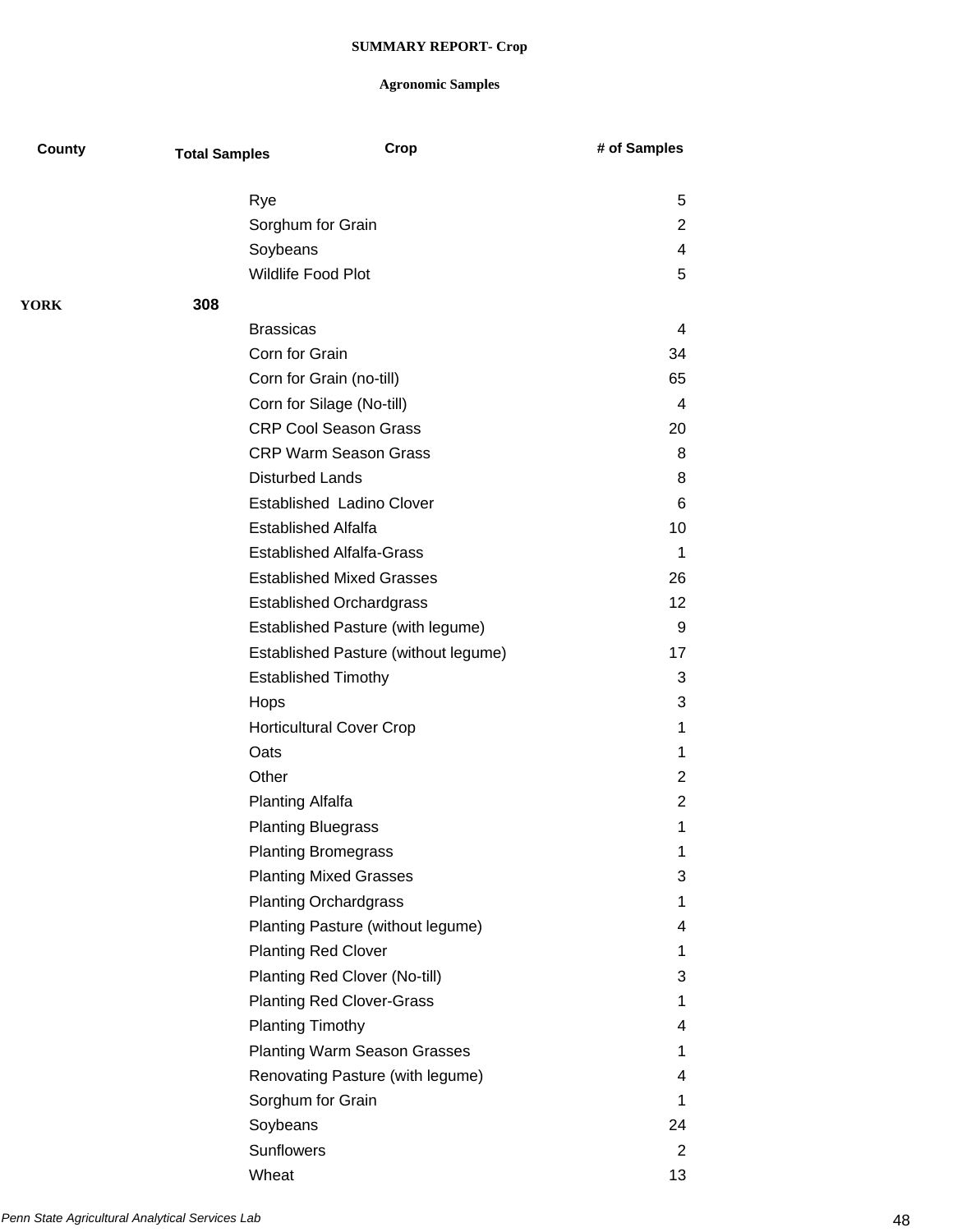**SUMMARY REPORT- Crop**

**Agronomic Samples**

| County | Total Samples | Crop | # of Samples |
|---|---|---|---|
| | | Rye | 5 |
| | | Sorghum for Grain | 2 |
| | | Soybeans | 4 |
| | | Wildlife Food Plot | 5 |
| **YORK** | **308** | | |
| | | Brassicas | 4 |
| | | Corn for Grain | 34 |
| | | Corn for Grain (no-till) | 65 |
| | | Corn for Silage (No-till) | 4 |
| | | CRP Cool Season Grass | 20 |
| | | CRP Warm Season Grass | 8 |
| | | Disturbed Lands | 8 |
| | | Established  Ladino Clover | 6 |
| | | Established Alfalfa | 10 |
| | | Established Alfalfa-Grass | 1 |
| | | Established Mixed Grasses | 26 |
| | | Established Orchardgrass | 12 |
| | | Established Pasture (with legume) | 9 |
| | | Established Pasture (without legume) | 17 |
| | | Established Timothy | 3 |
| | | Hops | 3 |
| | | Horticultural Cover Crop | 1 |
| | | Oats | 1 |
| | | Other | 2 |
| | | Planting Alfalfa | 2 |
| | | Planting Bluegrass | 1 |
| | | Planting Bromegrass | 1 |
| | | Planting Mixed Grasses | 3 |
| | | Planting Orchardgrass | 1 |
| | | Planting Pasture (without legume) | 4 |
| | | Planting Red Clover | 1 |
| | | Planting Red Clover (No-till) | 3 |
| | | Planting Red Clover-Grass | 1 |
| | | Planting Timothy | 4 |
| | | Planting Warm Season Grasses | 1 |
| | | Renovating Pasture (with legume) | 4 |
| | | Sorghum for Grain | 1 |
| | | Soybeans | 24 |
| | | Sunflowers | 2 |
| | | Wheat | 13 |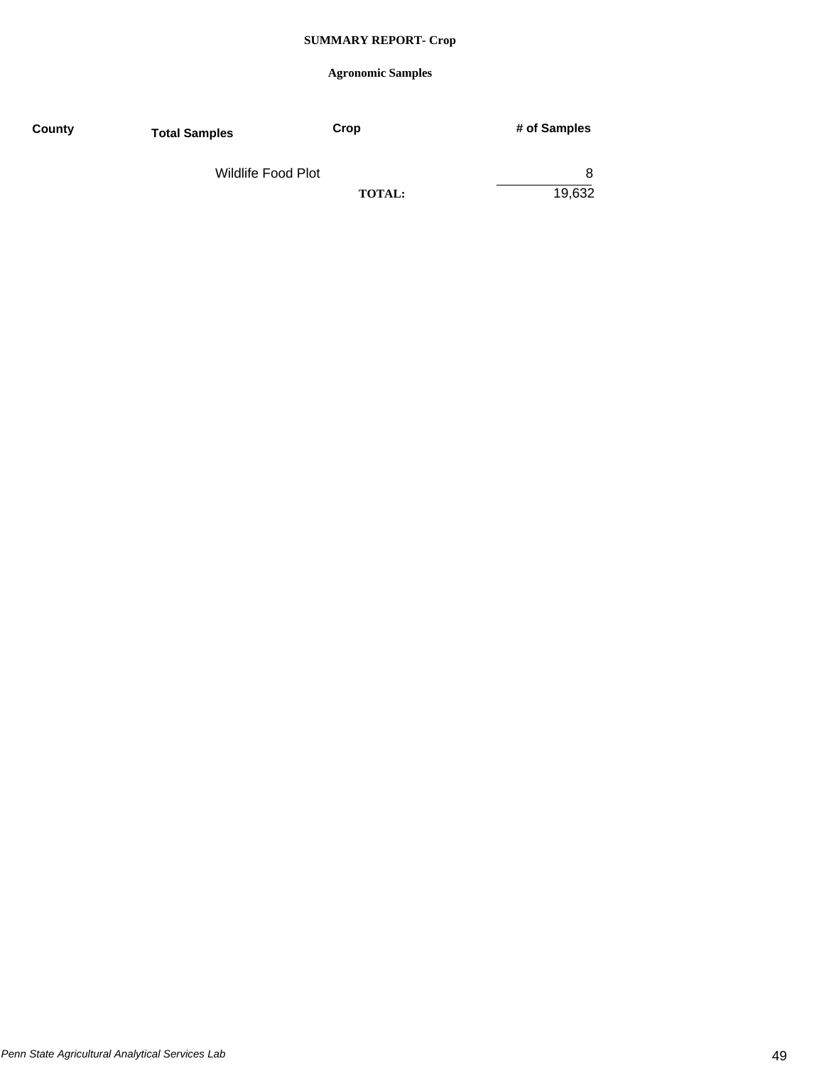**SUMMARY REPORT- Crop**

**Agronomic Samples**

| County | Total Samples | Crop | # of Samples |
|---|---|---|---|
| | Wildlife Food Plot | | 8 |
| | | **TOTAL:** | 19,632 |

*Penn State Agricultural Analytical Services Lab*